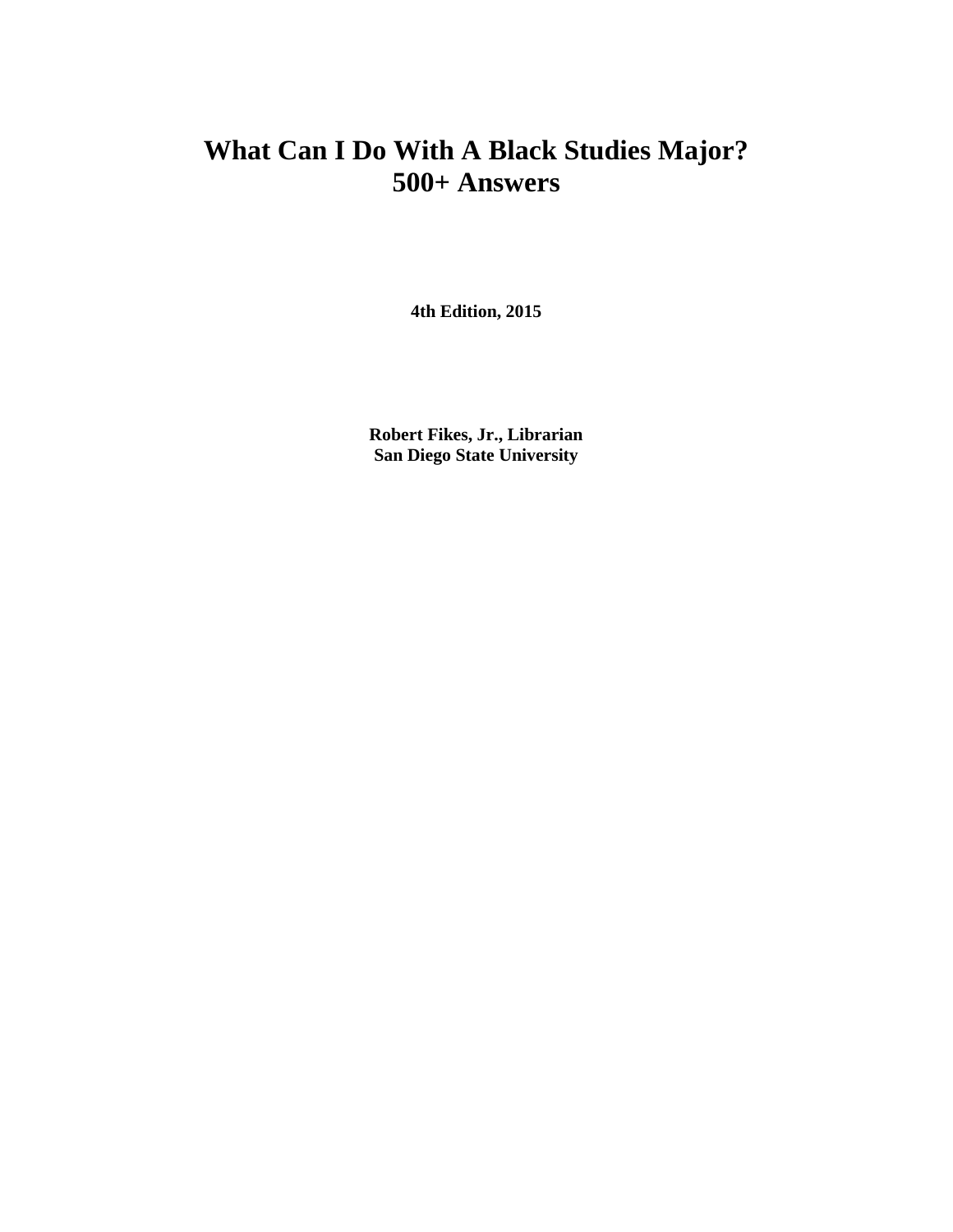# What Can I Do With A Black Studies Major?
# 500+ Answers

**4th Edition, 2015**

**Robert Fikes, Jr., Librarian**
**San Diego State University**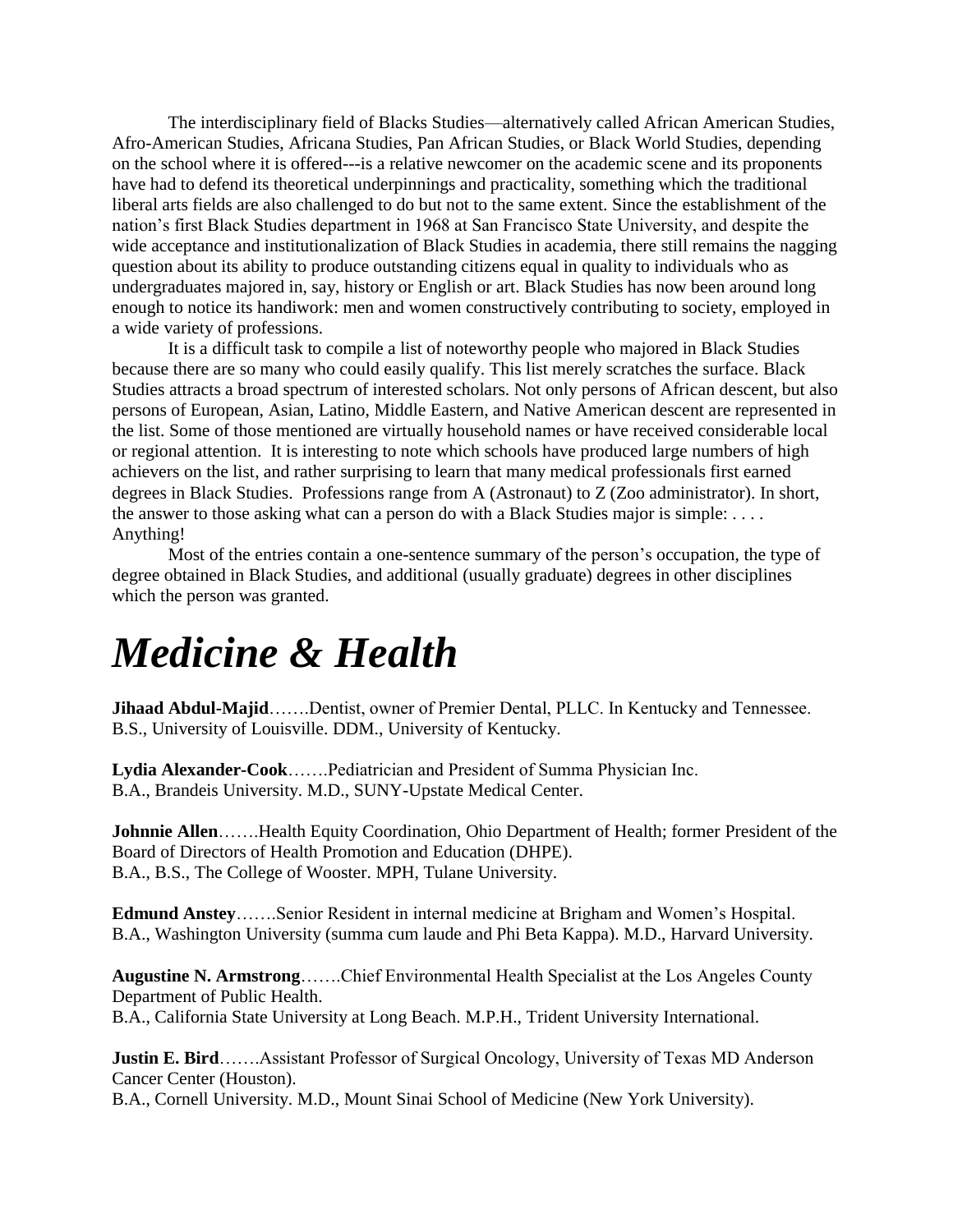The interdisciplinary field of Blacks Studies—alternatively called African American Studies, Afro-American Studies, Africana Studies, Pan African Studies, or Black World Studies, depending on the school where it is offered---is a relative newcomer on the academic scene and its proponents have had to defend its theoretical underpinnings and practicality, something which the traditional liberal arts fields are also challenged to do but not to the same extent. Since the establishment of the nation's first Black Studies department in 1968 at San Francisco State University, and despite the wide acceptance and institutionalization of Black Studies in academia, there still remains the nagging question about its ability to produce outstanding citizens equal in quality to individuals who as undergraduates majored in, say, history or English or art. Black Studies has now been around long enough to notice its handiwork: men and women constructively contributing to society, employed in a wide variety of professions.

It is a difficult task to compile a list of noteworthy people who majored in Black Studies because there are so many who could easily qualify. This list merely scratches the surface. Black Studies attracts a broad spectrum of interested scholars. Not only persons of African descent, but also persons of European, Asian, Latino, Middle Eastern, and Native American descent are represented in the list. Some of those mentioned are virtually household names or have received considerable local or regional attention. It is interesting to note which schools have produced large numbers of high achievers on the list, and rather surprising to learn that many medical professionals first earned degrees in Black Studies. Professions range from A (Astronaut) to Z (Zoo administrator). In short, the answer to those asking what can a person do with a Black Studies major is simple: . . . . Anything!

Most of the entries contain a one-sentence summary of the person's occupation, the type of degree obtained in Black Studies, and additional (usually graduate) degrees in other disciplines which the person was granted.

# *Medicine & Health*

**Jihaad Abdul-Majid**…….Dentist, owner of Premier Dental, PLLC. In Kentucky and Tennessee.
B.S., University of Louisville. DDM., University of Kentucky.

**Lydia Alexander-Cook**…….Pediatrician and President of Summa Physician Inc.
B.A., Brandeis University. M.D., SUNY-Upstate Medical Center.

**Johnnie Allen**…….Health Equity Coordination, Ohio Department of Health; former President of the Board of Directors of Health Promotion and Education (DHPE).
B.A., B.S., The College of Wooster. MPH, Tulane University.

**Edmund Anstey**…….Senior Resident in internal medicine at Brigham and Women's Hospital.
B.A., Washington University (summa cum laude and Phi Beta Kappa). M.D., Harvard University.

**Augustine N. Armstrong**…….Chief Environmental Health Specialist at the Los Angeles County Department of Public Health.
B.A., California State University at Long Beach. M.P.H., Trident University International.

**Justin E. Bird**…….Assistant Professor of Surgical Oncology, University of Texas MD Anderson Cancer Center (Houston).
B.A., Cornell University. M.D., Mount Sinai School of Medicine (New York University).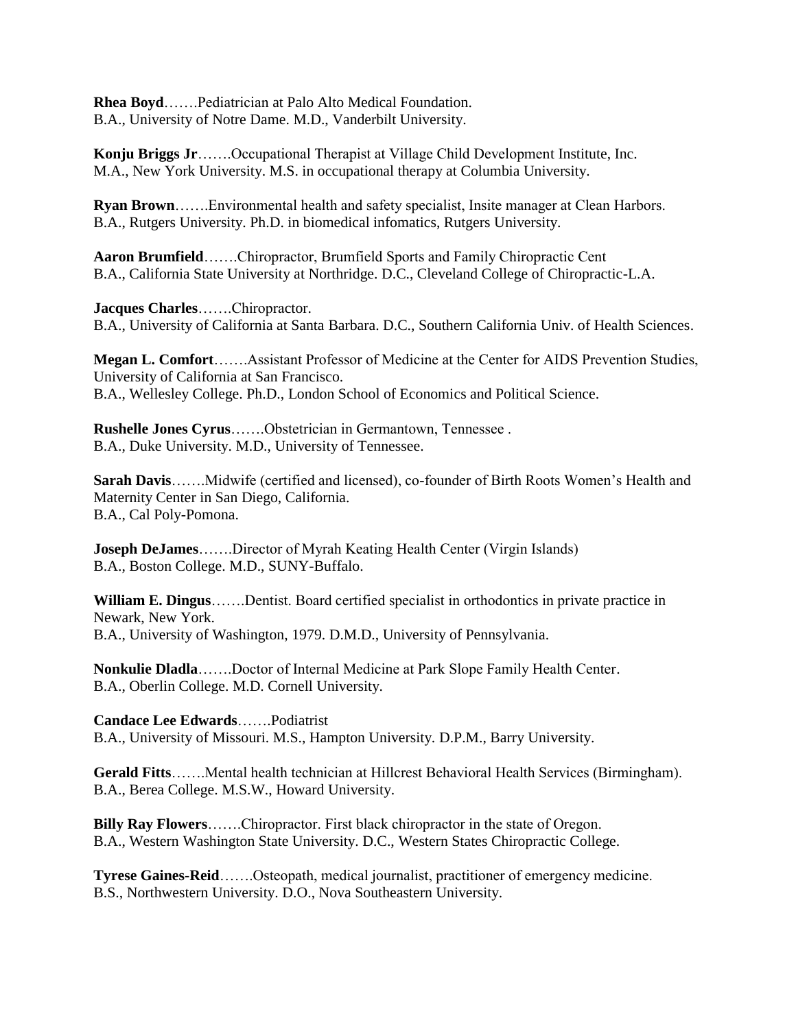**Rhea Boyd**…….Pediatrician at Palo Alto Medical Foundation.
B.A., University of Notre Dame. M.D., Vanderbilt University.

**Konju Briggs Jr**…….Occupational Therapist at Village Child Development Institute, Inc.
M.A., New York University. M.S. in occupational therapy at Columbia University.

**Ryan Brown**…….Environmental health and safety specialist, Insite manager at Clean Harbors.
B.A., Rutgers University. Ph.D. in biomedical infomatics, Rutgers University.

**Aaron Brumfield**…….Chiropractor, Brumfield Sports and Family Chiropractic Cent
B.A., California State University at Northridge. D.C., Cleveland College of Chiropractic-L.A.

**Jacques Charles**…….Chiropractor.
B.A., University of California at Santa Barbara. D.C., Southern California Univ. of Health Sciences.

**Megan L. Comfort**…….Assistant Professor of Medicine at the Center for AIDS Prevention Studies, University of California at San Francisco.
B.A., Wellesley College. Ph.D., London School of Economics and Political Science.

**Rushelle Jones Cyrus**…….Obstetrician in Germantown, Tennessee .
B.A., Duke University. M.D., University of Tennessee.

**Sarah Davis**…….Midwife (certified and licensed), co-founder of Birth Roots Women's Health and Maternity Center in San Diego, California.
B.A., Cal Poly-Pomona.

**Joseph DeJames**…….Director of Myrah Keating Health Center (Virgin Islands)
B.A., Boston College. M.D., SUNY-Buffalo.

**William E. Dingus**…….Dentist. Board certified specialist in orthodontics in private practice in Newark, New York.
B.A., University of Washington, 1979. D.M.D., University of Pennsylvania.

**Nonkulie Dladla**…….Doctor of Internal Medicine at Park Slope Family Health Center.
B.A., Oberlin College. M.D. Cornell University.

**Candace Lee Edwards**…….Podiatrist
B.A., University of Missouri. M.S., Hampton University. D.P.M., Barry University.

**Gerald Fitts**…….Mental health technician at Hillcrest Behavioral Health Services (Birmingham).
B.A., Berea College. M.S.W., Howard University.

**Billy Ray Flowers**…….Chiropractor. First black chiropractor in the state of Oregon.
B.A., Western Washington State University. D.C., Western States Chiropractic College.

**Tyrese Gaines-Reid**…….Osteopath, medical journalist, practitioner of emergency medicine.
B.S., Northwestern University. D.O., Nova Southeastern University.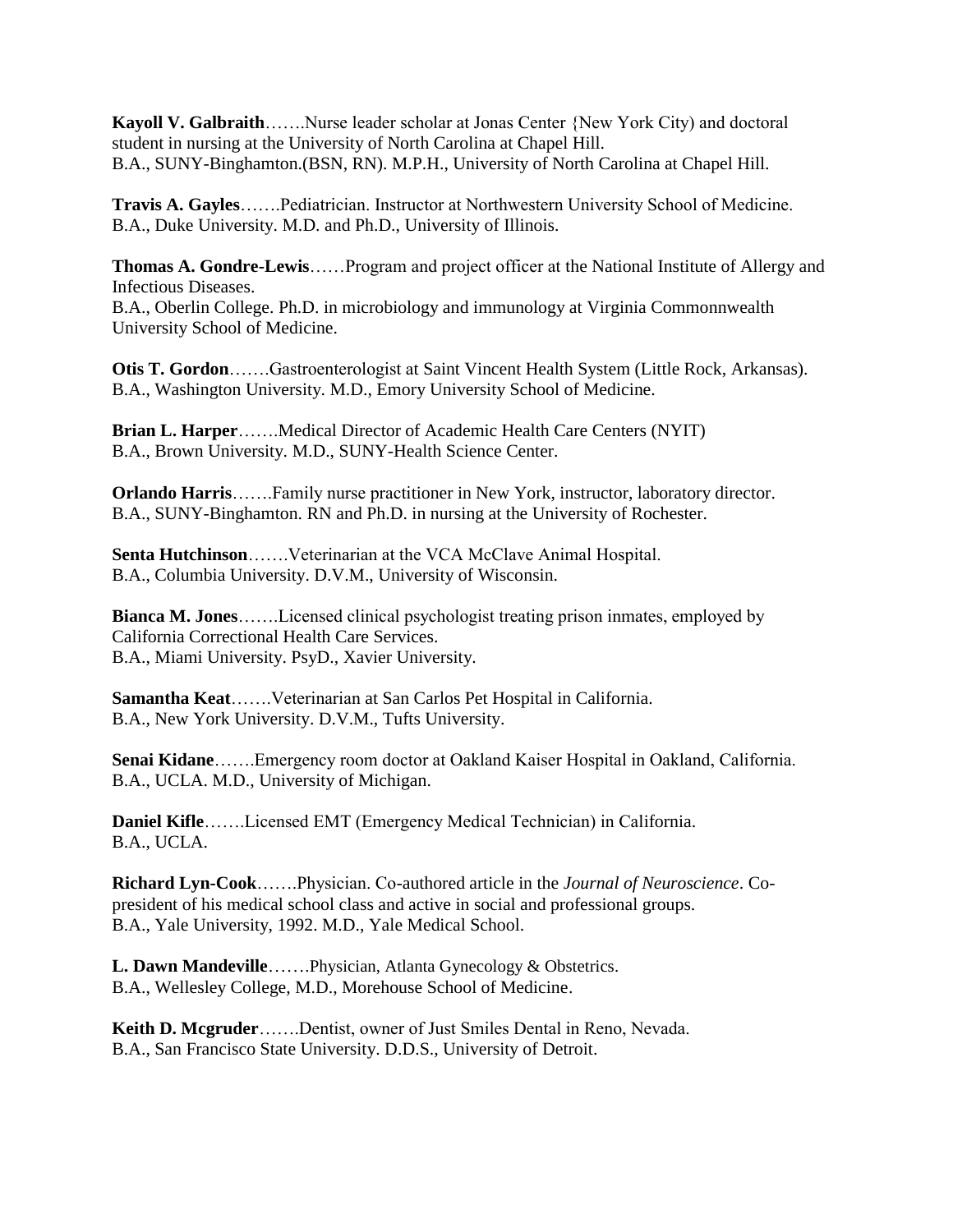**Kayoll V. Galbraith**…….Nurse leader scholar at Jonas Center {New York City) and doctoral student in nursing at the University of North Carolina at Chapel Hill.
B.A., SUNY-Binghamton.(BSN, RN). M.P.H., University of North Carolina at Chapel Hill.

**Travis A. Gayles**…….Pediatrician. Instructor at Northwestern University School of Medicine.
B.A., Duke University. M.D. and Ph.D., University of Illinois.

**Thomas A. Gondre-Lewis**……Program and project officer at the National Institute of Allergy and Infectious Diseases.
B.A., Oberlin College. Ph.D. in microbiology and immunology at Virginia Commonnwealth University School of Medicine.

**Otis T. Gordon**…….Gastroenterologist at Saint Vincent Health System (Little Rock, Arkansas).
B.A., Washington University. M.D., Emory University School of Medicine.

**Brian L. Harper**…….Medical Director of Academic Health Care Centers (NYIT)
B.A., Brown University. M.D., SUNY-Health Science Center.

**Orlando Harris**…….Family nurse practitioner in New York, instructor, laboratory director.
B.A., SUNY-Binghamton. RN and Ph.D. in nursing at the University of Rochester.

**Senta Hutchinson**…….Veterinarian at the VCA McClave Animal Hospital.
B.A., Columbia University. D.V.M., University of Wisconsin.

**Bianca M. Jones**…….Licensed clinical psychologist treating prison inmates, employed by California Correctional Health Care Services.
B.A., Miami University. PsyD., Xavier University.

**Samantha Keat**…….Veterinarian at San Carlos Pet Hospital in California.
B.A., New York University. D.V.M., Tufts University.

**Senai Kidane**…….Emergency room doctor at Oakland Kaiser Hospital in Oakland, California.
B.A., UCLA. M.D., University of Michigan.

**Daniel Kifle**…….Licensed EMT (Emergency Medical Technician) in California.
B.A., UCLA.

**Richard Lyn-Cook**…….Physician. Co-authored article in the *Journal of Neuroscience*. Co-president of his medical school class and active in social and professional groups.
B.A., Yale University, 1992. M.D., Yale Medical School.

**L. Dawn Mandeville**…….Physician, Atlanta Gynecology & Obstetrics.
B.A., Wellesley College, M.D., Morehouse School of Medicine.

**Keith D. Mcgruder**…….Dentist, owner of Just Smiles Dental in Reno, Nevada.
B.A., San Francisco State University. D.D.S., University of Detroit.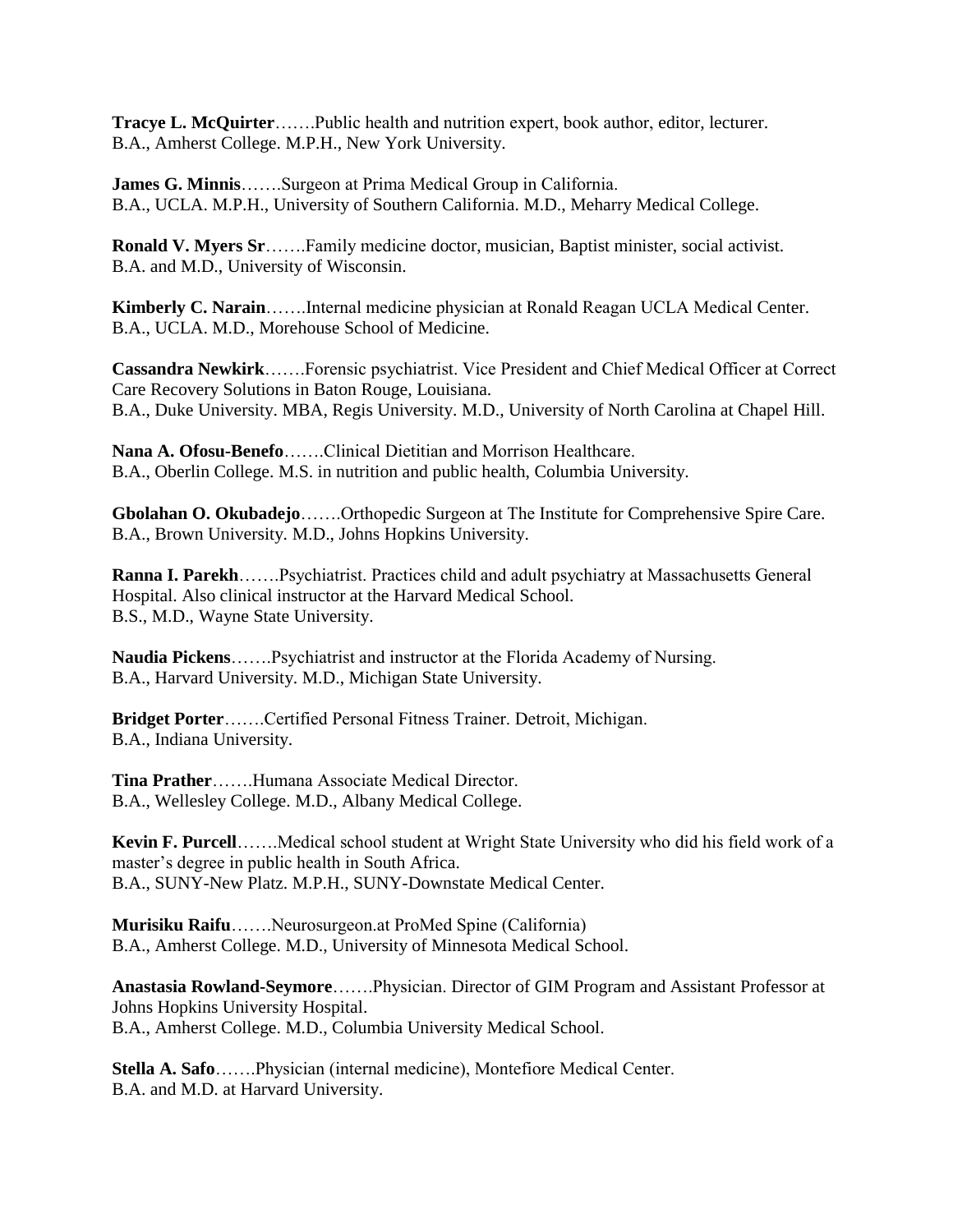**Tracye L. McQuirter**…….Public health and nutrition expert, book author, editor, lecturer.
B.A., Amherst College. M.P.H., New York University.

**James G. Minnis**…….Surgeon at Prima Medical Group in California.
B.A., UCLA. M.P.H., University of Southern California. M.D., Meharry Medical College.

**Ronald V. Myers Sr**…….Family medicine doctor, musician, Baptist minister, social activist.
B.A. and M.D., University of Wisconsin.

**Kimberly C. Narain**…….Internal medicine physician at Ronald Reagan UCLA Medical Center.
B.A., UCLA. M.D., Morehouse School of Medicine.

**Cassandra Newkirk**…….Forensic psychiatrist. Vice President and Chief Medical Officer at Correct Care Recovery Solutions in Baton Rouge, Louisiana.
B.A., Duke University. MBA, Regis University. M.D., University of North Carolina at Chapel Hill.

**Nana A. Ofosu-Benefo**…….Clinical Dietitian and Morrison Healthcare.
B.A., Oberlin College. M.S. in nutrition and public health, Columbia University.

**Gbolahan O. Okubadejo**…….Orthopedic Surgeon at The Institute for Comprehensive Spire Care.
B.A., Brown University. M.D., Johns Hopkins University.

**Ranna I. Parekh**…….Psychiatrist. Practices child and adult psychiatry at Massachusetts General Hospital. Also clinical instructor at the Harvard Medical School.
B.S., M.D., Wayne State University.

**Naudia Pickens**…….Psychiatrist and instructor at the Florida Academy of Nursing.
B.A., Harvard University. M.D., Michigan State University.

**Bridget Porter**…….Certified Personal Fitness Trainer. Detroit, Michigan.
B.A., Indiana University.

**Tina Prather**…….Humana Associate Medical Director.
B.A., Wellesley College. M.D., Albany Medical College.

**Kevin F. Purcell**…….Medical school student at Wright State University who did his field work of a master's degree in public health in South Africa.
B.A., SUNY-New Platz. M.P.H., SUNY-Downstate Medical Center.

**Murisiku Raifu**…….Neurosurgeon.at ProMed Spine (California)
B.A., Amherst College. M.D., University of Minnesota Medical School.

**Anastasia Rowland-Seymore**…….Physician. Director of GIM Program and Assistant Professor at Johns Hopkins University Hospital.
B.A., Amherst College. M.D., Columbia University Medical School.

**Stella A. Safo**…….Physician (internal medicine), Montefiore Medical Center.
B.A. and M.D. at Harvard University.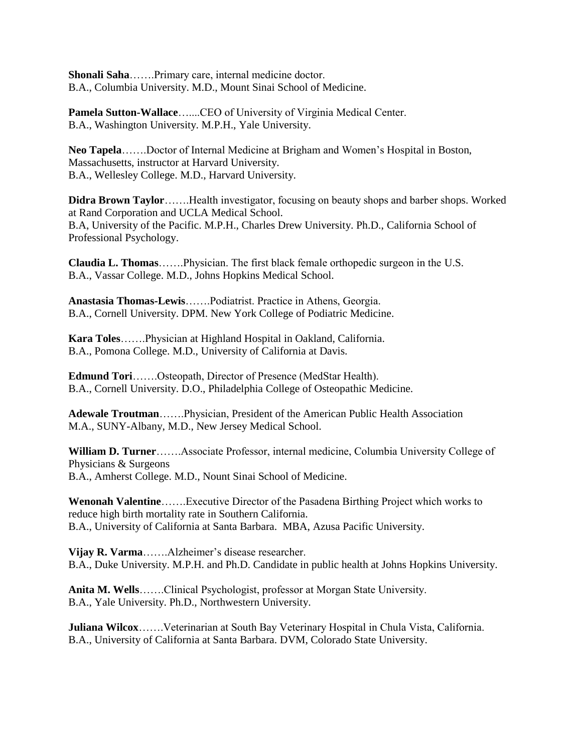**Shonali Saha**…….Primary care, internal medicine doctor.
B.A., Columbia University. M.D., Mount Sinai School of Medicine.

**Pamela Sutton-Wallace**…....CEO of University of Virginia Medical Center.
B.A., Washington University. M.P.H., Yale University.

**Neo Tapela**…….Doctor of Internal Medicine at Brigham and Women's Hospital in Boston, Massachusetts, instructor at Harvard University.
B.A., Wellesley College. M.D., Harvard University.

**Didra Brown Taylor**…….Health investigator, focusing on beauty shops and barber shops. Worked at Rand Corporation and UCLA Medical School.
B.A, University of the Pacific. M.P.H., Charles Drew University. Ph.D., California School of Professional Psychology.

**Claudia L. Thomas**…….Physician. The first black female orthopedic surgeon in the U.S.
B.A., Vassar College. M.D., Johns Hopkins Medical School.

**Anastasia Thomas-Lewis**…….Podiatrist. Practice in Athens, Georgia.
B.A., Cornell University. DPM. New York College of Podiatric Medicine.

**Kara Toles**…….Physician at Highland Hospital in Oakland, California.
B.A., Pomona College. M.D., University of California at Davis.

**Edmund Tori**…….Osteopath, Director of Presence (MedStar Health).
B.A., Cornell University. D.O., Philadelphia College of Osteopathic Medicine.

**Adewale Troutman**…….Physician, President of the American Public Health Association
M.A., SUNY-Albany, M.D., New Jersey Medical School.

**William D. Turner**…….Associate Professor, internal medicine, Columbia University College of Physicians & Surgeons
B.A., Amherst College. M.D., Nount Sinai School of Medicine.

**Wenonah Valentine**…….Executive Director of the Pasadena Birthing Project which works to reduce high birth mortality rate in Southern California.
B.A., University of California at Santa Barbara. MBA, Azusa Pacific University.

**Vijay R. Varma**…….Alzheimer's disease researcher.
B.A., Duke University. M.P.H. and Ph.D. Candidate in public health at Johns Hopkins University.

**Anita M. Wells**…….Clinical Psychologist, professor at Morgan State University.
B.A., Yale University. Ph.D., Northwestern University.

**Juliana Wilcox**…….Veterinarian at South Bay Veterinary Hospital in Chula Vista, California.
B.A., University of California at Santa Barbara. DVM, Colorado State University.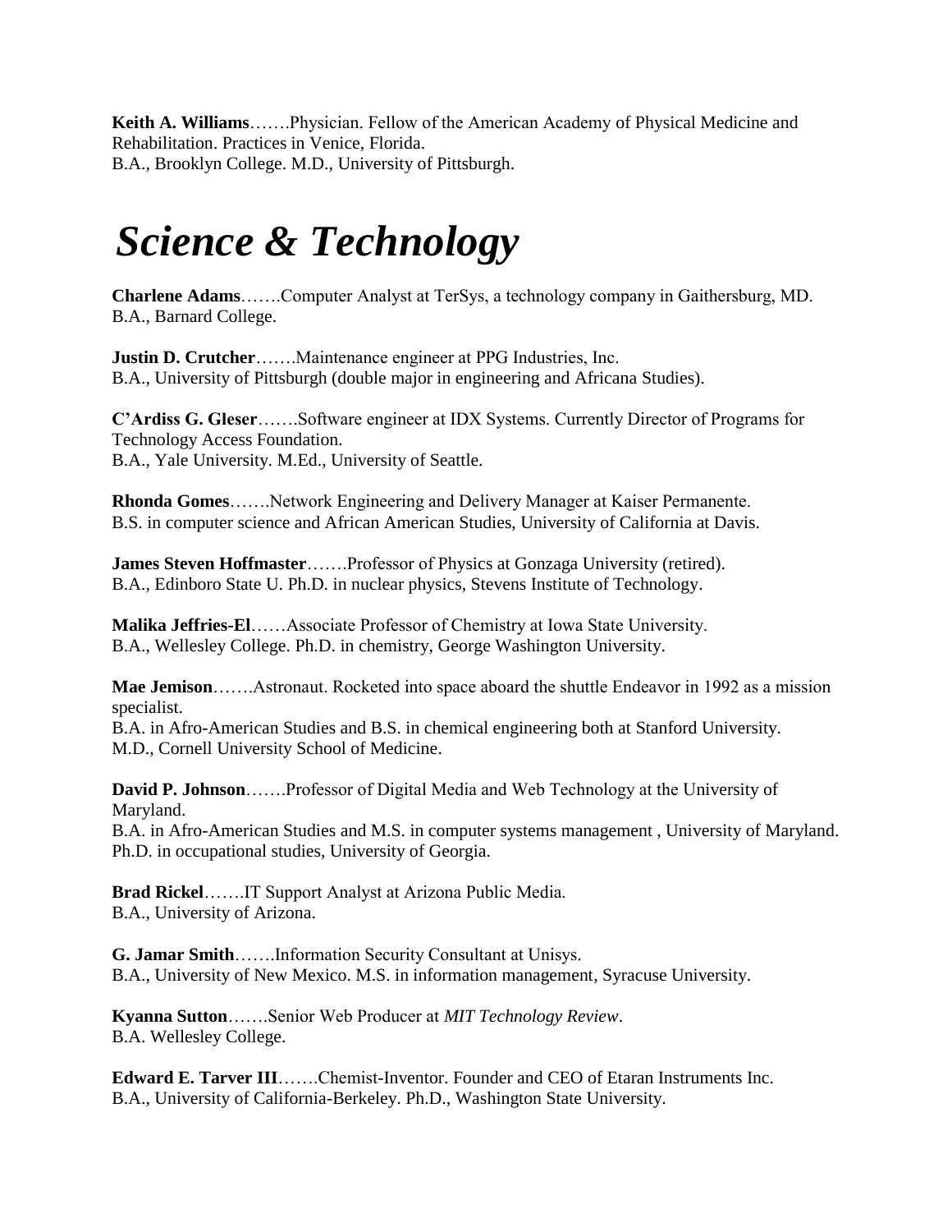**Keith A. Williams**…….Physician. Fellow of the American Academy of Physical Medicine and Rehabilitation. Practices in Venice, Florida.
B.A., Brooklyn College. M.D., University of Pittsburgh.

# *Science & Technology*

**Charlene Adams**…….Computer Analyst at TerSys, a technology company in Gaithersburg, MD.
B.A., Barnard College.

**Justin D. Crutcher**…….Maintenance engineer at PPG Industries, Inc.
B.A., University of Pittsburgh (double major in engineering and Africana Studies).

**C'Ardiss G. Gleser**…….Software engineer at IDX Systems. Currently Director of Programs for Technology Access Foundation.
B.A., Yale University. M.Ed., University of Seattle.

**Rhonda Gomes**…….Network Engineering and Delivery Manager at Kaiser Permanente.
B.S. in computer science and African American Studies, University of California at Davis.

**James Steven Hoffmaster**…….Professor of Physics at Gonzaga University (retired).
B.A., Edinboro State U. Ph.D. in nuclear physics, Stevens Institute of Technology.

**Malika Jeffries-El**……Associate Professor of Chemistry at Iowa State University.
B.A., Wellesley College. Ph.D. in chemistry, George Washington University.

**Mae Jemison**…….Astronaut. Rocketed into space aboard the shuttle Endeavor in 1992 as a mission specialist.
B.A. in Afro-American Studies and B.S. in chemical engineering both at Stanford University.
M.D., Cornell University School of Medicine.

**David P. Johnson**…….Professor of Digital Media and Web Technology at the University of Maryland.
B.A. in Afro-American Studies and M.S. in computer systems management , University of Maryland.
Ph.D. in occupational studies, University of Georgia.

**Brad Rickel**…….IT Support Analyst at Arizona Public Media.
B.A., University of Arizona.

**G. Jamar Smith**…….Information Security Consultant at Unisys.
B.A., University of New Mexico. M.S. in information management, Syracuse University.

**Kyanna Sutton**…….Senior Web Producer at *MIT Technology Review*.
B.A. Wellesley College.

**Edward E. Tarver III**…….Chemist-Inventor. Founder and CEO of Etaran Instruments Inc.
B.A., University of California-Berkeley. Ph.D., Washington State University.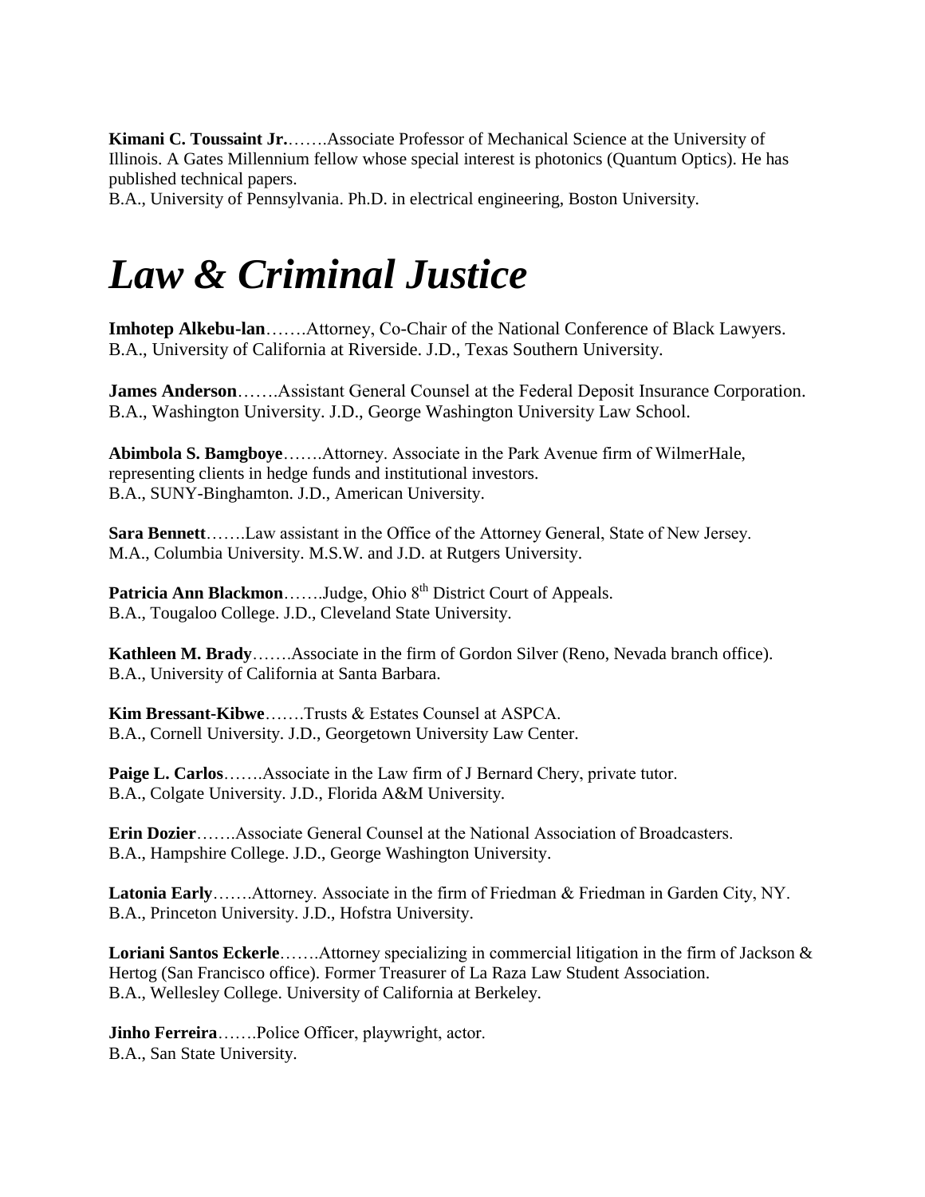**Kimani C. Toussaint Jr.**…….Associate Professor of Mechanical Science at the University of Illinois. A Gates Millennium fellow whose special interest is photonics (Quantum Optics). He has published technical papers.
B.A., University of Pennsylvania. Ph.D. in electrical engineering, Boston University.

# *Law & Criminal Justice*

**Imhotep Alkebu-lan**…….Attorney, Co-Chair of the National Conference of Black Lawyers.
B.A., University of California at Riverside. J.D., Texas Southern University.

**James Anderson**…….Assistant General Counsel at the Federal Deposit Insurance Corporation.
B.A., Washington University. J.D., George Washington University Law School.

**Abimbola S. Bamgboye**…….Attorney. Associate in the Park Avenue firm of WilmerHale, representing clients in hedge funds and institutional investors.
B.A., SUNY-Binghamton. J.D., American University.

**Sara Bennett**…….Law assistant in the Office of the Attorney General, State of New Jersey.
M.A., Columbia University. M.S.W. and J.D. at Rutgers University.

**Patricia Ann Blackmon**…….Judge, Ohio 8th District Court of Appeals.
B.A., Tougaloo College. J.D., Cleveland State University.

**Kathleen M. Brady**…….Associate in the firm of Gordon Silver (Reno, Nevada branch office).
B.A., University of California at Santa Barbara.

**Kim Bressant-Kibwe**…….Trusts & Estates Counsel at ASPCA.
B.A., Cornell University. J.D., Georgetown University Law Center.

**Paige L. Carlos**…….Associate in the Law firm of J Bernard Chery, private tutor.
B.A., Colgate University. J.D., Florida A&M University.

**Erin Dozier**…….Associate General Counsel at the National Association of Broadcasters.
B.A., Hampshire College. J.D., George Washington University.

**Latonia Early**…….Attorney. Associate in the firm of Friedman & Friedman in Garden City, NY.
B.A., Princeton University. J.D., Hofstra University.

**Loriani Santos Eckerle**…….Attorney specializing in commercial litigation in the firm of Jackson & Hertog (San Francisco office). Former Treasurer of La Raza Law Student Association.
B.A., Wellesley College. University of California at Berkeley.

**Jinho Ferreira**…….Police Officer, playwright, actor.
B.A., San State University.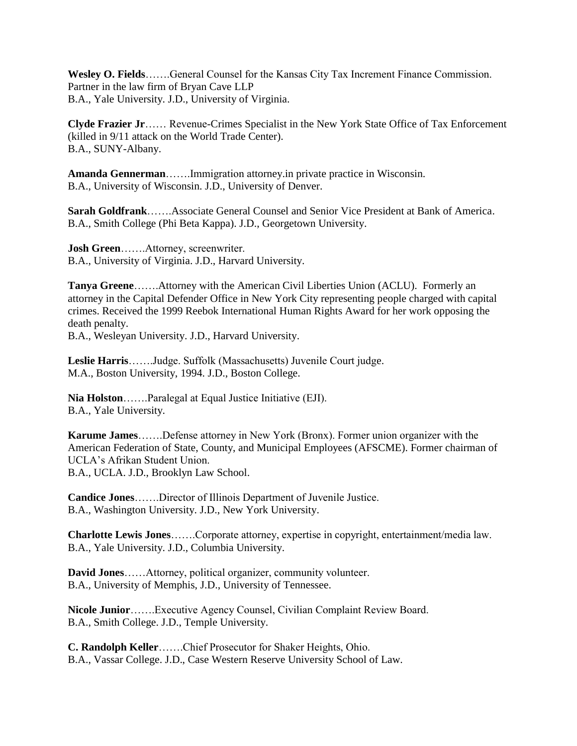**Wesley O. Fields**…….General Counsel for the Kansas City Tax Increment Finance Commission. Partner in the law firm of Bryan Cave LLP
B.A., Yale University. J.D., University of Virginia.

**Clyde Frazier Jr**…… Revenue-Crimes Specialist in the New York State Office of Tax Enforcement (killed in 9/11 attack on the World Trade Center).
B.A., SUNY-Albany.

**Amanda Gennerman**…….Immigration attorney.in private practice in Wisconsin.
B.A., University of Wisconsin. J.D., University of Denver.

**Sarah Goldfrank**…….Associate General Counsel and Senior Vice President at Bank of America.
B.A., Smith College (Phi Beta Kappa). J.D., Georgetown University.

**Josh Green**…….Attorney, screenwriter.
B.A., University of Virginia. J.D., Harvard University.

**Tanya Greene**…….Attorney with the American Civil Liberties Union (ACLU). Formerly an attorney in the Capital Defender Office in New York City representing people charged with capital crimes. Received the 1999 Reebok International Human Rights Award for her work opposing the death penalty.
B.A., Wesleyan University. J.D., Harvard University.

**Leslie Harris**…….Judge. Suffolk (Massachusetts) Juvenile Court judge.
M.A., Boston University, 1994. J.D., Boston College.

**Nia Holston**…….Paralegal at Equal Justice Initiative (EJI).
B.A., Yale University.

**Karume James**…….Defense attorney in New York (Bronx). Former union organizer with the American Federation of State, County, and Municipal Employees (AFSCME). Former chairman of UCLA's Afrikan Student Union.
B.A., UCLA. J.D., Brooklyn Law School.

**Candice Jones**…….Director of Illinois Department of Juvenile Justice.
B.A., Washington University. J.D., New York University.

**Charlotte Lewis Jones**…….Corporate attorney, expertise in copyright, entertainment/media law.
B.A., Yale University. J.D., Columbia University.

**David Jones**……Attorney, political organizer, community volunteer.
B.A., University of Memphis, J.D., University of Tennessee.

**Nicole Junior**…….Executive Agency Counsel, Civilian Complaint Review Board.
B.A., Smith College. J.D., Temple University.

**C. Randolph Keller**…….Chief Prosecutor for Shaker Heights, Ohio.
B.A., Vassar College. J.D., Case Western Reserve University School of Law.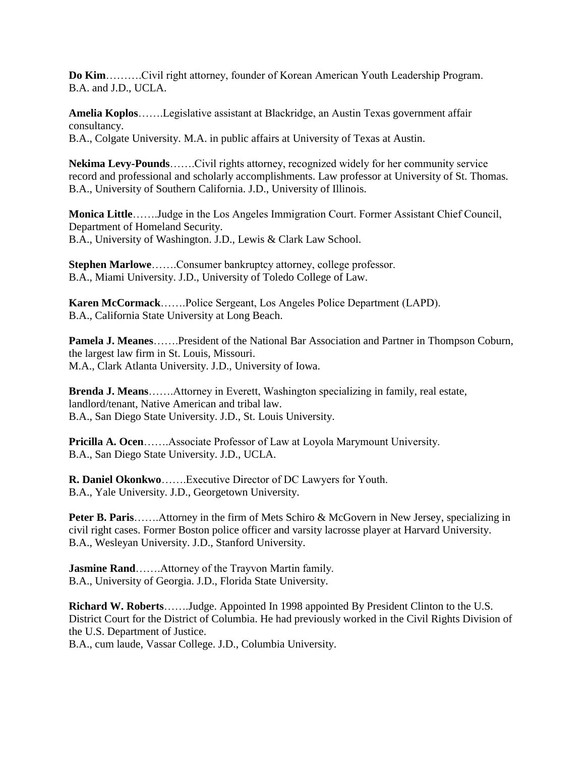**Do Kim**……….Civil right attorney, founder of Korean American Youth Leadership Program.
B.A. and J.D., UCLA.

**Amelia Koplos**…….Legislative assistant at Blackridge, an Austin Texas government affair consultancy.
B.A., Colgate University. M.A. in public affairs at University of Texas at Austin.

**Nekima Levy-Pounds**…….Civil rights attorney, recognized widely for her community service record and professional and scholarly accomplishments. Law professor at University of St. Thomas.
B.A., University of Southern California. J.D., University of Illinois.

**Monica Little**…….Judge in the Los Angeles Immigration Court. Former Assistant Chief Council, Department of Homeland Security.
B.A., University of Washington. J.D., Lewis & Clark Law School.

**Stephen Marlowe**…….Consumer bankruptcy attorney, college professor.
B.A., Miami University. J.D., University of Toledo College of Law.

**Karen McCormack**…….Police Sergeant, Los Angeles Police Department (LAPD).
B.A., California State University at Long Beach.

**Pamela J. Meanes**…….President of the National Bar Association and Partner in Thompson Coburn, the largest law firm in St. Louis, Missouri.
M.A., Clark Atlanta University. J.D., University of Iowa.

**Brenda J. Means**…….Attorney in Everett, Washington specializing in family, real estate, landlord/tenant, Native American and tribal law.
B.A., San Diego State University. J.D., St. Louis University.

**Pricilla A. Ocen**…….Associate Professor of Law at Loyola Marymount University.
B.A., San Diego State University. J.D., UCLA.

**R. Daniel Okonkwo**…….Executive Director of DC Lawyers for Youth.
B.A., Yale University. J.D., Georgetown University.

**Peter B. Paris**…….Attorney in the firm of Mets Schiro & McGovern in New Jersey, specializing in civil right cases. Former Boston police officer and varsity lacrosse player at Harvard University.
B.A., Wesleyan University. J.D., Stanford University.

**Jasmine Rand**…….Attorney of the Trayvon Martin family.
B.A., University of Georgia. J.D., Florida State University.

**Richard W. Roberts**…….Judge. Appointed In 1998 appointed By President Clinton to the U.S. District Court for the District of Columbia. He had previously worked in the Civil Rights Division of the U.S. Department of Justice.
B.A., cum laude, Vassar College. J.D., Columbia University.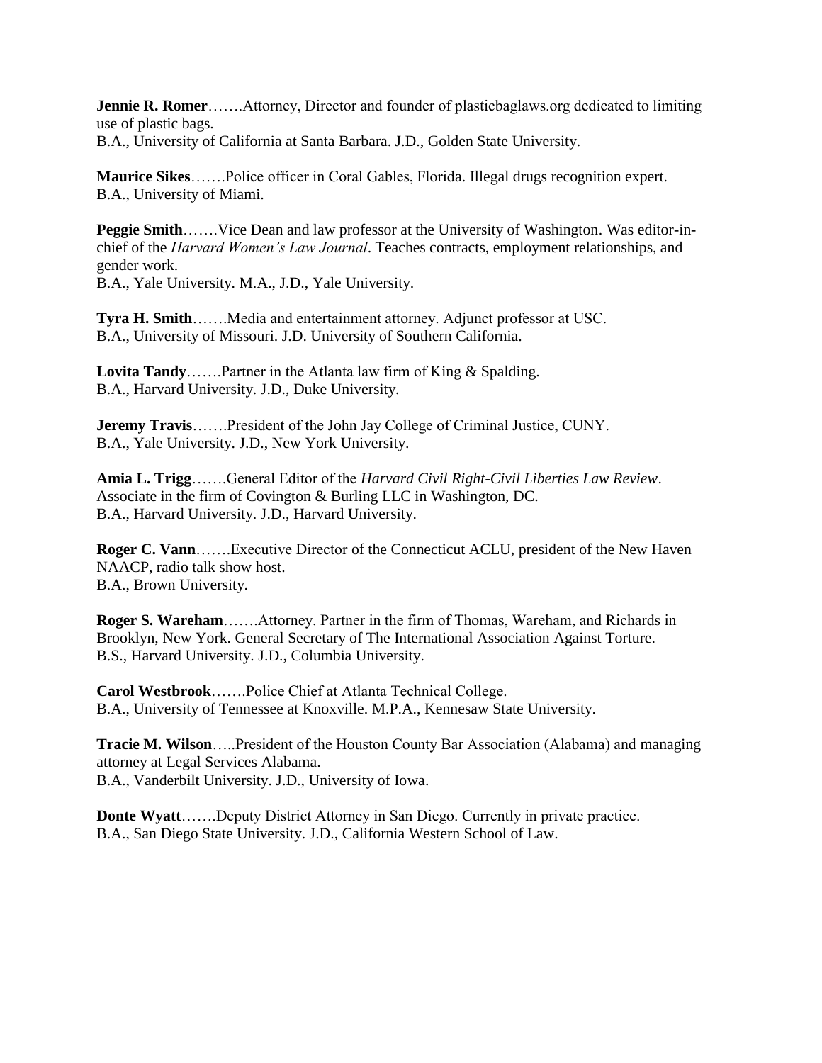**Jennie R. Romer**…….Attorney, Director and founder of plasticbaglaws.org dedicated to limiting use of plastic bags.
B.A., University of California at Santa Barbara. J.D., Golden State University.

**Maurice Sikes**…….Police officer in Coral Gables, Florida. Illegal drugs recognition expert.
B.A., University of Miami.

**Peggie Smith**…….Vice Dean and law professor at the University of Washington. Was editor-in-chief of the *Harvard Women's Law Journal*. Teaches contracts, employment relationships, and gender work.
B.A., Yale University. M.A., J.D., Yale University.

**Tyra H. Smith**…….Media and entertainment attorney. Adjunct professor at USC.
B.A., University of Missouri. J.D. University of Southern California.

**Lovita Tandy**…….Partner in the Atlanta law firm of King & Spalding.
B.A., Harvard University. J.D., Duke University.

**Jeremy Travis**…….President of the John Jay College of Criminal Justice, CUNY.
B.A., Yale University. J.D., New York University.

**Amia L. Trigg**…….General Editor of the *Harvard Civil Right-Civil Liberties Law Review*. Associate in the firm of Covington & Burling LLC in Washington, DC.
B.A., Harvard University. J.D., Harvard University.

**Roger C. Vann**…….Executive Director of the Connecticut ACLU, president of the New Haven NAACP, radio talk show host.
B.A., Brown University.

**Roger S. Wareham**…….Attorney. Partner in the firm of Thomas, Wareham, and Richards in Brooklyn, New York. General Secretary of The International Association Against Torture.
B.S., Harvard University. J.D., Columbia University.

**Carol Westbrook**…….Police Chief at Atlanta Technical College.
B.A., University of Tennessee at Knoxville. M.P.A., Kennesaw State University.

**Tracie M. Wilson**…..President of the Houston County Bar Association (Alabama) and managing attorney at Legal Services Alabama.
B.A., Vanderbilt University. J.D., University of Iowa.

**Donte Wyatt**…….Deputy District Attorney in San Diego. Currently in private practice.
B.A., San Diego State University. J.D., California Western School of Law.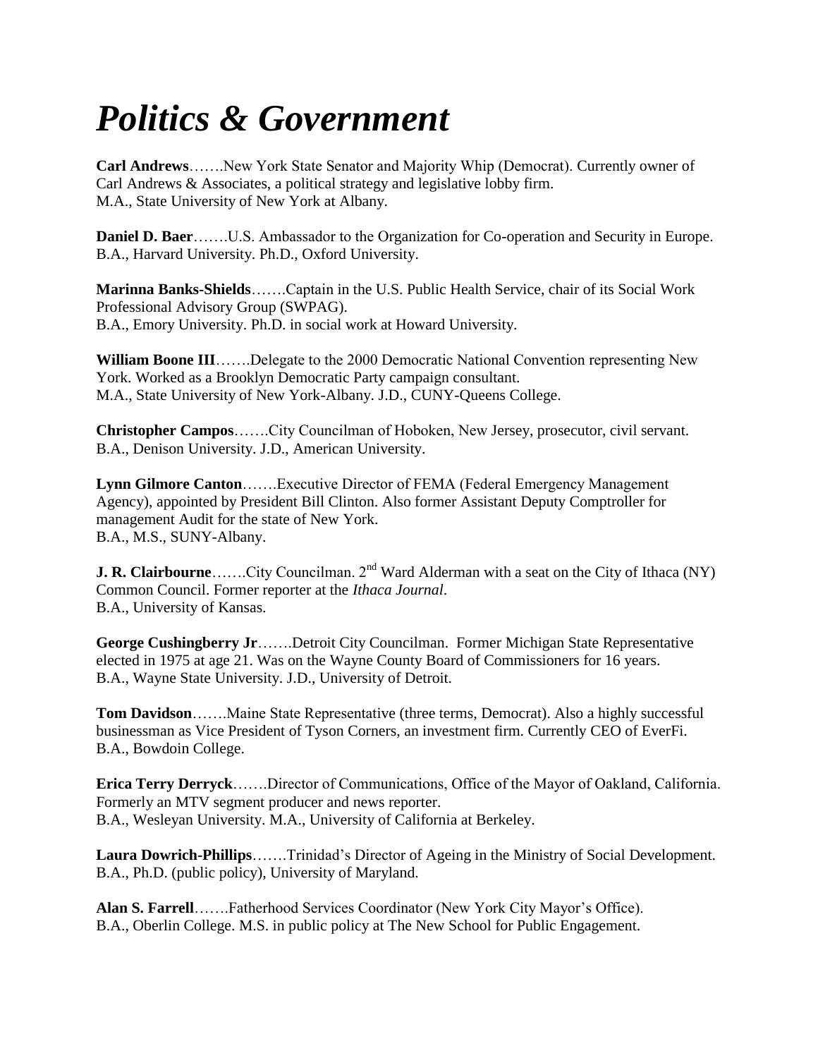# *Politics & Government*

**Carl Andrews**…….New York State Senator and Majority Whip (Democrat). Currently owner of Carl Andrews & Associates, a political strategy and legislative lobby firm.
M.A., State University of New York at Albany.

**Daniel D. Baer**…….U.S. Ambassador to the Organization for Co-operation and Security in Europe.
B.A., Harvard University. Ph.D., Oxford University.

**Marinna Banks-Shields**…….Captain in the U.S. Public Health Service, chair of its Social Work Professional Advisory Group (SWPAG).
B.A., Emory University. Ph.D. in social work at Howard University.

**William Boone III**…….Delegate to the 2000 Democratic National Convention representing New York. Worked as a Brooklyn Democratic Party campaign consultant.
M.A., State University of New York-Albany. J.D., CUNY-Queens College.

**Christopher Campos**…….City Councilman of Hoboken, New Jersey, prosecutor, civil servant.
B.A., Denison University. J.D., American University.

**Lynn Gilmore Canton**…….Executive Director of FEMA (Federal Emergency Management Agency), appointed by President Bill Clinton. Also former Assistant Deputy Comptroller for management Audit for the state of New York.
B.A., M.S., SUNY-Albany.

**J. R. Clairbourne**…….City Councilman. 2nd Ward Alderman with a seat on the City of Ithaca (NY) Common Council. Former reporter at the *Ithaca Journal*.
B.A., University of Kansas.

**George Cushingberry Jr**…….Detroit City Councilman. Former Michigan State Representative elected in 1975 at age 21. Was on the Wayne County Board of Commissioners for 16 years.
B.A., Wayne State University. J.D., University of Detroit.

**Tom Davidson**…….Maine State Representative (three terms, Democrat). Also a highly successful businessman as Vice President of Tyson Corners, an investment firm. Currently CEO of EverFi.
B.A., Bowdoin College.

**Erica Terry Derryck**…….Director of Communications, Office of the Mayor of Oakland, California. Formerly an MTV segment producer and news reporter.
B.A., Wesleyan University. M.A., University of California at Berkeley.

**Laura Dowrich-Phillips**…….Trinidad's Director of Ageing in the Ministry of Social Development.
B.A., Ph.D. (public policy), University of Maryland.

**Alan S. Farrell**…….Fatherhood Services Coordinator (New York City Mayor's Office).
B.A., Oberlin College. M.S. in public policy at The New School for Public Engagement.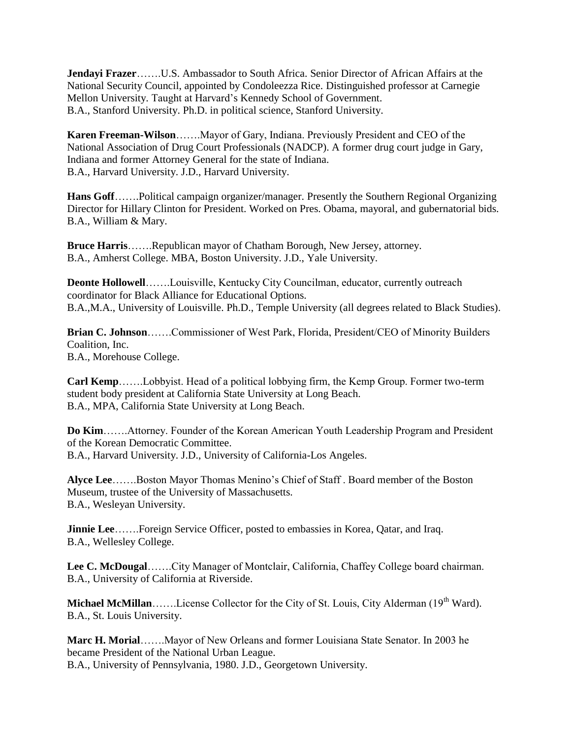**Jendayi Frazer**…….U.S. Ambassador to South Africa. Senior Director of African Affairs at the National Security Council, appointed by Condoleezza Rice. Distinguished professor at Carnegie Mellon University. Taught at Harvard's Kennedy School of Government.
B.A., Stanford University. Ph.D. in political science, Stanford University.

**Karen Freeman-Wilson**…….Mayor of Gary, Indiana. Previously President and CEO of the National Association of Drug Court Professionals (NADCP). A former drug court judge in Gary, Indiana and former Attorney General for the state of Indiana.
B.A., Harvard University. J.D., Harvard University.

**Hans Goff**…….Political campaign organizer/manager. Presently the Southern Regional Organizing Director for Hillary Clinton for President. Worked on Pres. Obama, mayoral, and gubernatorial bids.
B.A., William & Mary.

**Bruce Harris**…….Republican mayor of Chatham Borough, New Jersey, attorney.
B.A., Amherst College. MBA, Boston University. J.D., Yale University.

**Deonte Hollowell**…….Louisville, Kentucky City Councilman, educator, currently outreach coordinator for Black Alliance for Educational Options.
B.A.,M.A., University of Louisville. Ph.D., Temple University (all degrees related to Black Studies).

**Brian C. Johnson**…….Commissioner of West Park, Florida, President/CEO of Minority Builders Coalition, Inc.
B.A., Morehouse College.

**Carl Kemp**…….Lobbyist. Head of a political lobbying firm, the Kemp Group. Former two-term student body president at California State University at Long Beach.
B.A., MPA, California State University at Long Beach.

**Do Kim**…….Attorney. Founder of the Korean American Youth Leadership Program and President of the Korean Democratic Committee.
B.A., Harvard University. J.D., University of California-Los Angeles.

**Alyce Lee**…….Boston Mayor Thomas Menino's Chief of Staff . Board member of the Boston Museum, trustee of the University of Massachusetts.
B.A., Wesleyan University.

**Jinnie Lee**…….Foreign Service Officer, posted to embassies in Korea, Qatar, and Iraq.
B.A., Wellesley College.

**Lee C. McDougal**…….City Manager of Montclair, California, Chaffey College board chairman.
B.A., University of California at Riverside.

**Michael McMillan**…….License Collector for the City of St. Louis, City Alderman (19th Ward).
B.A., St. Louis University.

**Marc H. Morial**…….Mayor of New Orleans and former Louisiana State Senator. In 2003 he became President of the National Urban League.
B.A., University of Pennsylvania, 1980. J.D., Georgetown University.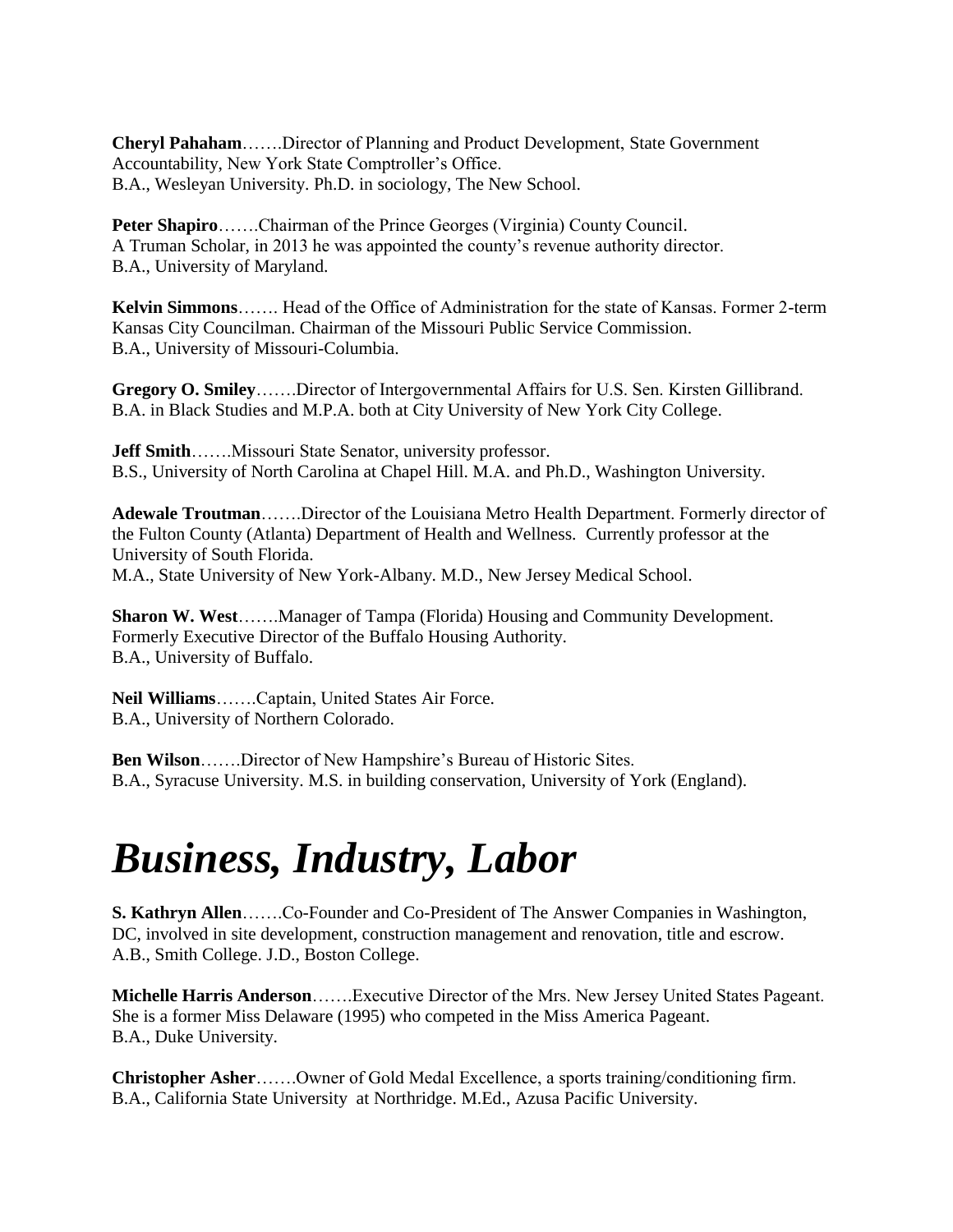**Cheryl Pahaham**…….Director of Planning and Product Development, State Government Accountability, New York State Comptroller's Office.
B.A., Wesleyan University. Ph.D. in sociology, The New School.

**Peter Shapiro**…….Chairman of the Prince Georges (Virginia) County Council.
A Truman Scholar, in 2013 he was appointed the county's revenue authority director.
B.A., University of Maryland.

**Kelvin Simmons**……. Head of the Office of Administration for the state of Kansas. Former 2-term Kansas City Councilman. Chairman of the Missouri Public Service Commission.
B.A., University of Missouri-Columbia.

**Gregory O. Smiley**…….Director of Intergovernmental Affairs for U.S. Sen. Kirsten Gillibrand.
B.A. in Black Studies and M.P.A. both at City University of New York City College.

**Jeff Smith**…….Missouri State Senator, university professor.
B.S., University of North Carolina at Chapel Hill. M.A. and Ph.D., Washington University.

**Adewale Troutman**…….Director of the Louisiana Metro Health Department. Formerly director of the Fulton County (Atlanta) Department of Health and Wellness. Currently professor at the University of South Florida.
M.A., State University of New York-Albany. M.D., New Jersey Medical School.

**Sharon W. West**…….Manager of Tampa (Florida) Housing and Community Development. Formerly Executive Director of the Buffalo Housing Authority.
B.A., University of Buffalo.

**Neil Williams**…….Captain, United States Air Force.
B.A., University of Northern Colorado.

**Ben Wilson**…….Director of New Hampshire's Bureau of Historic Sites.
B.A., Syracuse University. M.S. in building conservation, University of York (England).

# *Business, Industry, Labor*

**S. Kathryn Allen**…….Co-Founder and Co-President of The Answer Companies in Washington, DC, involved in site development, construction management and renovation, title and escrow.
A.B., Smith College. J.D., Boston College.

**Michelle Harris Anderson**…….Executive Director of the Mrs. New Jersey United States Pageant. She is a former Miss Delaware (1995) who competed in the Miss America Pageant.
B.A., Duke University.

**Christopher Asher**…….Owner of Gold Medal Excellence, a sports training/conditioning firm.
B.A., California State University at Northridge. M.Ed., Azusa Pacific University.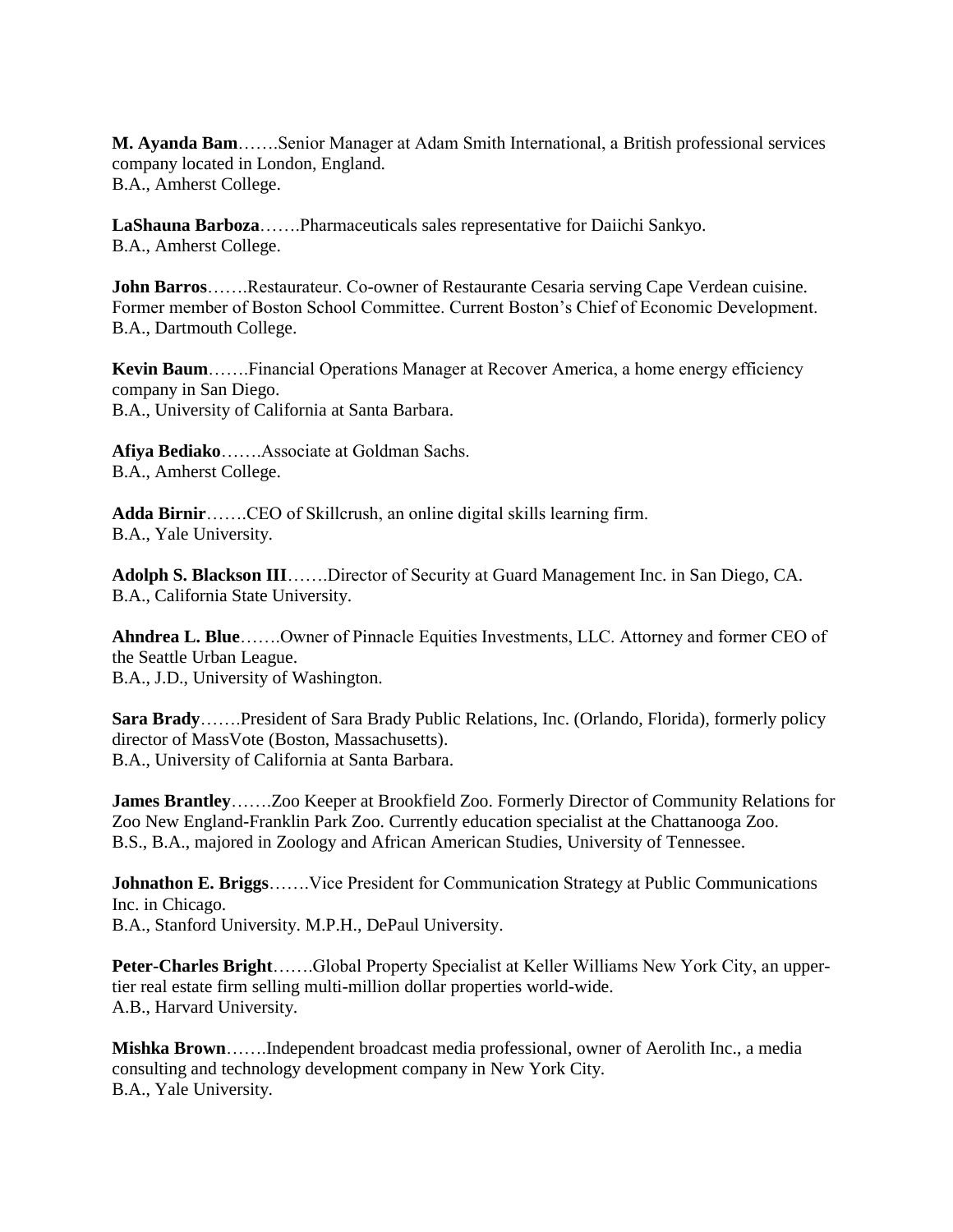**M. Ayanda Bam**…….Senior Manager at Adam Smith International, a British professional services company located in London, England.
B.A., Amherst College.

**LaShauna Barboza**…….Pharmaceuticals sales representative for Daiichi Sankyo.
B.A., Amherst College.

**John Barros**…….Restaurateur. Co-owner of Restaurante Cesaria serving Cape Verdean cuisine. Former member of Boston School Committee. Current Boston's Chief of Economic Development.
B.A., Dartmouth College.

**Kevin Baum**…….Financial Operations Manager at Recover America, a home energy efficiency company in San Diego.
B.A., University of California at Santa Barbara.

**Afiya Bediako**…….Associate at Goldman Sachs.
B.A., Amherst College.

**Adda Birnir**…….CEO of Skillcrush, an online digital skills learning firm.
B.A., Yale University.

**Adolph S. Blackson III**…….Director of Security at Guard Management Inc. in San Diego, CA.
B.A., California State University.

**Ahndrea L. Blue**…….Owner of Pinnacle Equities Investments, LLC. Attorney and former CEO of the Seattle Urban League.
B.A., J.D., University of Washington.

**Sara Brady**…….President of Sara Brady Public Relations, Inc. (Orlando, Florida), formerly policy director of MassVote (Boston, Massachusetts).
B.A., University of California at Santa Barbara.

**James Brantley**…….Zoo Keeper at Brookfield Zoo. Formerly Director of Community Relations for Zoo New England-Franklin Park Zoo. Currently education specialist at the Chattanooga Zoo.
B.S., B.A., majored in Zoology and African American Studies, University of Tennessee.

**Johnathon E. Briggs**…….Vice President for Communication Strategy at Public Communications Inc. in Chicago.
B.A., Stanford University. M.P.H., DePaul University.

**Peter-Charles Bright**…….Global Property Specialist at Keller Williams New York City, an upper-tier real estate firm selling multi-million dollar properties world-wide.
A.B., Harvard University.

**Mishka Brown**…….Independent broadcast media professional, owner of Aerolith Inc., a media consulting and technology development company in New York City.
B.A., Yale University.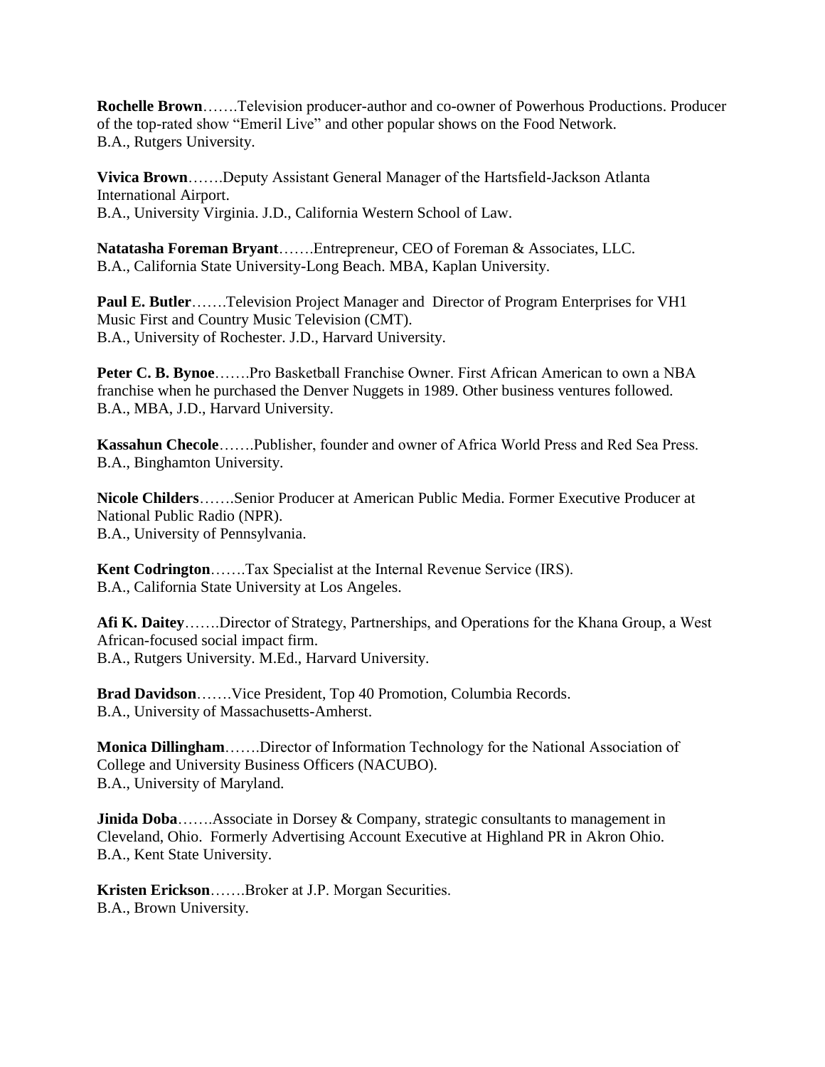**Rochelle Brown**…….Television producer-author and co-owner of Powerhous Productions. Producer of the top-rated show "Emeril Live" and other popular shows on the Food Network.
B.A., Rutgers University.

**Vivica Brown**…….Deputy Assistant General Manager of the Hartsfield-Jackson Atlanta International Airport.
B.A., University Virginia. J.D., California Western School of Law.

**Natatasha Foreman Bryant**…….Entrepreneur, CEO of Foreman & Associates, LLC.
B.A., California State University-Long Beach. MBA, Kaplan University.

**Paul E. Butler**…….Television Project Manager and Director of Program Enterprises for VH1 Music First and Country Music Television (CMT).
B.A., University of Rochester. J.D., Harvard University.

**Peter C. B. Bynoe**…….Pro Basketball Franchise Owner. First African American to own a NBA franchise when he purchased the Denver Nuggets in 1989. Other business ventures followed.
B.A., MBA, J.D., Harvard University.

**Kassahun Checole**…….Publisher, founder and owner of Africa World Press and Red Sea Press.
B.A., Binghamton University.

**Nicole Childers**…….Senior Producer at American Public Media. Former Executive Producer at National Public Radio (NPR).
B.A., University of Pennsylvania.

**Kent Codrington**…….Tax Specialist at the Internal Revenue Service (IRS).
B.A., California State University at Los Angeles.

**Afi K. Daitey**…….Director of Strategy, Partnerships, and Operations for the Khana Group, a West African-focused social impact firm.
B.A., Rutgers University. M.Ed., Harvard University.

**Brad Davidson**…….Vice President, Top 40 Promotion, Columbia Records.
B.A., University of Massachusetts-Amherst.

**Monica Dillingham**…….Director of Information Technology for the National Association of College and University Business Officers (NACUBO).
B.A., University of Maryland.

**Jinida Doba**…….Associate in Dorsey & Company, strategic consultants to management in Cleveland, Ohio. Formerly Advertising Account Executive at Highland PR in Akron Ohio.
B.A., Kent State University.

**Kristen Erickson**…….Broker at J.P. Morgan Securities.
B.A., Brown University.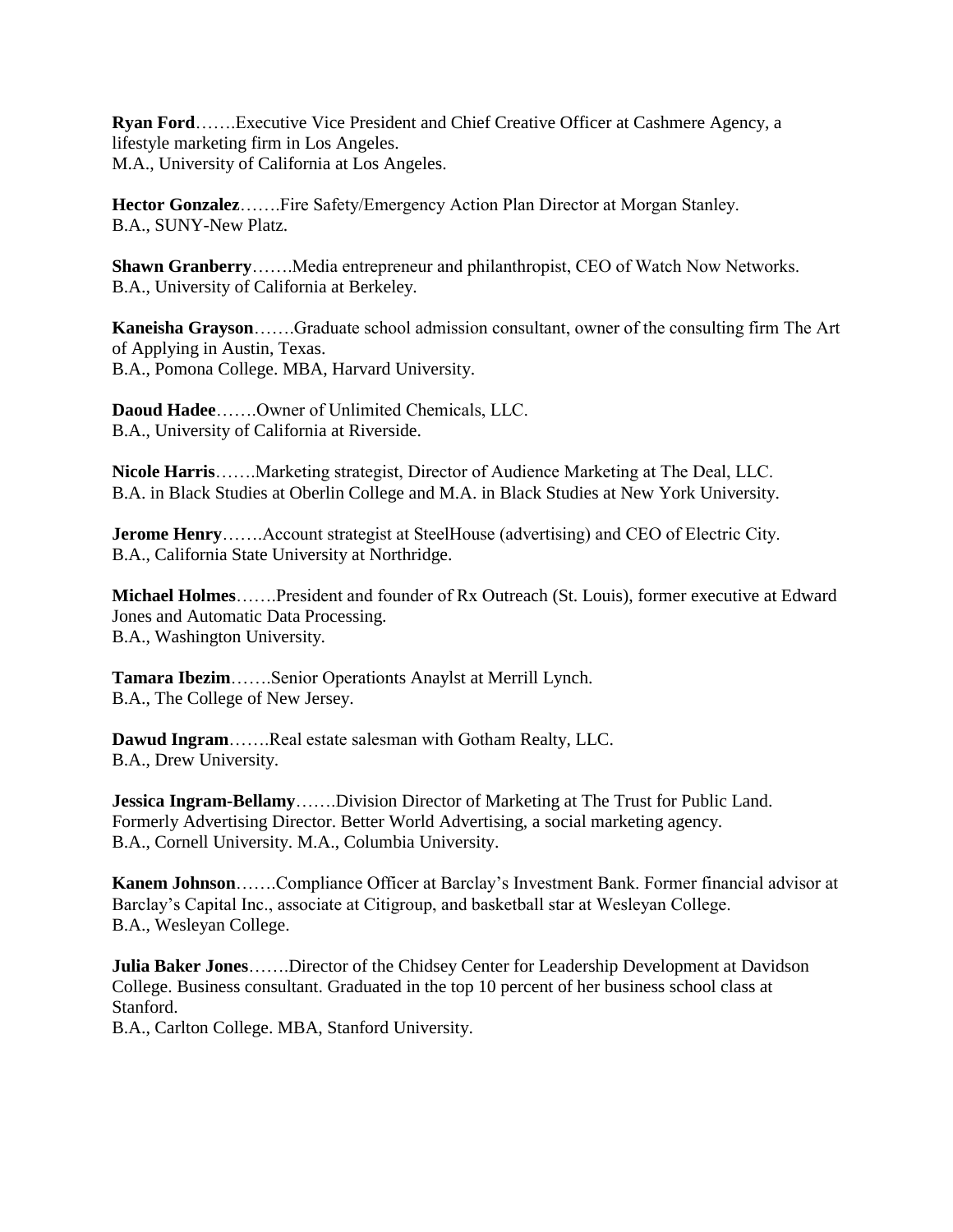**Ryan Ford**…….Executive Vice President and Chief Creative Officer at Cashmere Agency, a lifestyle marketing firm in Los Angeles.
M.A., University of California at Los Angeles.

**Hector Gonzalez**…….Fire Safety/Emergency Action Plan Director at Morgan Stanley.
B.A., SUNY-New Platz.

**Shawn Granberry**…….Media entrepreneur and philanthropist, CEO of Watch Now Networks.
B.A., University of California at Berkeley.

**Kaneisha Grayson**…….Graduate school admission consultant, owner of the consulting firm The Art of Applying in Austin, Texas.
B.A., Pomona College. MBA, Harvard University.

**Daoud Hadee**…….Owner of Unlimited Chemicals, LLC.
B.A., University of California at Riverside.

**Nicole Harris**…….Marketing strategist, Director of Audience Marketing at The Deal, LLC.
B.A. in Black Studies at Oberlin College and M.A. in Black Studies at New York University.

**Jerome Henry**…….Account strategist at SteelHouse (advertising) and CEO of Electric City.
B.A., California State University at Northridge.

**Michael Holmes**…….President and founder of Rx Outreach (St. Louis), former executive at Edward Jones and Automatic Data Processing.
B.A., Washington University.

**Tamara Ibezim**…….Senior Operationts Anaylst at Merrill Lynch.
B.A., The College of New Jersey.

**Dawud Ingram**…….Real estate salesman with Gotham Realty, LLC.
B.A., Drew University.

**Jessica Ingram-Bellamy**…….Division Director of Marketing at The Trust for Public Land. Formerly Advertising Director. Better World Advertising, a social marketing agency.
B.A., Cornell University. M.A., Columbia University.

**Kanem Johnson**…….Compliance Officer at Barclay's Investment Bank. Former financial advisor at Barclay's Capital Inc., associate at Citigroup, and basketball star at Wesleyan College.
B.A., Wesleyan College.

**Julia Baker Jones**…….Director of the Chidsey Center for Leadership Development at Davidson College. Business consultant. Graduated in the top 10 percent of her business school class at Stanford.
B.A., Carlton College. MBA, Stanford University.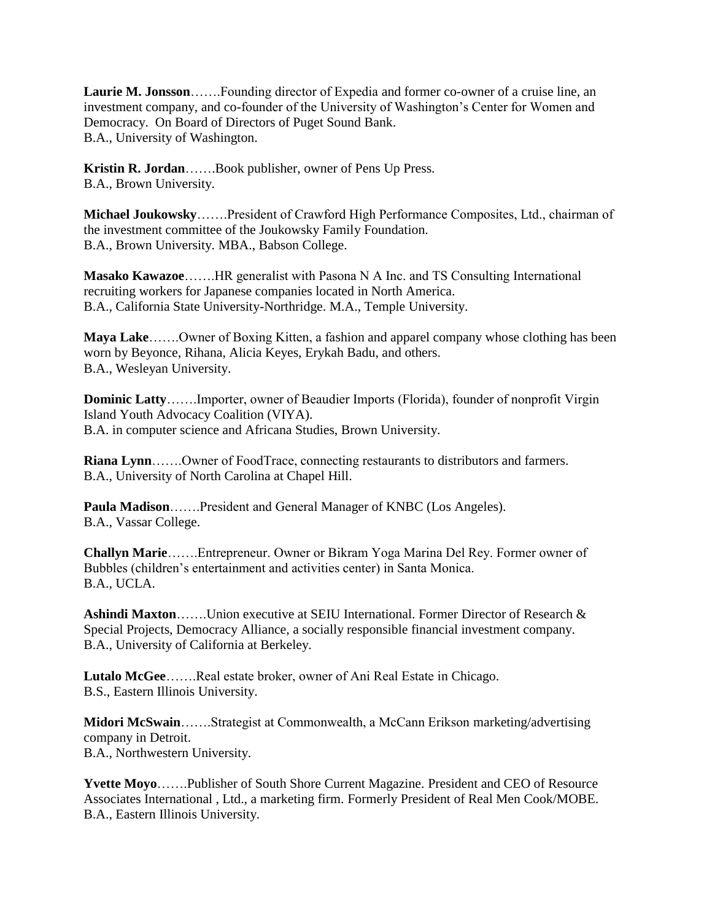**Laurie M. Jonsson**…….Founding director of Expedia and former co-owner of a cruise line, an investment company, and co-founder of the University of Washington's Center for Women and Democracy. On Board of Directors of Puget Sound Bank.
B.A., University of Washington.

**Kristin R. Jordan**…….Book publisher, owner of Pens Up Press.
B.A., Brown University.

**Michael Joukowsky**…….President of Crawford High Performance Composites, Ltd., chairman of the investment committee of the Joukowsky Family Foundation.
B.A., Brown University. MBA., Babson College.

**Masako Kawazoe**…….HR generalist with Pasona N A Inc. and TS Consulting International recruiting workers for Japanese companies located in North America.
B.A., California State University-Northridge. M.A., Temple University.

**Maya Lake**…….Owner of Boxing Kitten, a fashion and apparel company whose clothing has been worn by Beyonce, Rihana, Alicia Keyes, Erykah Badu, and others.
B.A., Wesleyan University.

**Dominic Latty**…….Importer, owner of Beaudier Imports (Florida), founder of nonprofit Virgin Island Youth Advocacy Coalition (VIYA).
B.A. in computer science and Africana Studies, Brown University.

**Riana Lynn**…….Owner of FoodTrace, connecting restaurants to distributors and farmers.
B.A., University of North Carolina at Chapel Hill.

**Paula Madison**…….President and General Manager of KNBC (Los Angeles).
B.A., Vassar College.

**Challyn Marie**…….Entrepreneur. Owner or Bikram Yoga Marina Del Rey. Former owner of Bubbles (children's entertainment and activities center) in Santa Monica.
B.A., UCLA.

**Ashindi Maxton**…….Union executive at SEIU International. Former Director of Research & Special Projects, Democracy Alliance, a socially responsible financial investment company.
B.A., University of California at Berkeley.

**Lutalo McGee**…….Real estate broker, owner of Ani Real Estate in Chicago.
B.S., Eastern Illinois University.

**Midori McSwain**…….Strategist at Commonwealth, a McCann Erikson marketing/advertising company in Detroit.
B.A., Northwestern University.

**Yvette Moyo**…….Publisher of South Shore Current Magazine. President and CEO of Resource Associates International , Ltd., a marketing firm. Formerly President of Real Men Cook/MOBE.
B.A., Eastern Illinois University.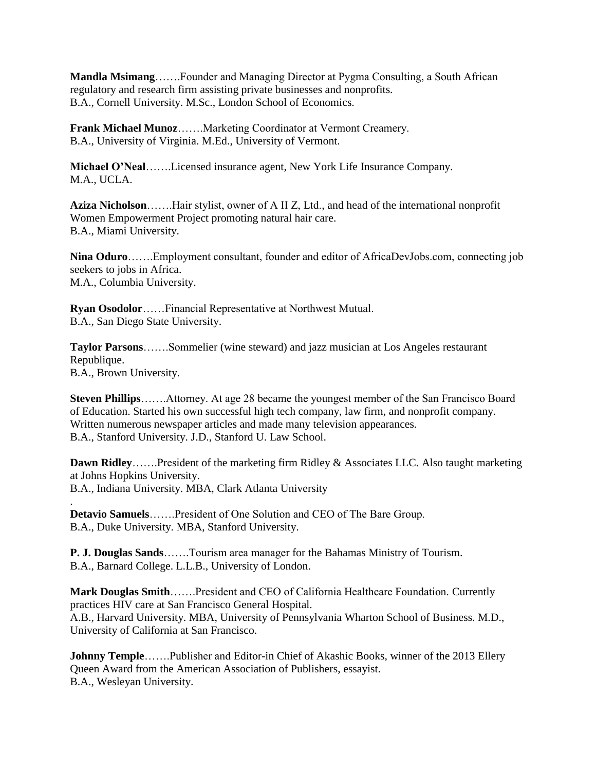**Mandla Msimang**…….Founder and Managing Director at Pygma Consulting, a South African regulatory and research firm assisting private businesses and nonprofits.
B.A., Cornell University. M.Sc., London School of Economics.

**Frank Michael Munoz**…….Marketing Coordinator at Vermont Creamery.
B.A., University of Virginia. M.Ed., University of Vermont.

**Michael O'Neal**…….Licensed insurance agent, New York Life Insurance Company.
M.A., UCLA.

**Aziza Nicholson**…….Hair stylist, owner of A II Z, Ltd., and head of the international nonprofit Women Empowerment Project promoting natural hair care.
B.A., Miami University.

**Nina Oduro**…….Employment consultant, founder and editor of AfricaDevJobs.com, connecting job seekers to jobs in Africa.
M.A., Columbia University.

**Ryan Osodolor**……Financial Representative at Northwest Mutual.
B.A., San Diego State University.

**Taylor Parsons**…….Sommelier (wine steward) and jazz musician at Los Angeles restaurant Republique.
B.A., Brown University.

**Steven Phillips**…….Attorney. At age 28 became the youngest member of the San Francisco Board of Education. Started his own successful high tech company, law firm, and nonprofit company. Written numerous newspaper articles and made many television appearances.
B.A., Stanford University. J.D., Stanford U. Law School.

**Dawn Ridley**…….President of the marketing firm Ridley & Associates LLC. Also taught marketing at Johns Hopkins University.
B.A., Indiana University. MBA, Clark Atlanta University
.

**Detavio Samuels**…….President of One Solution and CEO of The Bare Group.
B.A., Duke University. MBA, Stanford University.

**P. J. Douglas Sands**…….Tourism area manager for the Bahamas Ministry of Tourism.
B.A., Barnard College. L.L.B., University of London.

**Mark Douglas Smith**…….President and CEO of California Healthcare Foundation. Currently practices HIV care at San Francisco General Hospital.
A.B., Harvard University. MBA, University of Pennsylvania Wharton School of Business. M.D., University of California at San Francisco.

**Johnny Temple**…….Publisher and Editor-in Chief of Akashic Books, winner of the 2013 Ellery Queen Award from the American Association of Publishers, essayist.
B.A., Wesleyan University.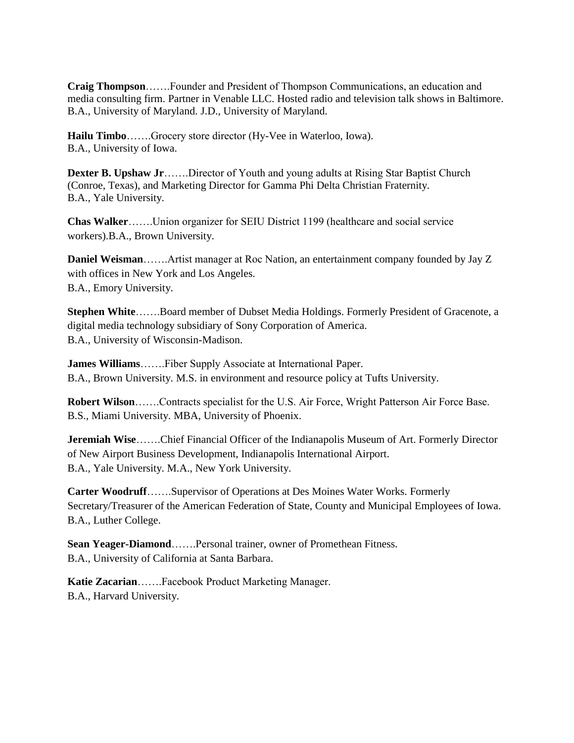**Craig Thompson**…….Founder and President of Thompson Communications, an education and media consulting firm. Partner in Venable LLC. Hosted radio and television talk shows in Baltimore. B.A., University of Maryland. J.D., University of Maryland.

**Hailu Timbo**…….Grocery store director (Hy-Vee in Waterloo, Iowa).
B.A., University of Iowa.

**Dexter B. Upshaw Jr**…….Director of Youth and young adults at Rising Star Baptist Church (Conroe, Texas), and Marketing Director for Gamma Phi Delta Christian Fraternity.
B.A., Yale University.

**Chas Walker**…….Union organizer for SEIU District 1199 (healthcare and social service workers).B.A., Brown University.

**Daniel Weisman**…….Artist manager at Roc Nation, an entertainment company founded by Jay Z with offices in New York and Los Angeles.
B.A., Emory University.

**Stephen White**…….Board member of Dubset Media Holdings. Formerly President of Gracenote, a digital media technology subsidiary of Sony Corporation of America.
B.A., University of Wisconsin-Madison.

**James Williams**…….Fiber Supply Associate at International Paper.
B.A., Brown University. M.S. in environment and resource policy at Tufts University.

**Robert Wilson**…….Contracts specialist for the U.S. Air Force, Wright Patterson Air Force Base.
B.S., Miami University. MBA, University of Phoenix.

**Jeremiah Wise**…….Chief Financial Officer of the Indianapolis Museum of Art. Formerly Director of New Airport Business Development, Indianapolis International Airport.
B.A., Yale University. M.A., New York University.

**Carter Woodruff**…….Supervisor of Operations at Des Moines Water Works. Formerly Secretary/Treasurer of the American Federation of State, County and Municipal Employees of Iowa.
B.A., Luther College.

**Sean Yeager-Diamond**…….Personal trainer, owner of Promethean Fitness.
B.A., University of California at Santa Barbara.

**Katie Zacarian**…….Facebook Product Marketing Manager.
B.A., Harvard University.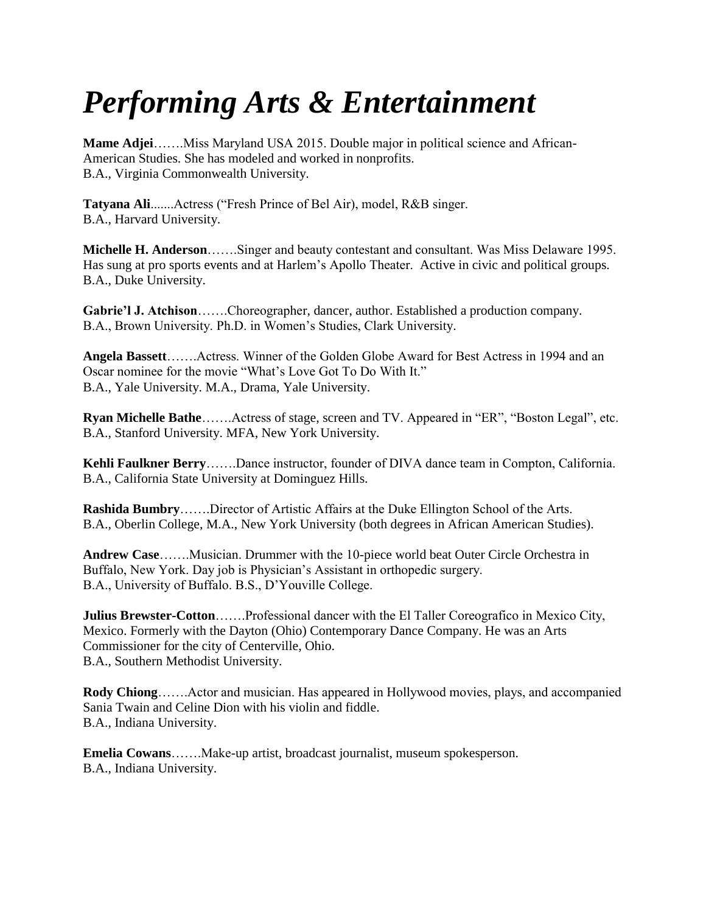# *Performing Arts & Entertainment*

**Mame Adjei**…….Miss Maryland USA 2015. Double major in political science and African-American Studies. She has modeled and worked in nonprofits.
B.A., Virginia Commonwealth University.

**Tatyana Ali**.......Actress ("Fresh Prince of Bel Air), model, R&B singer.
B.A., Harvard University.

**Michelle H. Anderson**…….Singer and beauty contestant and consultant. Was Miss Delaware 1995. Has sung at pro sports events and at Harlem's Apollo Theater. Active in civic and political groups.
B.A., Duke University.

**Gabrie'l J. Atchison**…….Choreographer, dancer, author. Established a production company.
B.A., Brown University. Ph.D. in Women's Studies, Clark University.

**Angela Bassett**…….Actress. Winner of the Golden Globe Award for Best Actress in 1994 and an Oscar nominee for the movie "What's Love Got To Do With It."
B.A., Yale University. M.A., Drama, Yale University.

**Ryan Michelle Bathe**…….Actress of stage, screen and TV. Appeared in "ER", "Boston Legal", etc.
B.A., Stanford University. MFA, New York University.

**Kehli Faulkner Berry**…….Dance instructor, founder of DIVA dance team in Compton, California.
B.A., California State University at Dominguez Hills.

**Rashida Bumbry**…….Director of Artistic Affairs at the Duke Ellington School of the Arts.
B.A., Oberlin College, M.A., New York University (both degrees in African American Studies).

**Andrew Case**…….Musician. Drummer with the 10-piece world beat Outer Circle Orchestra in Buffalo, New York. Day job is Physician's Assistant in orthopedic surgery.
B.A., University of Buffalo. B.S., D'Youville College.

**Julius Brewster-Cotton**…….Professional dancer with the El Taller Coreografico in Mexico City, Mexico. Formerly with the Dayton (Ohio) Contemporary Dance Company. He was an Arts Commissioner for the city of Centerville, Ohio.
B.A., Southern Methodist University.

**Rody Chiong**…….Actor and musician. Has appeared in Hollywood movies, plays, and accompanied Sania Twain and Celine Dion with his violin and fiddle.
B.A., Indiana University.

**Emelia Cowans**…….Make-up artist, broadcast journalist, museum spokesperson.
B.A., Indiana University.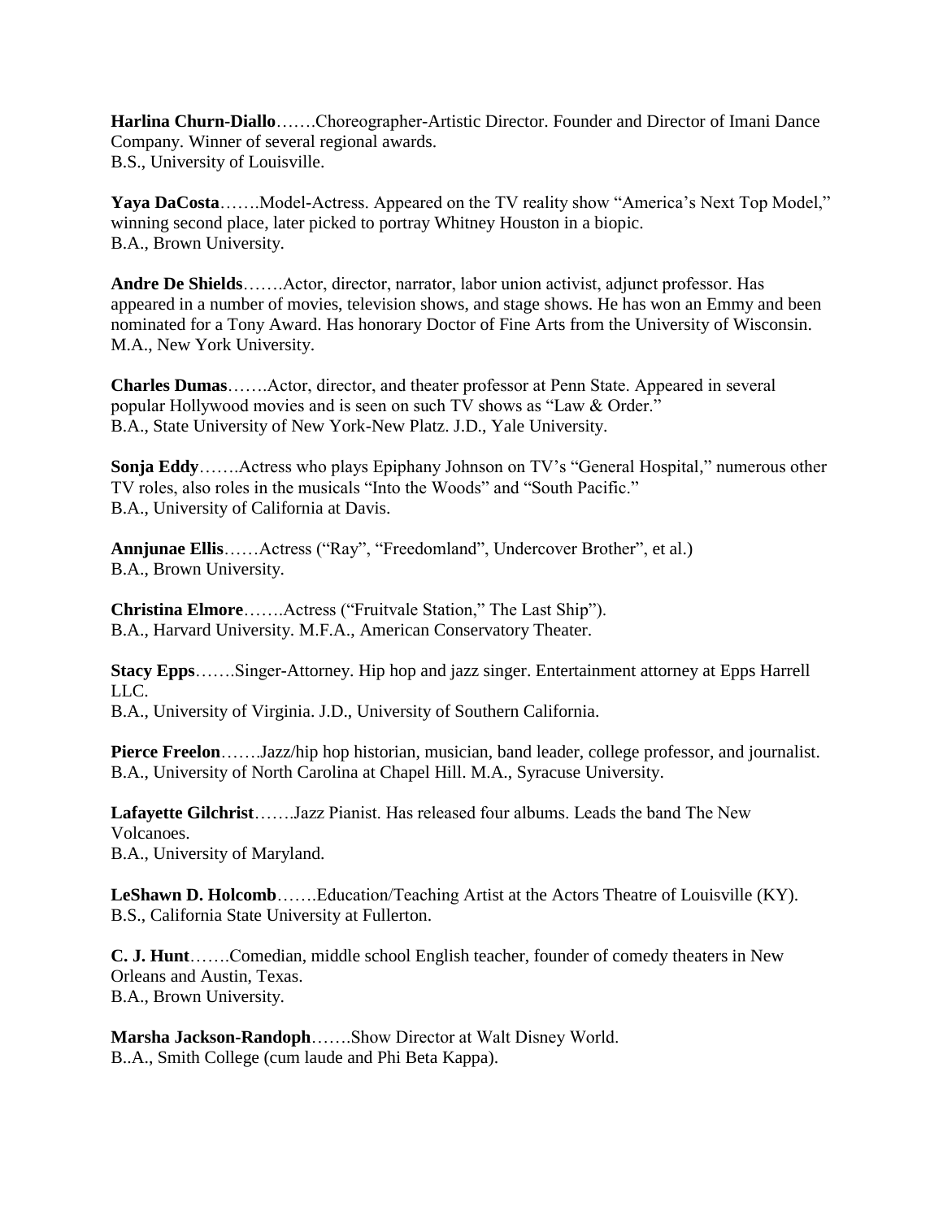**Harlina Churn-Diallo**…….Choreographer-Artistic Director. Founder and Director of Imani Dance Company. Winner of several regional awards.
B.S., University of Louisville.

**Yaya DaCosta**…….Model-Actress. Appeared on the TV reality show "America's Next Top Model," winning second place, later picked to portray Whitney Houston in a biopic.
B.A., Brown University.

**Andre De Shields**…….Actor, director, narrator, labor union activist, adjunct professor. Has appeared in a number of movies, television shows, and stage shows. He has won an Emmy and been nominated for a Tony Award. Has honorary Doctor of Fine Arts from the University of Wisconsin.
M.A., New York University.

**Charles Dumas**…….Actor, director, and theater professor at Penn State. Appeared in several popular Hollywood movies and is seen on such TV shows as "Law & Order."
B.A., State University of New York-New Platz. J.D., Yale University.

**Sonja Eddy**…….Actress who plays Epiphany Johnson on TV's "General Hospital," numerous other TV roles, also roles in the musicals "Into the Woods" and "South Pacific."
B.A., University of California at Davis.

**Annjunae Ellis**……Actress ("Ray", "Freedomland", Undercover Brother", et al.)
B.A., Brown University.

**Christina Elmore**…….Actress ("Fruitvale Station," The Last Ship").
B.A., Harvard University. M.F.A., American Conservatory Theater.

**Stacy Epps**…….Singer-Attorney. Hip hop and jazz singer. Entertainment attorney at Epps Harrell LLC.
B.A., University of Virginia. J.D., University of Southern California.

**Pierce Freelon**…….Jazz/hip hop historian, musician, band leader, college professor, and journalist.
B.A., University of North Carolina at Chapel Hill. M.A., Syracuse University.

**Lafayette Gilchrist**…….Jazz Pianist. Has released four albums. Leads the band The New Volcanoes.
B.A., University of Maryland.

**LeShawn D. Holcomb**…….Education/Teaching Artist at the Actors Theatre of Louisville (KY).
B.S., California State University at Fullerton.

**C. J. Hunt**…….Comedian, middle school English teacher, founder of comedy theaters in New Orleans and Austin, Texas.
B.A., Brown University.

**Marsha Jackson-Randoph**…….Show Director at Walt Disney World.
B..A., Smith College (cum laude and Phi Beta Kappa).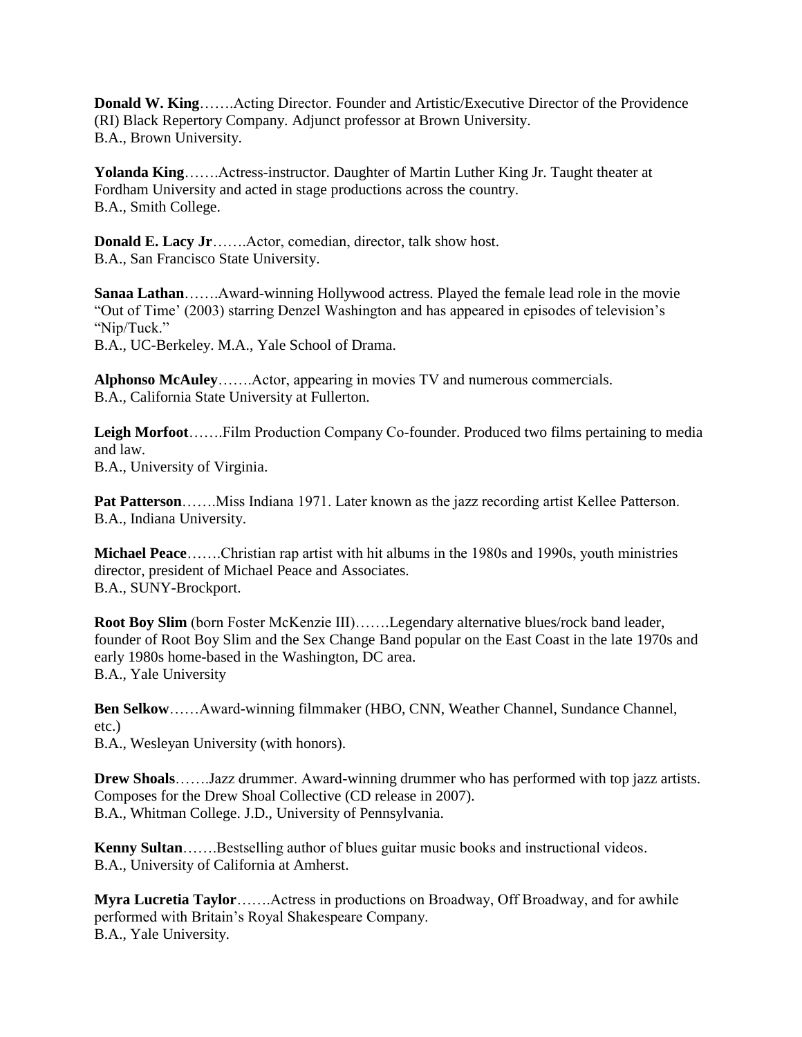**Donald W. King**…….Acting Director. Founder and Artistic/Executive Director of the Providence (RI) Black Repertory Company. Adjunct professor at Brown University.
B.A., Brown University.

**Yolanda King**…….Actress-instructor. Daughter of Martin Luther King Jr. Taught theater at Fordham University and acted in stage productions across the country.
B.A., Smith College.

**Donald E. Lacy Jr**…….Actor, comedian, director, talk show host.
B.A., San Francisco State University.

**Sanaa Lathan**…….Award-winning Hollywood actress. Played the female lead role in the movie "Out of Time' (2003) starring Denzel Washington and has appeared in episodes of television's "Nip/Tuck."
B.A., UC-Berkeley. M.A., Yale School of Drama.

**Alphonso McAuley**…….Actor, appearing in movies TV and numerous commercials.
B.A., California State University at Fullerton.

**Leigh Morfoot**…….Film Production Company Co-founder. Produced two films pertaining to media and law.
B.A., University of Virginia.

**Pat Patterson**…….Miss Indiana 1971. Later known as the jazz recording artist Kellee Patterson.
B.A., Indiana University.

**Michael Peace**…….Christian rap artist with hit albums in the 1980s and 1990s, youth ministries director, president of Michael Peace and Associates.
B.A., SUNY-Brockport.

**Root Boy Slim** (born Foster McKenzie III)…….Legendary alternative blues/rock band leader, founder of Root Boy Slim and the Sex Change Band popular on the East Coast in the late 1970s and early 1980s home-based in the Washington, DC area.
B.A., Yale University

**Ben Selkow**……Award-winning filmmaker (HBO, CNN, Weather Channel, Sundance Channel, etc.)
B.A., Wesleyan University (with honors).

**Drew Shoals**…….Jazz drummer. Award-winning drummer who has performed with top jazz artists. Composes for the Drew Shoal Collective (CD release in 2007).
B.A., Whitman College. J.D., University of Pennsylvania.

**Kenny Sultan**…….Bestselling author of blues guitar music books and instructional videos.
B.A., University of California at Amherst.

**Myra Lucretia Taylor**…….Actress in productions on Broadway, Off Broadway, and for awhile performed with Britain's Royal Shakespeare Company.
B.A., Yale University.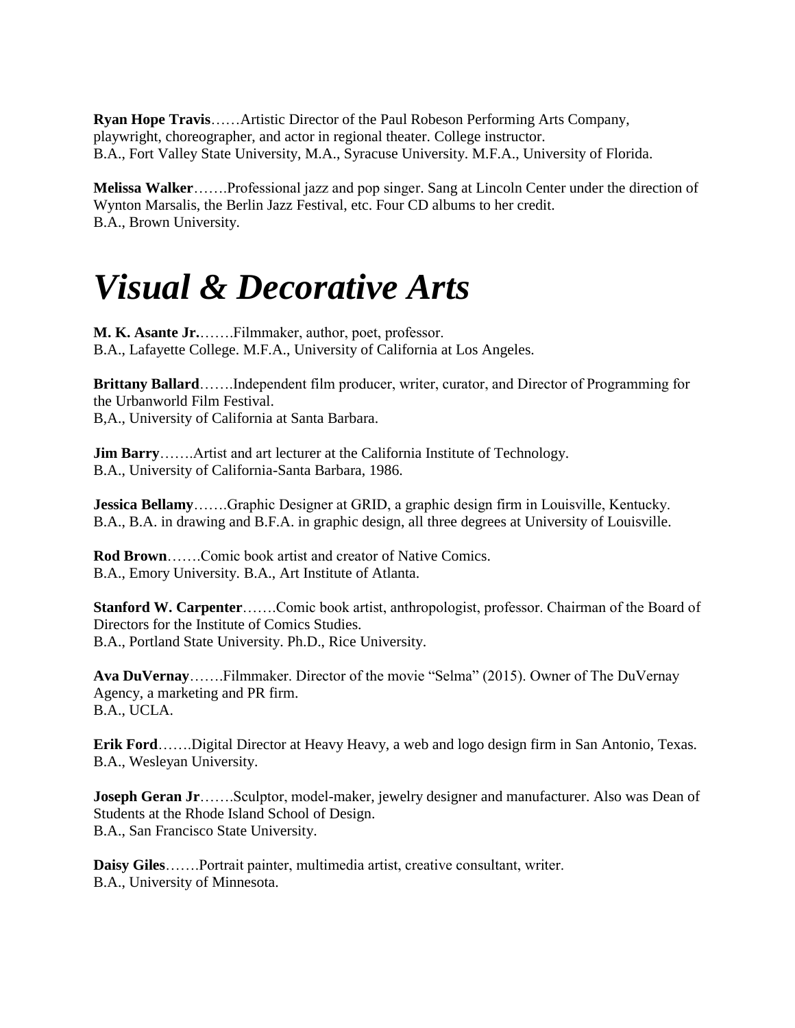**Ryan Hope Travis**……Artistic Director of the Paul Robeson Performing Arts Company, playwright, choreographer, and actor in regional theater. College instructor.
B.A., Fort Valley State University, M.A., Syracuse University. M.F.A., University of Florida.

**Melissa Walker**…….Professional jazz and pop singer. Sang at Lincoln Center under the direction of Wynton Marsalis, the Berlin Jazz Festival, etc. Four CD albums to her credit.
B.A., Brown University.

# *Visual & Decorative Arts*

**M. K. Asante Jr.**…….Filmmaker, author, poet, professor.
B.A., Lafayette College. M.F.A., University of California at Los Angeles.

**Brittany Ballard**…….Independent film producer, writer, curator, and Director of Programming for the Urbanworld Film Festival.
B,A., University of California at Santa Barbara.

**Jim Barry**…….Artist and art lecturer at the California Institute of Technology.
B.A., University of California-Santa Barbara, 1986.

**Jessica Bellamy**…….Graphic Designer at GRID, a graphic design firm in Louisville, Kentucky.
B.A., B.A. in drawing and B.F.A. in graphic design, all three degrees at University of Louisville.

**Rod Brown**…….Comic book artist and creator of Native Comics.
B.A., Emory University. B.A., Art Institute of Atlanta.

**Stanford W. Carpenter**…….Comic book artist, anthropologist, professor. Chairman of the Board of Directors for the Institute of Comics Studies.
B.A., Portland State University. Ph.D., Rice University.

**Ava DuVernay**…….Filmmaker. Director of the movie "Selma" (2015). Owner of The DuVernay Agency, a marketing and PR firm.
B.A., UCLA.

**Erik Ford**…….Digital Director at Heavy Heavy, a web and logo design firm in San Antonio, Texas.
B.A., Wesleyan University.

**Joseph Geran Jr**…….Sculptor, model-maker, jewelry designer and manufacturer. Also was Dean of Students at the Rhode Island School of Design.
B.A., San Francisco State University.

**Daisy Giles**…….Portrait painter, multimedia artist, creative consultant, writer.
B.A., University of Minnesota.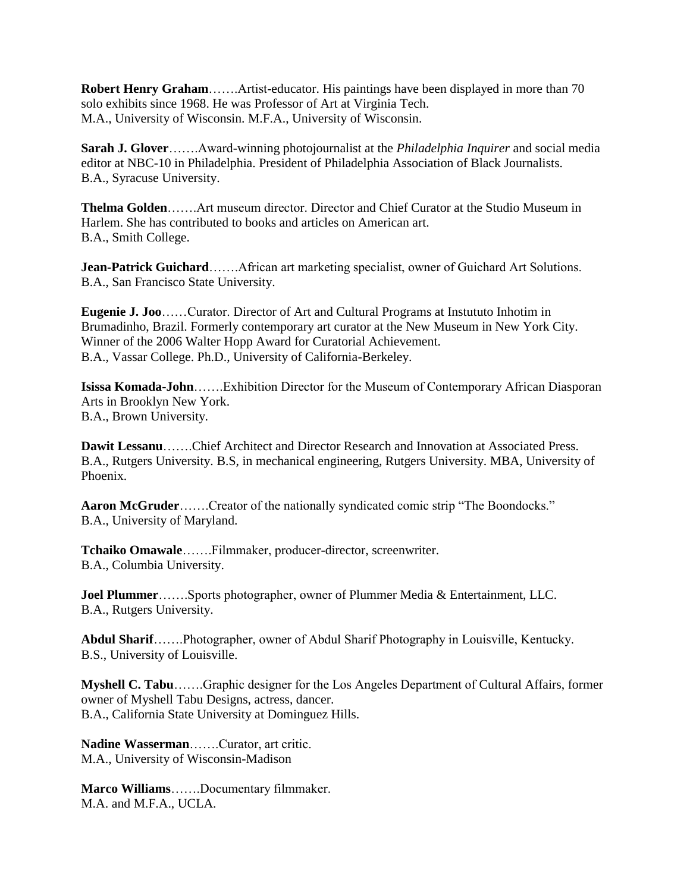**Robert Henry Graham**…….Artist-educator. His paintings have been displayed in more than 70 solo exhibits since 1968. He was Professor of Art at Virginia Tech.
M.A., University of Wisconsin. M.F.A., University of Wisconsin.

**Sarah J. Glover**…….Award-winning photojournalist at the *Philadelphia Inquirer* and social media editor at NBC-10 in Philadelphia. President of Philadelphia Association of Black Journalists.
B.A., Syracuse University.

**Thelma Golden**…….Art museum director. Director and Chief Curator at the Studio Museum in Harlem. She has contributed to books and articles on American art.
B.A., Smith College.

**Jean-Patrick Guichard**…….African art marketing specialist, owner of Guichard Art Solutions.
B.A., San Francisco State University.

**Eugenie J. Joo**……Curator. Director of Art and Cultural Programs at Instututo Inhotim in Brumadinho, Brazil. Formerly contemporary art curator at the New Museum in New York City. Winner of the 2006 Walter Hopp Award for Curatorial Achievement.
B.A., Vassar College. Ph.D., University of California-Berkeley.

**Isissa Komada-John**…….Exhibition Director for the Museum of Contemporary African Diasporan Arts in Brooklyn New York.
B.A., Brown University.

**Dawit Lessanu**…….Chief Architect and Director Research and Innovation at Associated Press.
B.A., Rutgers University. B.S, in mechanical engineering, Rutgers University. MBA, University of Phoenix.

**Aaron McGruder**…….Creator of the nationally syndicated comic strip "The Boondocks."
B.A., University of Maryland.

**Tchaiko Omawale**…….Filmmaker, producer-director, screenwriter.
B.A., Columbia University.

**Joel Plummer**…….Sports photographer, owner of Plummer Media & Entertainment, LLC.
B.A., Rutgers University.

**Abdul Sharif**…….Photographer, owner of Abdul Sharif Photography in Louisville, Kentucky.
B.S., University of Louisville.

**Myshell C. Tabu**…….Graphic designer for the Los Angeles Department of Cultural Affairs, former owner of Myshell Tabu Designs, actress, dancer.
B.A., California State University at Dominguez Hills.

**Nadine Wasserman**…….Curator, art critic.
M.A., University of Wisconsin-Madison

**Marco Williams**…….Documentary filmmaker.
M.A. and M.F.A., UCLA.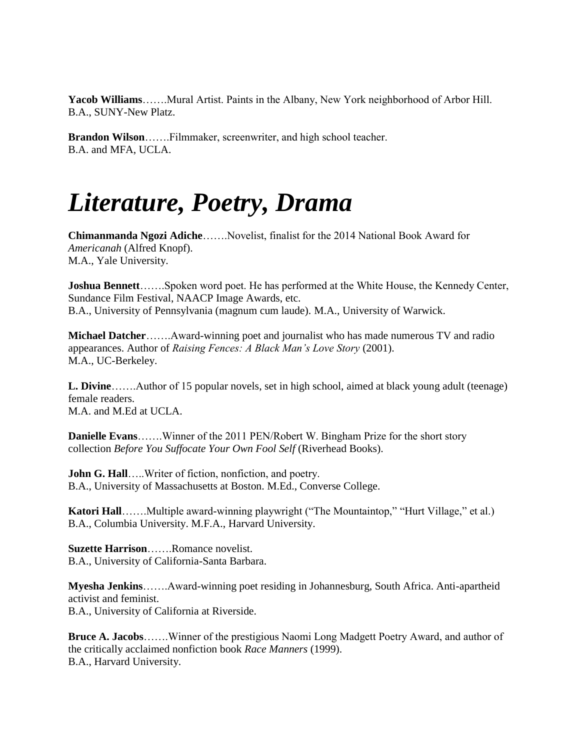**Yacob Williams**…….Mural Artist. Paints in the Albany, New York neighborhood of Arbor Hill.
B.A., SUNY-New Platz.

**Brandon Wilson**…….Filmmaker, screenwriter, and high school teacher.
B.A. and MFA, UCLA.

# *Literature, Poetry, Drama*

**Chimanmanda Ngozi Adiche**…….Novelist, finalist for the 2014 National Book Award for *Americanah* (Alfred Knopf).
M.A., Yale University.

**Joshua Bennett**…….Spoken word poet. He has performed at the White House, the Kennedy Center, Sundance Film Festival, NAACP Image Awards, etc.
B.A., University of Pennsylvania (magnum cum laude). M.A., University of Warwick.

**Michael Datcher**…….Award-winning poet and journalist who has made numerous TV and radio appearances. Author of *Raising Fences: A Black Man's Love Story* (2001).
M.A., UC-Berkeley.

**L. Divine**…….Author of 15 popular novels, set in high school, aimed at black young adult (teenage) female readers.
M.A. and M.Ed at UCLA.

**Danielle Evans**…….Winner of the 2011 PEN/Robert W. Bingham Prize for the short story collection *Before You Suffocate Your Own Fool Self* (Riverhead Books).

**John G. Hall**…..Writer of fiction, nonfiction, and poetry.
B.A., University of Massachusetts at Boston. M.Ed., Converse College.

**Katori Hall**…….Multiple award-winning playwright ("The Mountaintop," "Hurt Village," et al.)
B.A., Columbia University. M.F.A., Harvard University.

**Suzette Harrison**…….Romance novelist.
B.A., University of California-Santa Barbara.

**Myesha Jenkins**…….Award-winning poet residing in Johannesburg, South Africa. Anti-apartheid activist and feminist.
B.A., University of California at Riverside.

**Bruce A. Jacobs**…….Winner of the prestigious Naomi Long Madgett Poetry Award, and author of the critically acclaimed nonfiction book *Race Manners* (1999).
B.A., Harvard University.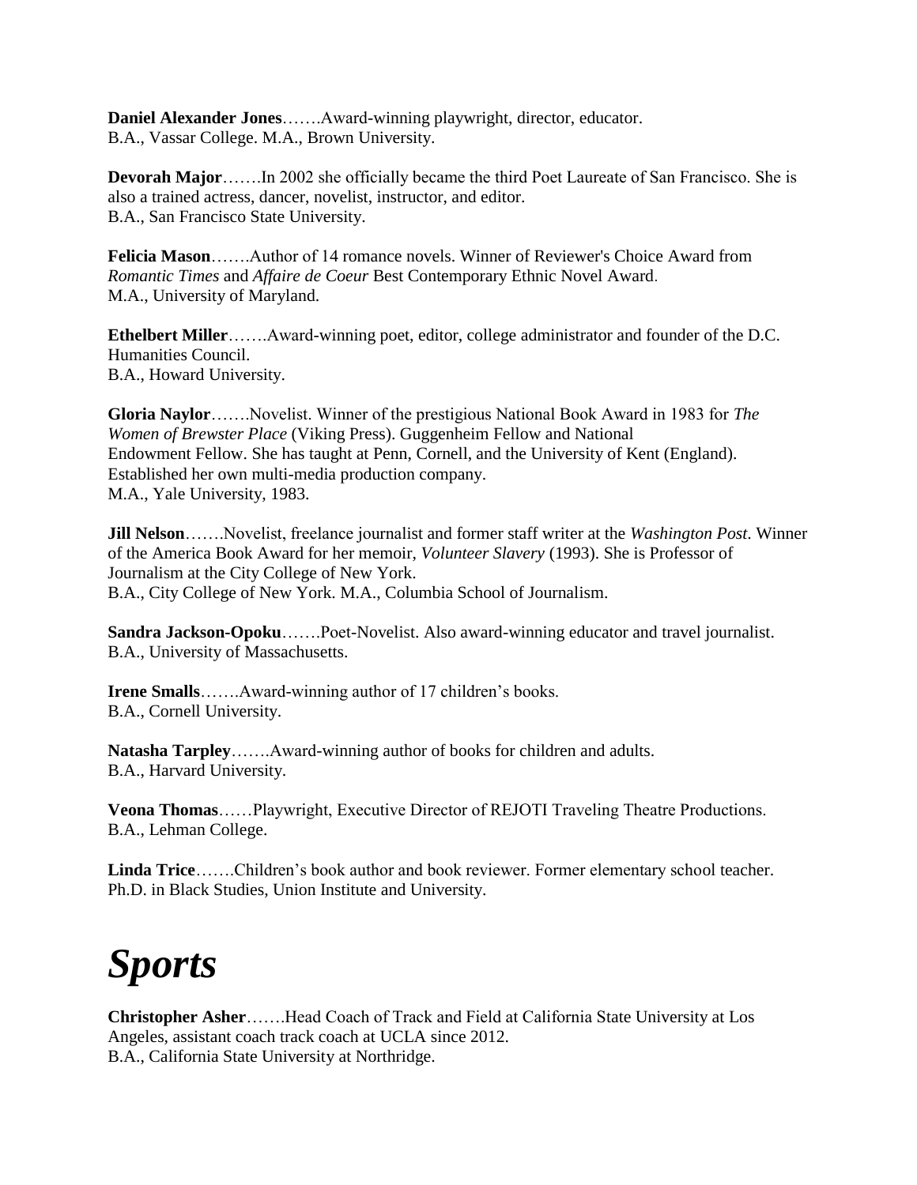**Daniel Alexander Jones**…….Award-winning playwright, director, educator.
B.A., Vassar College. M.A., Brown University.

**Devorah Major**…….In 2002 she officially became the third Poet Laureate of San Francisco. She is also a trained actress, dancer, novelist, instructor, and editor.
B.A., San Francisco State University.

**Felicia Mason**…….Author of 14 romance novels. Winner of Reviewer's Choice Award from *Romantic Times* and *Affaire de Coeur* Best Contemporary Ethnic Novel Award.
M.A., University of Maryland.

**Ethelbert Miller**…….Award-winning poet, editor, college administrator and founder of the D.C. Humanities Council.
B.A., Howard University.

**Gloria Naylor**…….Novelist. Winner of the prestigious National Book Award in 1983 for *The Women of Brewster Place* (Viking Press). Guggenheim Fellow and National Endowment Fellow. She has taught at Penn, Cornell, and the University of Kent (England). Established her own multi-media production company.
M.A., Yale University, 1983.

**Jill Nelson**…….Novelist, freelance journalist and former staff writer at the *Washington Post*. Winner of the America Book Award for her memoir, *Volunteer Slavery* (1993). She is Professor of Journalism at the City College of New York.
B.A., City College of New York. M.A., Columbia School of Journalism.

**Sandra Jackson-Opoku**…….Poet-Novelist. Also award-winning educator and travel journalist.
B.A., University of Massachusetts.

**Irene Smalls**…….Award-winning author of 17 children's books.
B.A., Cornell University.

**Natasha Tarpley**…….Award-winning author of books for children and adults.
B.A., Harvard University.

**Veona Thomas**……Playwright, Executive Director of REJOTI Traveling Theatre Productions.
B.A., Lehman College.

**Linda Trice**…….Children's book author and book reviewer. Former elementary school teacher.
Ph.D. in Black Studies, Union Institute and University.

# *Sports*

**Christopher Asher**…….Head Coach of Track and Field at California State University at Los Angeles, assistant coach track coach at UCLA since 2012.
B.A., California State University at Northridge.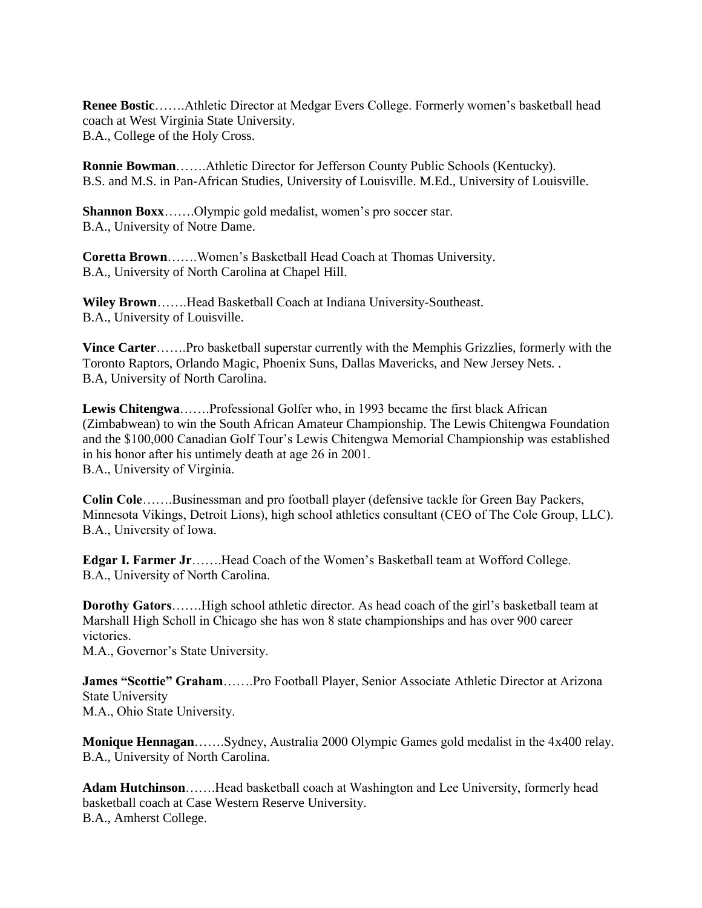**Renee Bostic**…….Athletic Director at Medgar Evers College. Formerly women's basketball head coach at West Virginia State University.
B.A., College of the Holy Cross.

**Ronnie Bowman**…….Athletic Director for Jefferson County Public Schools (Kentucky).
B.S. and M.S. in Pan-African Studies, University of Louisville. M.Ed., University of Louisville.

**Shannon Boxx**…….Olympic gold medalist, women's pro soccer star.
B.A., University of Notre Dame.

**Coretta Brown**…….Women's Basketball Head Coach at Thomas University.
B.A., University of North Carolina at Chapel Hill.

**Wiley Brown**…….Head Basketball Coach at Indiana University-Southeast.
B.A., University of Louisville.

**Vince Carter**…….Pro basketball superstar currently with the Memphis Grizzlies, formerly with the Toronto Raptors, Orlando Magic, Phoenix Suns, Dallas Mavericks, and New Jersey Nets. .
B.A, University of North Carolina.

**Lewis Chitengwa**…….Professional Golfer who, in 1993 became the first black African (Zimbabwean) to win the South African Amateur Championship. The Lewis Chitengwa Foundation and the $100,000 Canadian Golf Tour's Lewis Chitengwa Memorial Championship was established in his honor after his untimely death at age 26 in 2001.
B.A., University of Virginia.

**Colin Cole**…….Businessman and pro football player (defensive tackle for Green Bay Packers, Minnesota Vikings, Detroit Lions), high school athletics consultant (CEO of The Cole Group, LLC).
B.A., University of Iowa.

**Edgar I. Farmer Jr**…….Head Coach of the Women's Basketball team at Wofford College.
B.A., University of North Carolina.

**Dorothy Gators**…….High school athletic director. As head coach of the girl's basketball team at Marshall High Scholl in Chicago she has won 8 state championships and has over 900 career victories.
M.A., Governor's State University.

**James "Scottie" Graham**…….Pro Football Player, Senior Associate Athletic Director at Arizona State University
M.A., Ohio State University.

**Monique Hennagan**…….Sydney, Australia 2000 Olympic Games gold medalist in the 4x400 relay.
B.A., University of North Carolina.

**Adam Hutchinson**…….Head basketball coach at Washington and Lee University, formerly head basketball coach at Case Western Reserve University.
B.A., Amherst College.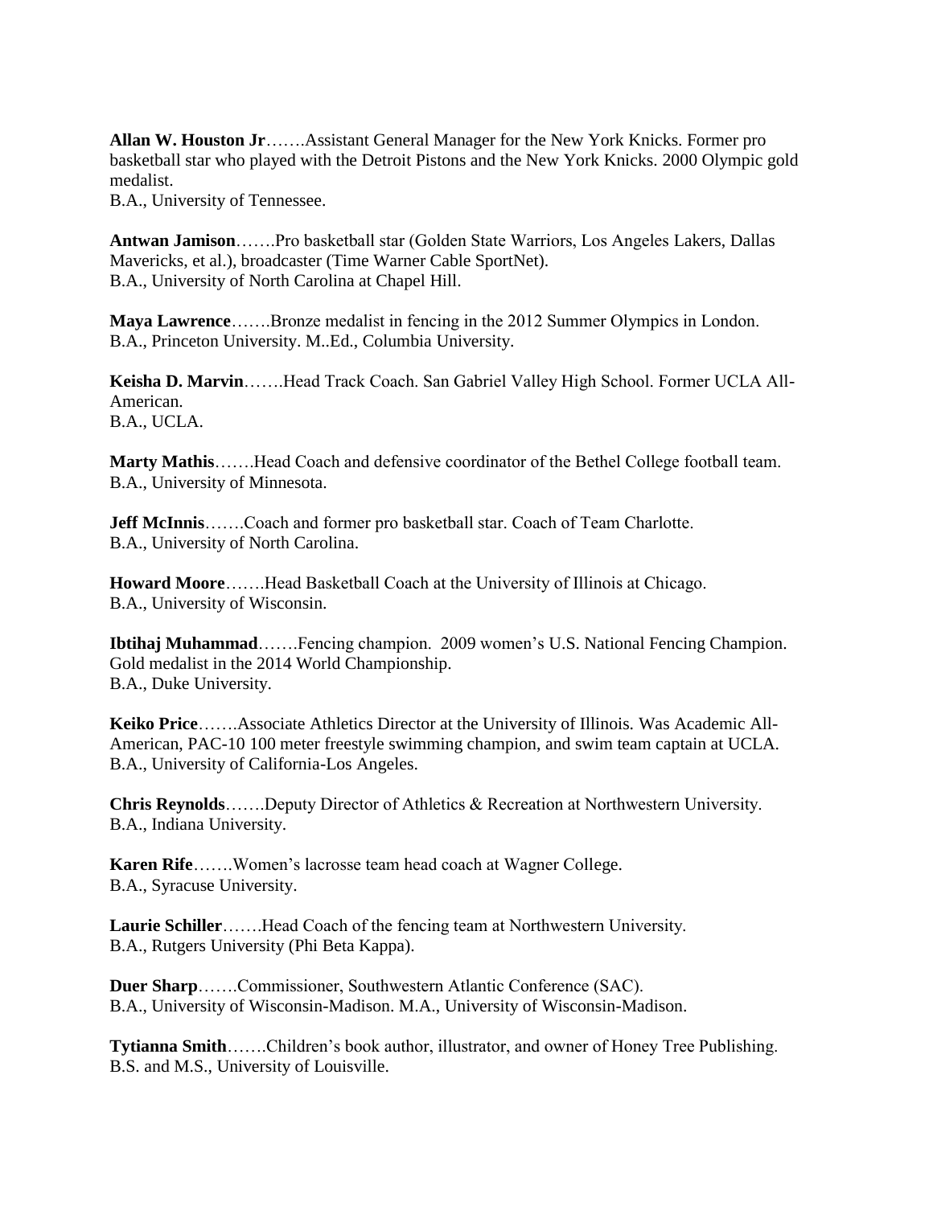**Allan W. Houston Jr**…….Assistant General Manager for the New York Knicks. Former pro basketball star who played with the Detroit Pistons and the New York Knicks. 2000 Olympic gold medalist.
B.A., University of Tennessee.

**Antwan Jamison**…….Pro basketball star (Golden State Warriors, Los Angeles Lakers, Dallas Mavericks, et al.), broadcaster (Time Warner Cable SportNet).
B.A., University of North Carolina at Chapel Hill.

**Maya Lawrence**…….Bronze medalist in fencing in the 2012 Summer Olympics in London.
B.A., Princeton University. M..Ed., Columbia University.

**Keisha D. Marvin**…….Head Track Coach. San Gabriel Valley High School. Former UCLA All-American.
B.A., UCLA.

**Marty Mathis**…….Head Coach and defensive coordinator of the Bethel College football team.
B.A., University of Minnesota.

**Jeff McInnis**…….Coach and former pro basketball star. Coach of Team Charlotte.
B.A., University of North Carolina.

**Howard Moore**…….Head Basketball Coach at the University of Illinois at Chicago.
B.A., University of Wisconsin.

**Ibtihaj Muhammad**…….Fencing champion. 2009 women's U.S. National Fencing Champion. Gold medalist in the 2014 World Championship.
B.A., Duke University.

**Keiko Price**…….Associate Athletics Director at the University of Illinois. Was Academic All-American, PAC-10 100 meter freestyle swimming champion, and swim team captain at UCLA.
B.A., University of California-Los Angeles.

**Chris Reynolds**…….Deputy Director of Athletics & Recreation at Northwestern University.
B.A., Indiana University.

**Karen Rife**…….Women's lacrosse team head coach at Wagner College.
B.A., Syracuse University.

**Laurie Schiller**…….Head Coach of the fencing team at Northwestern University.
B.A., Rutgers University (Phi Beta Kappa).

**Duer Sharp**…….Commissioner, Southwestern Atlantic Conference (SAC).
B.A., University of Wisconsin-Madison. M.A., University of Wisconsin-Madison.

**Tytianna Smith**…….Children's book author, illustrator, and owner of Honey Tree Publishing.
B.S. and M.S., University of Louisville.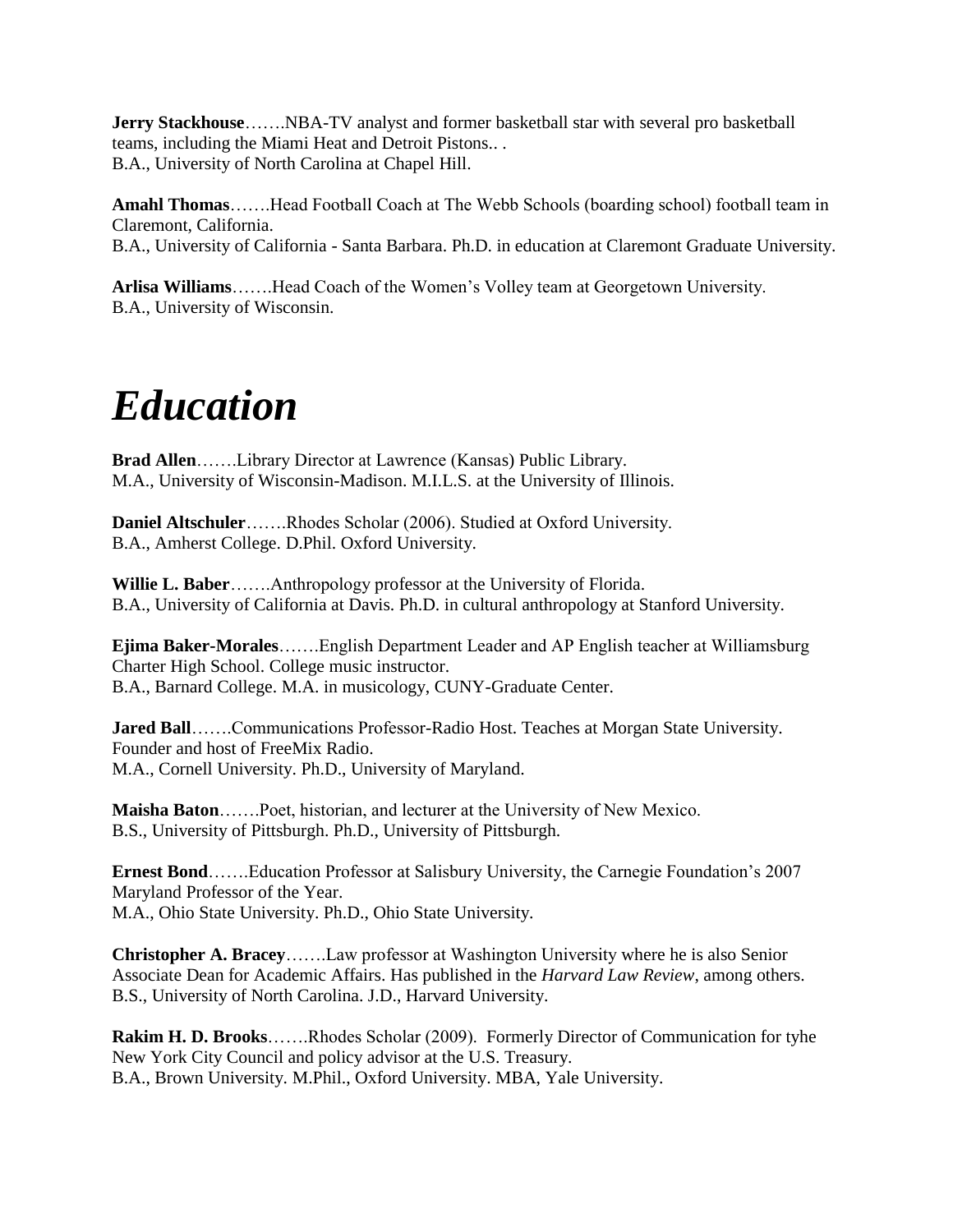**Jerry Stackhouse**…….NBA-TV analyst and former basketball star with several pro basketball teams, including the Miami Heat and Detroit Pistons.. .
B.A., University of North Carolina at Chapel Hill.

**Amahl Thomas**…….Head Football Coach at The Webb Schools (boarding school) football team in Claremont, California.
B.A., University of California - Santa Barbara. Ph.D. in education at Claremont Graduate University.

**Arlisa Williams**…….Head Coach of the Women's Volley team at Georgetown University.
B.A., University of Wisconsin.

# *Education*

**Brad Allen**…….Library Director at Lawrence (Kansas) Public Library.
M.A., University of Wisconsin-Madison. M.I.L.S. at the University of Illinois.

**Daniel Altschuler**…….Rhodes Scholar (2006). Studied at Oxford University.
B.A., Amherst College. D.Phil. Oxford University.

**Willie L. Baber**…….Anthropology professor at the University of Florida.
B.A., University of California at Davis. Ph.D. in cultural anthropology at Stanford University.

**Ejima Baker-Morales**…….English Department Leader and AP English teacher at Williamsburg Charter High School. College music instructor.
B.A., Barnard College. M.A. in musicology, CUNY-Graduate Center.

**Jared Ball**…….Communications Professor-Radio Host. Teaches at Morgan State University. Founder and host of FreeMix Radio.
M.A., Cornell University. Ph.D., University of Maryland.

**Maisha Baton**…….Poet, historian, and lecturer at the University of New Mexico.
B.S., University of Pittsburgh. Ph.D., University of Pittsburgh.

**Ernest Bond**…….Education Professor at Salisbury University, the Carnegie Foundation's 2007 Maryland Professor of the Year.
M.A., Ohio State University. Ph.D., Ohio State University.

**Christopher A. Bracey**…….Law professor at Washington University where he is also Senior Associate Dean for Academic Affairs. Has published in the *Harvard Law Review*, among others.
B.S., University of North Carolina. J.D., Harvard University.

**Rakim H. D. Brooks**…….Rhodes Scholar (2009). Formerly Director of Communication for tyhe New York City Council and policy advisor at the U.S. Treasury.
B.A., Brown University. M.Phil., Oxford University. MBA, Yale University.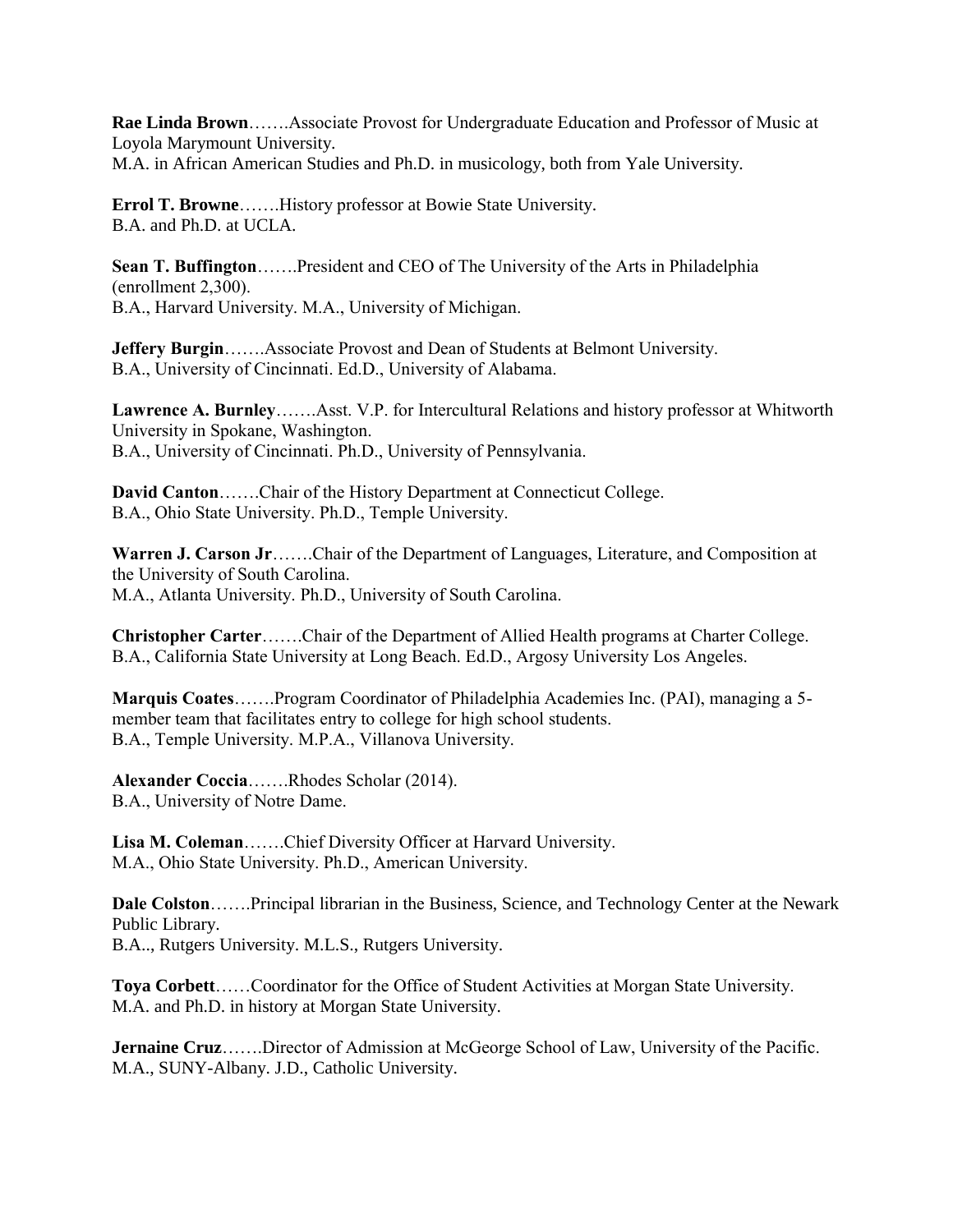**Rae Linda Brown**…….Associate Provost for Undergraduate Education and Professor of Music at Loyola Marymount University.
M.A. in African American Studies and Ph.D. in musicology, both from Yale University.

**Errol T. Browne**…….History professor at Bowie State University.
B.A. and Ph.D. at UCLA.

**Sean T. Buffington**…….President and CEO of The University of the Arts in Philadelphia (enrollment 2,300).
B.A., Harvard University. M.A., University of Michigan.

**Jeffery Burgin**…….Associate Provost and Dean of Students at Belmont University.
B.A., University of Cincinnati. Ed.D., University of Alabama.

**Lawrence A. Burnley**…….Asst. V.P. for Intercultural Relations and history professor at Whitworth University in Spokane, Washington.
B.A., University of Cincinnati. Ph.D., University of Pennsylvania.

**David Canton**…….Chair of the History Department at Connecticut College.
B.A., Ohio State University. Ph.D., Temple University.

**Warren J. Carson Jr**…….Chair of the Department of Languages, Literature, and Composition at the University of South Carolina.
M.A., Atlanta University. Ph.D., University of South Carolina.

**Christopher Carter**…….Chair of the Department of Allied Health programs at Charter College.
B.A., California State University at Long Beach. Ed.D., Argosy University Los Angeles.

**Marquis Coates**…….Program Coordinator of Philadelphia Academies Inc. (PAI), managing a 5-member team that facilitates entry to college for high school students.
B.A., Temple University. M.P.A., Villanova University.

**Alexander Coccia**…….Rhodes Scholar (2014).
B.A., University of Notre Dame.

**Lisa M. Coleman**…….Chief Diversity Officer at Harvard University.
M.A., Ohio State University. Ph.D., American University.

**Dale Colston**…….Principal librarian in the Business, Science, and Technology Center at the Newark Public Library.
B.A.., Rutgers University. M.L.S., Rutgers University.

**Toya Corbett**……Coordinator for the Office of Student Activities at Morgan State University.
M.A. and Ph.D. in history at Morgan State University.

**Jernaine Cruz**…….Director of Admission at McGeorge School of Law, University of the Pacific.
M.A., SUNY-Albany. J.D., Catholic University.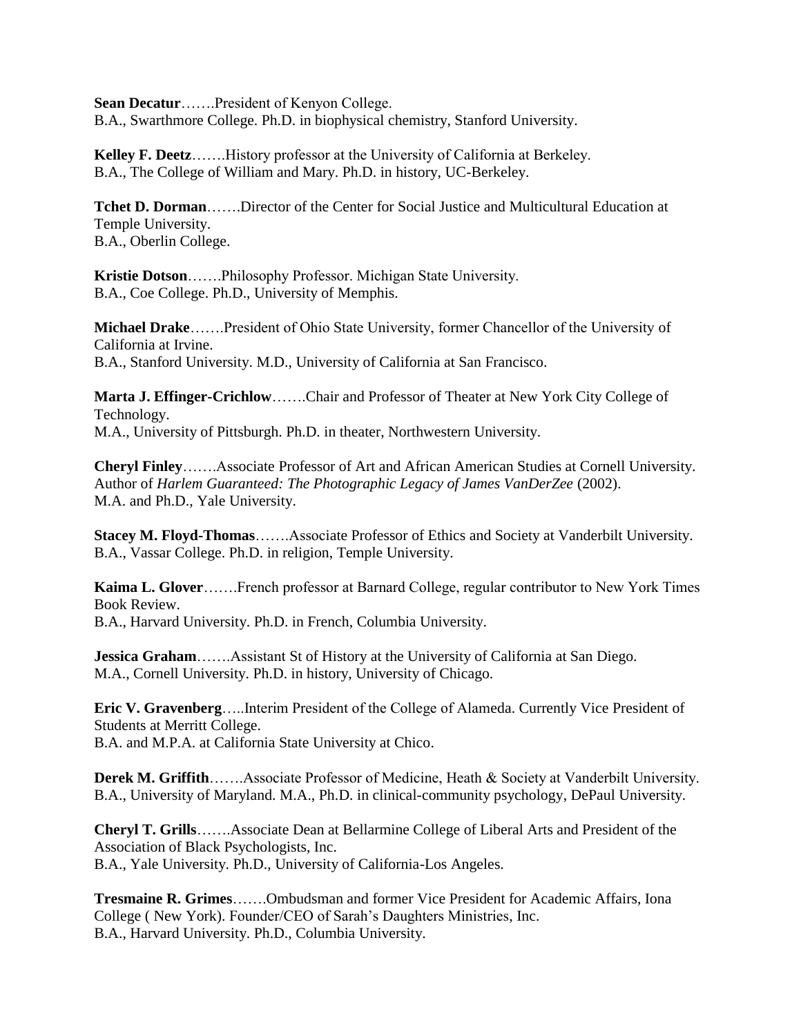**Sean Decatur**…….President of Kenyon College.
B.A., Swarthmore College. Ph.D. in biophysical chemistry, Stanford University.

**Kelley F. Deetz**…….History professor at the University of California at Berkeley.
B.A., The College of William and Mary. Ph.D. in history, UC-Berkeley.

**Tchet D. Dorman**…….Director of the Center for Social Justice and Multicultural Education at Temple University.
B.A., Oberlin College.

**Kristie Dotson**…….Philosophy Professor. Michigan State University.
B.A., Coe College. Ph.D., University of Memphis.

**Michael Drake**…….President of Ohio State University, former Chancellor of the University of California at Irvine.
B.A., Stanford University. M.D., University of California at San Francisco.

**Marta J. Effinger-Crichlow**…….Chair and Professor of Theater at New York City College of Technology.
M.A., University of Pittsburgh. Ph.D. in theater, Northwestern University.

**Cheryl Finley**…….Associate Professor of Art and African American Studies at Cornell University. Author of *Harlem Guaranteed: The Photographic Legacy of James VanDerZee* (2002).
M.A. and Ph.D., Yale University.

**Stacey M. Floyd-Thomas**…….Associate Professor of Ethics and Society at Vanderbilt University.
B.A., Vassar College. Ph.D. in religion, Temple University.

**Kaima L. Glover**…….French professor at Barnard College, regular contributor to New York Times Book Review.
B.A., Harvard University. Ph.D. in French, Columbia University.

**Jessica Graham**…….Assistant St of History at the University of California at San Diego.
M.A., Cornell University. Ph.D. in history, University of Chicago.

**Eric V. Gravenberg**…..Interim President of the College of Alameda. Currently Vice President of Students at Merritt College.
B.A. and M.P.A. at California State University at Chico.

**Derek M. Griffith**…….Associate Professor of Medicine, Heath & Society at Vanderbilt University.
B.A., University of Maryland. M.A., Ph.D. in clinical-community psychology, DePaul University.

**Cheryl T. Grills**…….Associate Dean at Bellarmine College of Liberal Arts and President of the Association of Black Psychologists, Inc.
B.A., Yale University. Ph.D., University of California-Los Angeles.

**Tresmaine R. Grimes**…….Ombudsman and former Vice President for Academic Affairs, Iona College ( New York). Founder/CEO of Sarah's Daughters Ministries, Inc.
B.A., Harvard University. Ph.D., Columbia University.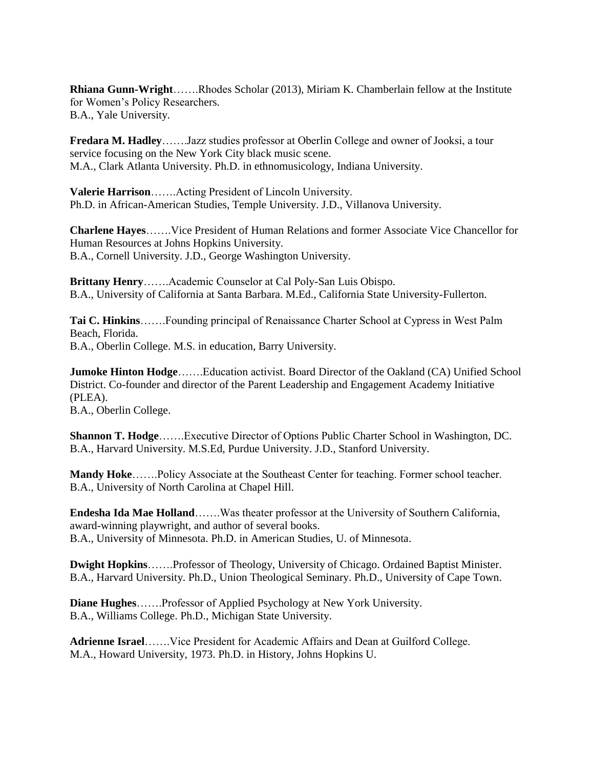**Rhiana Gunn-Wright**…….Rhodes Scholar (2013), Miriam K. Chamberlain fellow at the Institute for Women's Policy Researchers.
B.A., Yale University.

**Fredara M. Hadley**…….Jazz studies professor at Oberlin College and owner of Jooksi, a tour service focusing on the New York City black music scene.
M.A., Clark Atlanta University. Ph.D. in ethnomusicology, Indiana University.

**Valerie Harrison**…….Acting President of Lincoln University.
Ph.D. in African-American Studies, Temple University. J.D., Villanova University.

**Charlene Hayes**…….Vice President of Human Relations and former Associate Vice Chancellor for Human Resources at Johns Hopkins University.
B.A., Cornell University. J.D., George Washington University.

**Brittany Henry**…….Academic Counselor at Cal Poly-San Luis Obispo.
B.A., University of California at Santa Barbara. M.Ed., California State University-Fullerton.

**Tai C. Hinkins**…….Founding principal of Renaissance Charter School at Cypress in West Palm Beach, Florida.
B.A., Oberlin College. M.S. in education, Barry University.

**Jumoke Hinton Hodge**…….Education activist. Board Director of the Oakland (CA) Unified School District. Co-founder and director of the Parent Leadership and Engagement Academy Initiative (PLEA).
B.A., Oberlin College.

**Shannon T. Hodge**…….Executive Director of Options Public Charter School in Washington, DC.
B.A., Harvard University. M.S.Ed, Purdue University. J.D., Stanford University.

**Mandy Hoke**…….Policy Associate at the Southeast Center for teaching. Former school teacher.
B.A., University of North Carolina at Chapel Hill.

**Endesha Ida Mae Holland**…….Was theater professor at the University of Southern California, award-winning playwright, and author of several books.
B.A., University of Minnesota. Ph.D. in American Studies, U. of Minnesota.

**Dwight Hopkins**…….Professor of Theology, University of Chicago. Ordained Baptist Minister.
B.A., Harvard University. Ph.D., Union Theological Seminary. Ph.D., University of Cape Town.

**Diane Hughes**…….Professor of Applied Psychology at New York University.
B.A., Williams College. Ph.D., Michigan State University.

**Adrienne Israel**…….Vice President for Academic Affairs and Dean at Guilford College.
M.A., Howard University, 1973. Ph.D. in History, Johns Hopkins U.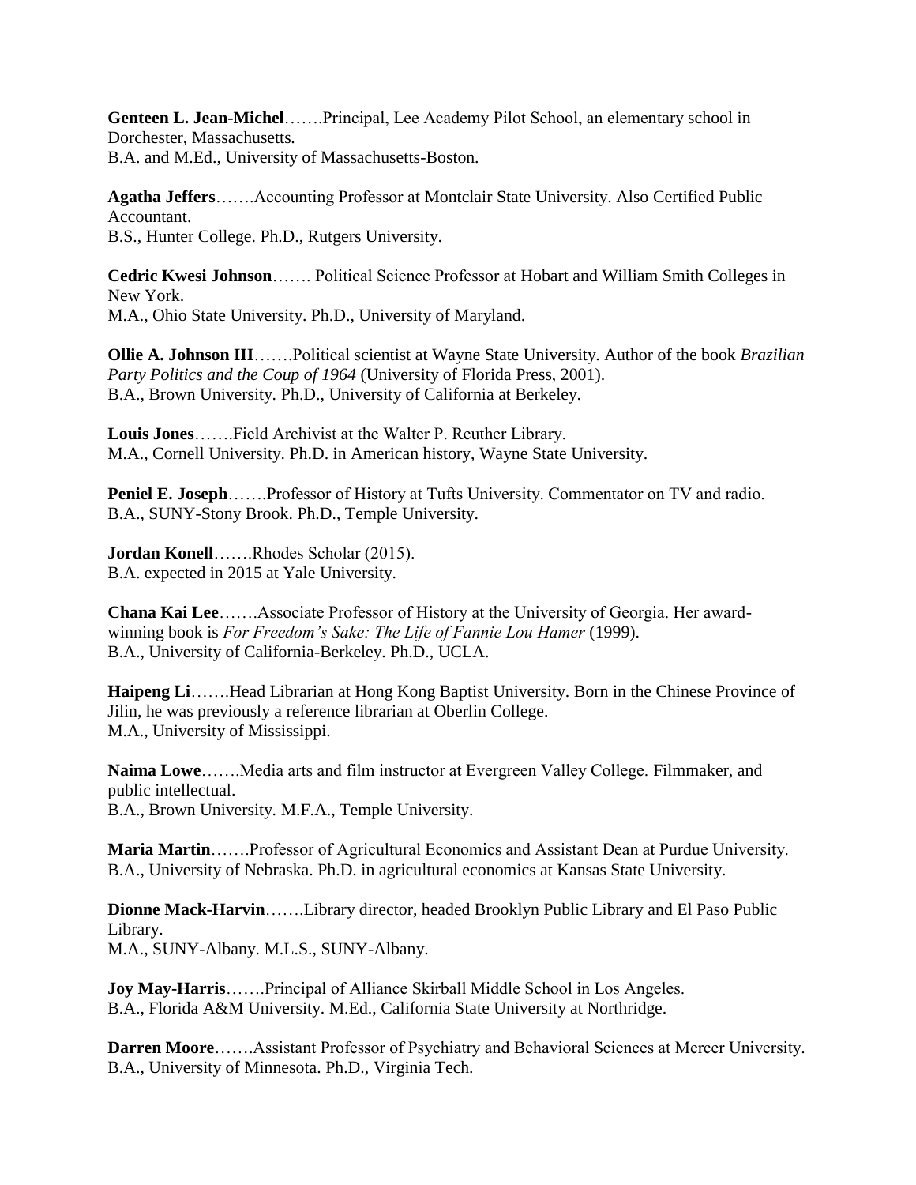**Genteen L. Jean-Michel**…….Principal, Lee Academy Pilot School, an elementary school in Dorchester, Massachusetts.
B.A. and M.Ed., University of Massachusetts-Boston.

**Agatha Jeffers**…….Accounting Professor at Montclair State University. Also Certified Public Accountant.
B.S., Hunter College. Ph.D., Rutgers University.

**Cedric Kwesi Johnson**……. Political Science Professor at Hobart and William Smith Colleges in New York.
M.A., Ohio State University. Ph.D., University of Maryland.

**Ollie A. Johnson III**…….Political scientist at Wayne State University. Author of the book *Brazilian Party Politics and the Coup of 1964* (University of Florida Press, 2001).
B.A., Brown University. Ph.D., University of California at Berkeley.

**Louis Jones**…….Field Archivist at the Walter P. Reuther Library.
M.A., Cornell University. Ph.D. in American history, Wayne State University.

**Peniel E. Joseph**…….Professor of History at Tufts University. Commentator on TV and radio.
B.A., SUNY-Stony Brook. Ph.D., Temple University.

**Jordan Konell**…….Rhodes Scholar (2015).
B.A. expected in 2015 at Yale University.

**Chana Kai Lee**…….Associate Professor of History at the University of Georgia. Her award-winning book is *For Freedom's Sake: The Life of Fannie Lou Hamer* (1999).
B.A., University of California-Berkeley. Ph.D., UCLA.

**Haipeng Li**…….Head Librarian at Hong Kong Baptist University. Born in the Chinese Province of Jilin, he was previously a reference librarian at Oberlin College.
M.A., University of Mississippi.

**Naima Lowe**…….Media arts and film instructor at Evergreen Valley College. Filmmaker, and public intellectual.
B.A., Brown University. M.F.A., Temple University.

**Maria Martin**…….Professor of Agricultural Economics and Assistant Dean at Purdue University.
B.A., University of Nebraska. Ph.D. in agricultural economics at Kansas State University.

**Dionne Mack-Harvin**…….Library director, headed Brooklyn Public Library and El Paso Public Library.
M.A., SUNY-Albany. M.L.S., SUNY-Albany.

**Joy May-Harris**…….Principal of Alliance Skirball Middle School in Los Angeles.
B.A., Florida A&M University. M.Ed., California State University at Northridge.

**Darren Moore**…….Assistant Professor of Psychiatry and Behavioral Sciences at Mercer University.
B.A., University of Minnesota. Ph.D., Virginia Tech.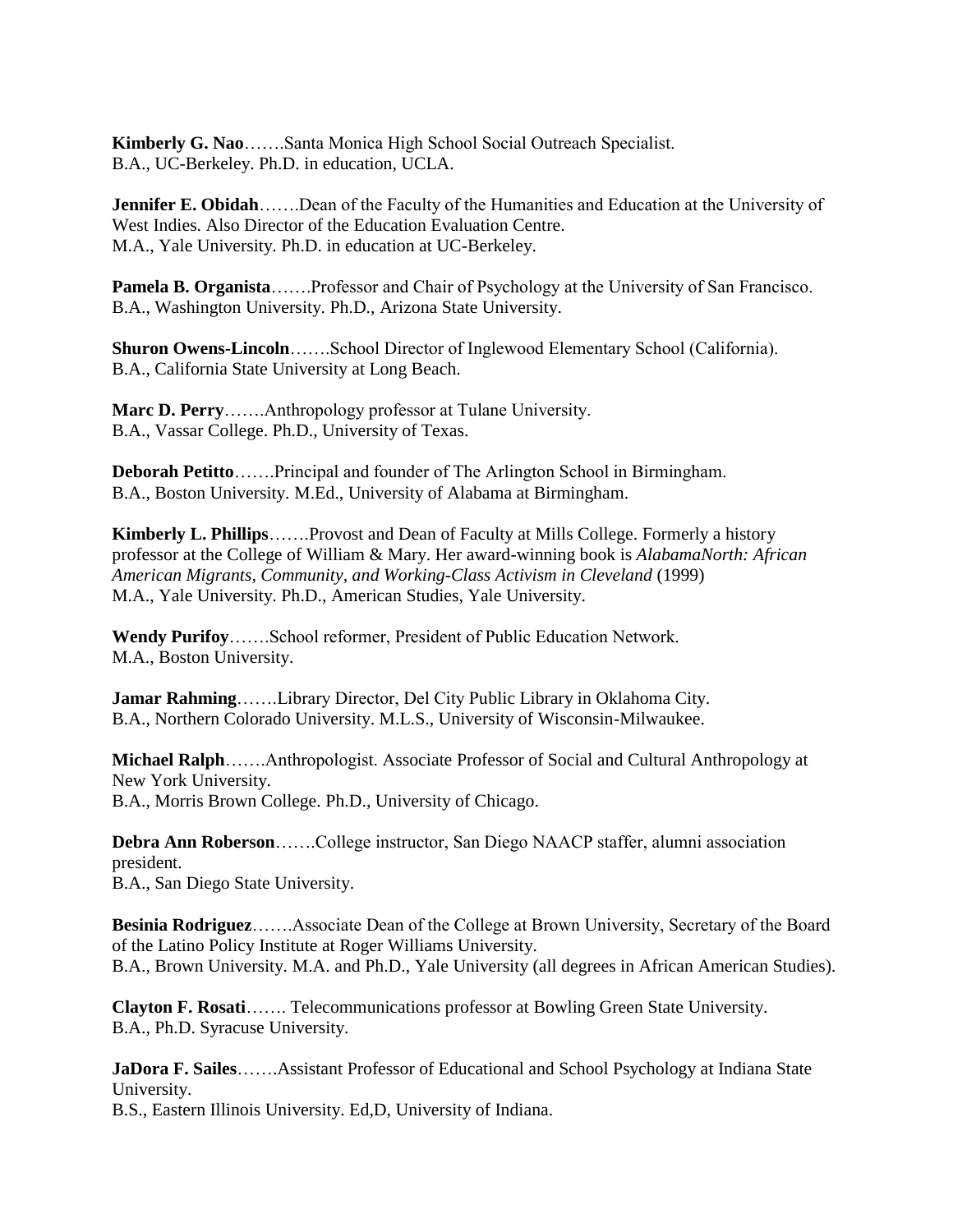**Kimberly G. Nao**…….Santa Monica High School Social Outreach Specialist.
B.A., UC-Berkeley. Ph.D. in education, UCLA.

**Jennifer E. Obidah**…….Dean of the Faculty of the Humanities and Education at the University of West Indies. Also Director of the Education Evaluation Centre.
M.A., Yale University. Ph.D. in education at UC-Berkeley.

**Pamela B. Organista**…….Professor and Chair of Psychology at the University of San Francisco.
B.A., Washington University. Ph.D., Arizona State University.

**Shuron Owens-Lincoln**…….School Director of Inglewood Elementary School (California).
B.A., California State University at Long Beach.

**Marc D. Perry**…….Anthropology professor at Tulane University.
B.A., Vassar College. Ph.D., University of Texas.

**Deborah Petitto**…….Principal and founder of The Arlington School in Birmingham.
B.A., Boston University. M.Ed., University of Alabama at Birmingham.

**Kimberly L. Phillips**…….Provost and Dean of Faculty at Mills College. Formerly a history professor at the College of William & Mary. Her award-winning book is *AlabamaNorth: African American Migrants, Community, and Working-Class Activism in Cleveland* (1999)
M.A., Yale University. Ph.D., American Studies, Yale University.

**Wendy Purifoy**…….School reformer, President of Public Education Network.
M.A., Boston University.

**Jamar Rahming**…….Library Director, Del City Public Library in Oklahoma City.
B.A., Northern Colorado University. M.L.S., University of Wisconsin-Milwaukee.

**Michael Ralph**…….Anthropologist. Associate Professor of Social and Cultural Anthropology at New York University.
B.A., Morris Brown College. Ph.D., University of Chicago.

**Debra Ann Roberson**…….College instructor, San Diego NAACP staffer, alumni association president.
B.A., San Diego State University.

**Besinia Rodriguez**…….Associate Dean of the College at Brown University, Secretary of the Board of the Latino Policy Institute at Roger Williams University.
B.A., Brown University. M.A. and Ph.D., Yale University (all degrees in African American Studies).

**Clayton F. Rosati**……. Telecommunications professor at Bowling Green State University.
B.A., Ph.D. Syracuse University.

**JaDora F. Sailes**…….Assistant Professor of Educational and School Psychology at Indiana State University.
B.S., Eastern Illinois University. Ed,D, University of Indiana.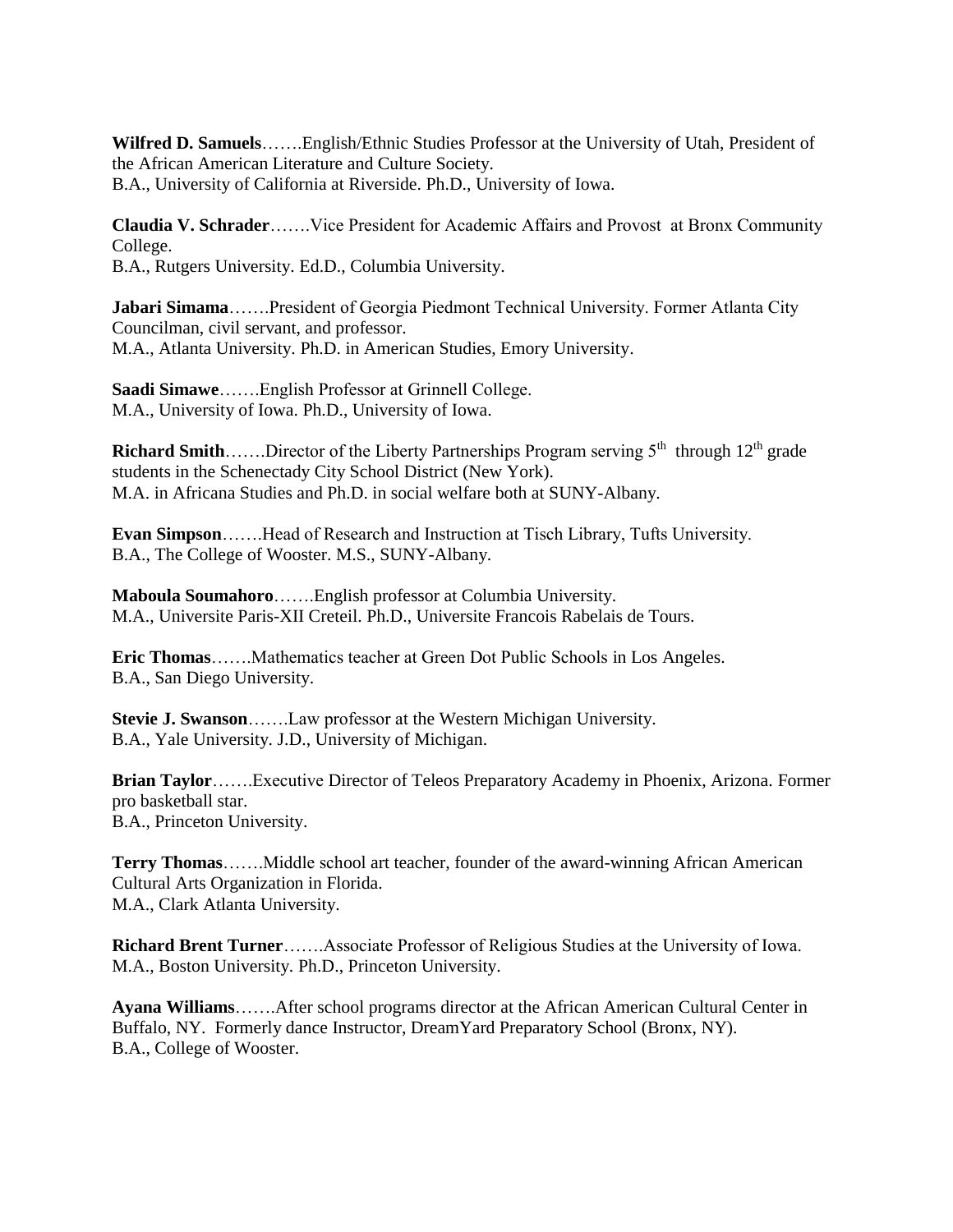**Wilfred D. Samuels**…….English/Ethnic Studies Professor at the University of Utah, President of the African American Literature and Culture Society.
B.A., University of California at Riverside. Ph.D., University of Iowa.

**Claudia V. Schrader**…….Vice President for Academic Affairs and Provost at Bronx Community College.
B.A., Rutgers University. Ed.D., Columbia University.

**Jabari Simama**…….President of Georgia Piedmont Technical University. Former Atlanta City Councilman, civil servant, and professor.
M.A., Atlanta University. Ph.D. in American Studies, Emory University.

**Saadi Simawe**…….English Professor at Grinnell College.
M.A., University of Iowa. Ph.D., University of Iowa.

**Richard Smith**…….Director of the Liberty Partnerships Program serving 5th through 12th grade students in the Schenectady City School District (New York).
M.A. in Africana Studies and Ph.D. in social welfare both at SUNY-Albany.

**Evan Simpson**…….Head of Research and Instruction at Tisch Library, Tufts University.
B.A., The College of Wooster. M.S., SUNY-Albany.

**Maboula Soumahoro**…….English professor at Columbia University.
M.A., Universite Paris-XII Creteil. Ph.D., Universite Francois Rabelais de Tours.

**Eric Thomas**…….Mathematics teacher at Green Dot Public Schools in Los Angeles.
B.A., San Diego University.

**Stevie J. Swanson**…….Law professor at the Western Michigan University.
B.A., Yale University. J.D., University of Michigan.

**Brian Taylor**…….Executive Director of Teleos Preparatory Academy in Phoenix, Arizona. Former pro basketball star.
B.A., Princeton University.

**Terry Thomas**…….Middle school art teacher, founder of the award-winning African American Cultural Arts Organization in Florida.
M.A., Clark Atlanta University.

**Richard Brent Turner**…….Associate Professor of Religious Studies at the University of Iowa.
M.A., Boston University. Ph.D., Princeton University.

**Ayana Williams**…….After school programs director at the African American Cultural Center in Buffalo, NY. Formerly dance Instructor, DreamYard Preparatory School (Bronx, NY).
B.A., College of Wooster.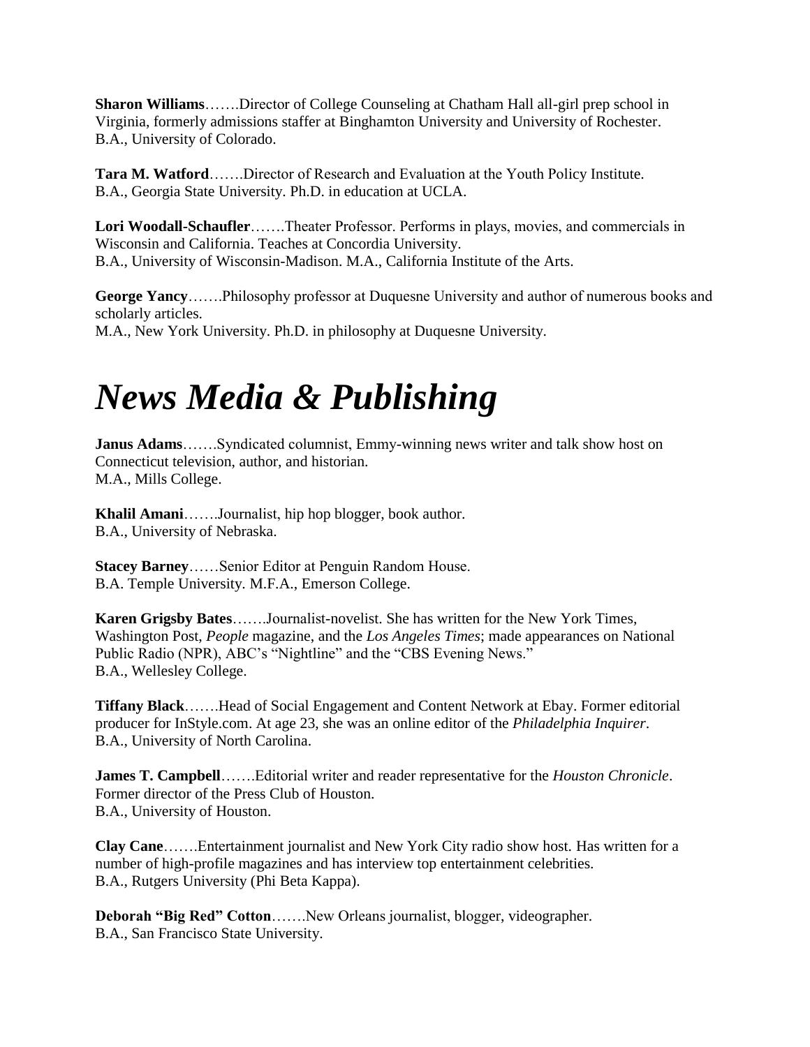**Sharon Williams**…….Director of College Counseling at Chatham Hall all-girl prep school in Virginia, formerly admissions staffer at Binghamton University and University of Rochester.
B.A., University of Colorado.

**Tara M. Watford**…….Director of Research and Evaluation at the Youth Policy Institute.
B.A., Georgia State University. Ph.D. in education at UCLA.

**Lori Woodall-Schaufler**…….Theater Professor. Performs in plays, movies, and commercials in Wisconsin and California. Teaches at Concordia University.
B.A., University of Wisconsin-Madison. M.A., California Institute of the Arts.

**George Yancy**…….Philosophy professor at Duquesne University and author of numerous books and scholarly articles.
M.A., New York University. Ph.D. in philosophy at Duquesne University.

# *News Media & Publishing*

**Janus Adams**…….Syndicated columnist, Emmy-winning news writer and talk show host on Connecticut television, author, and historian.
M.A., Mills College.

**Khalil Amani**…….Journalist, hip hop blogger, book author.
B.A., University of Nebraska.

**Stacey Barney**……Senior Editor at Penguin Random House.
B.A. Temple University. M.F.A., Emerson College.

**Karen Grigsby Bates**…….Journalist-novelist. She has written for the New York Times, Washington Post, *People* magazine, and the *Los Angeles Times*; made appearances on National Public Radio (NPR), ABC's "Nightline" and the "CBS Evening News."
B.A., Wellesley College.

**Tiffany Black**…….Head of Social Engagement and Content Network at Ebay. Former editorial producer for InStyle.com. At age 23, she was an online editor of the *Philadelphia Inquirer*.
B.A., University of North Carolina.

**James T. Campbell**…….Editorial writer and reader representative for the *Houston Chronicle*. Former director of the Press Club of Houston.
B.A., University of Houston.

**Clay Cane**…….Entertainment journalist and New York City radio show host. Has written for a number of high-profile magazines and has interview top entertainment celebrities.
B.A., Rutgers University (Phi Beta Kappa).

**Deborah "Big Red" Cotton**…….New Orleans journalist, blogger, videographer.
B.A., San Francisco State University.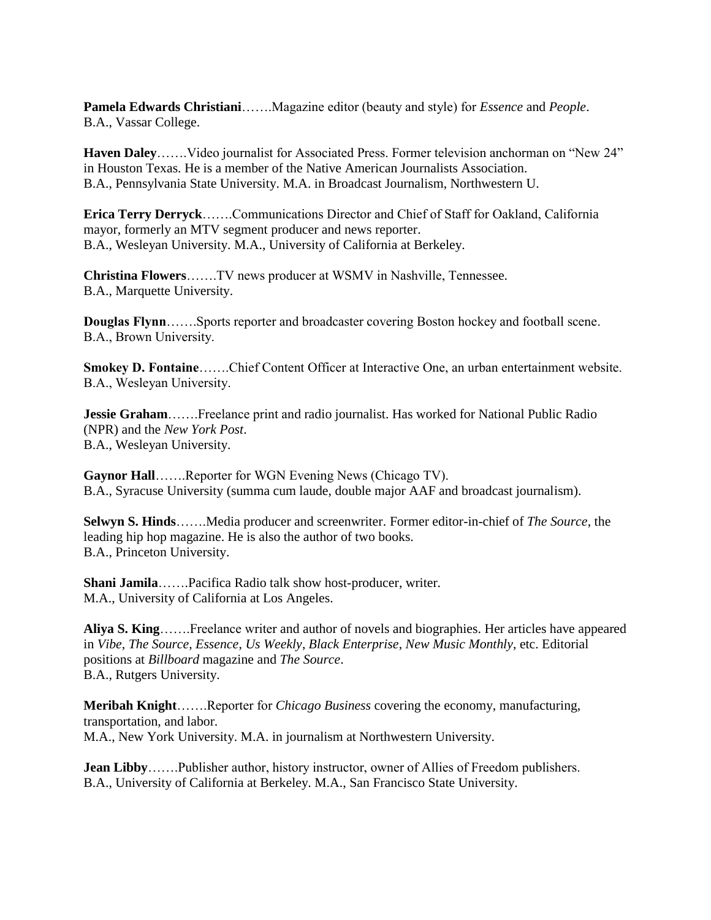**Pamela Edwards Christiani**…….Magazine editor (beauty and style) for *Essence* and *People*.
B.A., Vassar College.

**Haven Daley**…….Video journalist for Associated Press. Former television anchorman on "New 24" in Houston Texas. He is a member of the Native American Journalists Association.
B.A., Pennsylvania State University. M.A. in Broadcast Journalism, Northwestern U.

**Erica Terry Derryck**…….Communications Director and Chief of Staff for Oakland, California mayor, formerly an MTV segment producer and news reporter.
B.A., Wesleyan University. M.A., University of California at Berkeley.

**Christina Flowers**…….TV news producer at WSMV in Nashville, Tennessee.
B.A., Marquette University.

**Douglas Flynn**…….Sports reporter and broadcaster covering Boston hockey and football scene.
B.A., Brown University.

**Smokey D. Fontaine**…….Chief Content Officer at Interactive One, an urban entertainment website.
B.A., Wesleyan University.

**Jessie Graham**…….Freelance print and radio journalist. Has worked for National Public Radio (NPR) and the *New York Post*.
B.A., Wesleyan University.

**Gaynor Hall**…….Reporter for WGN Evening News (Chicago TV).
B.A., Syracuse University (summa cum laude, double major AAF and broadcast journalism).

**Selwyn S. Hinds**…….Media producer and screenwriter. Former editor-in-chief of *The Source*, the leading hip hop magazine. He is also the author of two books.
B.A., Princeton University.

**Shani Jamila**…….Pacifica Radio talk show host-producer, writer.
M.A., University of California at Los Angeles.

**Aliya S. King**…….Freelance writer and author of novels and biographies. Her articles have appeared in *Vibe*, *The Source*, *Essence*, *Us Weekly*, *Black Enterprise*, *New Music Monthly*, etc. Editorial positions at *Billboard* magazine and *The Source*.
B.A., Rutgers University.

**Meribah Knight**…….Reporter for *Chicago Business* covering the economy, manufacturing, transportation, and labor.
M.A., New York University. M.A. in journalism at Northwestern University.

**Jean Libby**…….Publisher author, history instructor, owner of Allies of Freedom publishers.
B.A., University of California at Berkeley. M.A., San Francisco State University.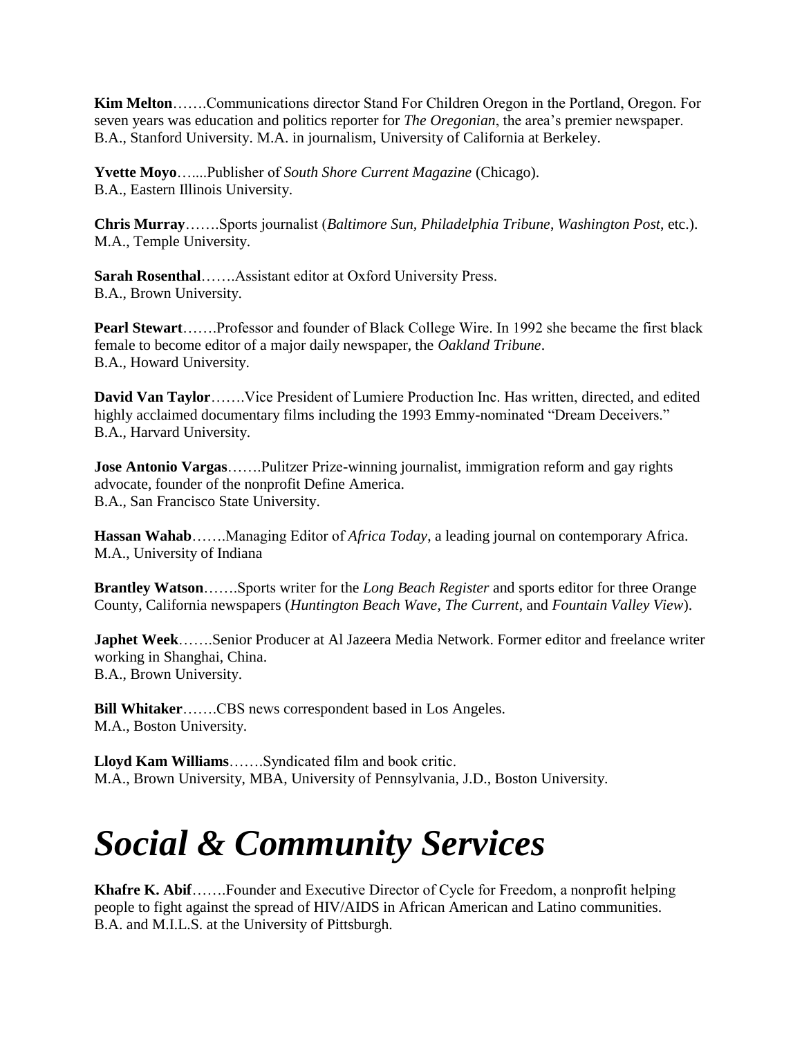**Kim Melton**…….Communications director Stand For Children Oregon in the Portland, Oregon. For seven years was education and politics reporter for *The Oregonian*, the area's premier newspaper.
B.A., Stanford University. M.A. in journalism, University of California at Berkeley.

**Yvette Moyo**…....Publisher of *South Shore Current Magazine* (Chicago).
B.A., Eastern Illinois University.

**Chris Murray**…….Sports journalist (*Baltimore Sun*, *Philadelphia Tribune*, *Washington Post*, etc.).
M.A., Temple University.

**Sarah Rosenthal**…….Assistant editor at Oxford University Press.
B.A., Brown University.

**Pearl Stewart**…….Professor and founder of Black College Wire. In 1992 she became the first black female to become editor of a major daily newspaper, the *Oakland Tribune*.
B.A., Howard University.

**David Van Taylor**…….Vice President of Lumiere Production Inc. Has written, directed, and edited highly acclaimed documentary films including the 1993 Emmy-nominated "Dream Deceivers."
B.A., Harvard University.

**Jose Antonio Vargas**…….Pulitzer Prize-winning journalist, immigration reform and gay rights advocate, founder of the nonprofit Define America.
B.A., San Francisco State University.

**Hassan Wahab**…….Managing Editor of *Africa Today*, a leading journal on contemporary Africa.
M.A., University of Indiana

**Brantley Watson**…….Sports writer for the *Long Beach Register* and sports editor for three Orange County, California newspapers (*Huntington Beach Wave*, *The Current*, and *Fountain Valley View*).

**Japhet Week**…….Senior Producer at Al Jazeera Media Network. Former editor and freelance writer working in Shanghai, China.
B.A., Brown University.

**Bill Whitaker**…….CBS news correspondent based in Los Angeles.
M.A., Boston University.

**Lloyd Kam Williams**…….Syndicated film and book critic.
M.A., Brown University, MBA, University of Pennsylvania, J.D., Boston University.

# *Social & Community Services*

**Khafre K. Abif**…….Founder and Executive Director of Cycle for Freedom, a nonprofit helping people to fight against the spread of HIV/AIDS in African American and Latino communities.
B.A. and M.I.L.S. at the University of Pittsburgh.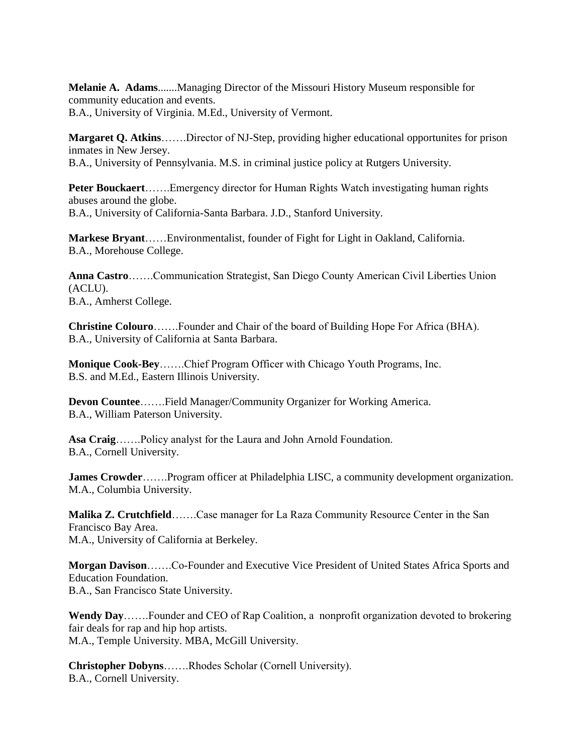**Melanie A. Adams**.......Managing Director of the Missouri History Museum responsible for community education and events.
B.A., University of Virginia. M.Ed., University of Vermont.

**Margaret Q. Atkins**…….Director of NJ-Step, providing higher educational opportunites for prison inmates in New Jersey.
B.A., University of Pennsylvania. M.S. in criminal justice policy at Rutgers University.

**Peter Bouckaert**…….Emergency director for Human Rights Watch investigating human rights abuses around the globe.
B.A., University of California-Santa Barbara. J.D., Stanford University.

**Markese Bryant**……Environmentalist, founder of Fight for Light in Oakland, California.
B.A., Morehouse College.

**Anna Castro**…….Communication Strategist, San Diego County American Civil Liberties Union (ACLU).
B.A., Amherst College.

**Christine Colouro**…….Founder and Chair of the board of Building Hope For Africa (BHA).
B.A., University of California at Santa Barbara.

**Monique Cook-Bey**…….Chief Program Officer with Chicago Youth Programs, Inc.
B.S. and M.Ed., Eastern Illinois University.

**Devon Countee**…….Field Manager/Community Organizer for Working America.
B.A., William Paterson University.

**Asa Craig**…….Policy analyst for the Laura and John Arnold Foundation.
B.A., Cornell University.

**James Crowder**…….Program officer at Philadelphia LISC, a community development organization.
M.A., Columbia University.

**Malika Z. Crutchfield**…….Case manager for La Raza Community Resource Center in the San Francisco Bay Area.
M.A., University of California at Berkeley.

**Morgan Davison**…….Co-Founder and Executive Vice President of United States Africa Sports and Education Foundation.
B.A., San Francisco State University.

**Wendy Day**…….Founder and CEO of Rap Coalition, a nonprofit organization devoted to brokering fair deals for rap and hip hop artists.
M.A., Temple University. MBA, McGill University.

**Christopher Dobyns**…….Rhodes Scholar (Cornell University).
B.A., Cornell University.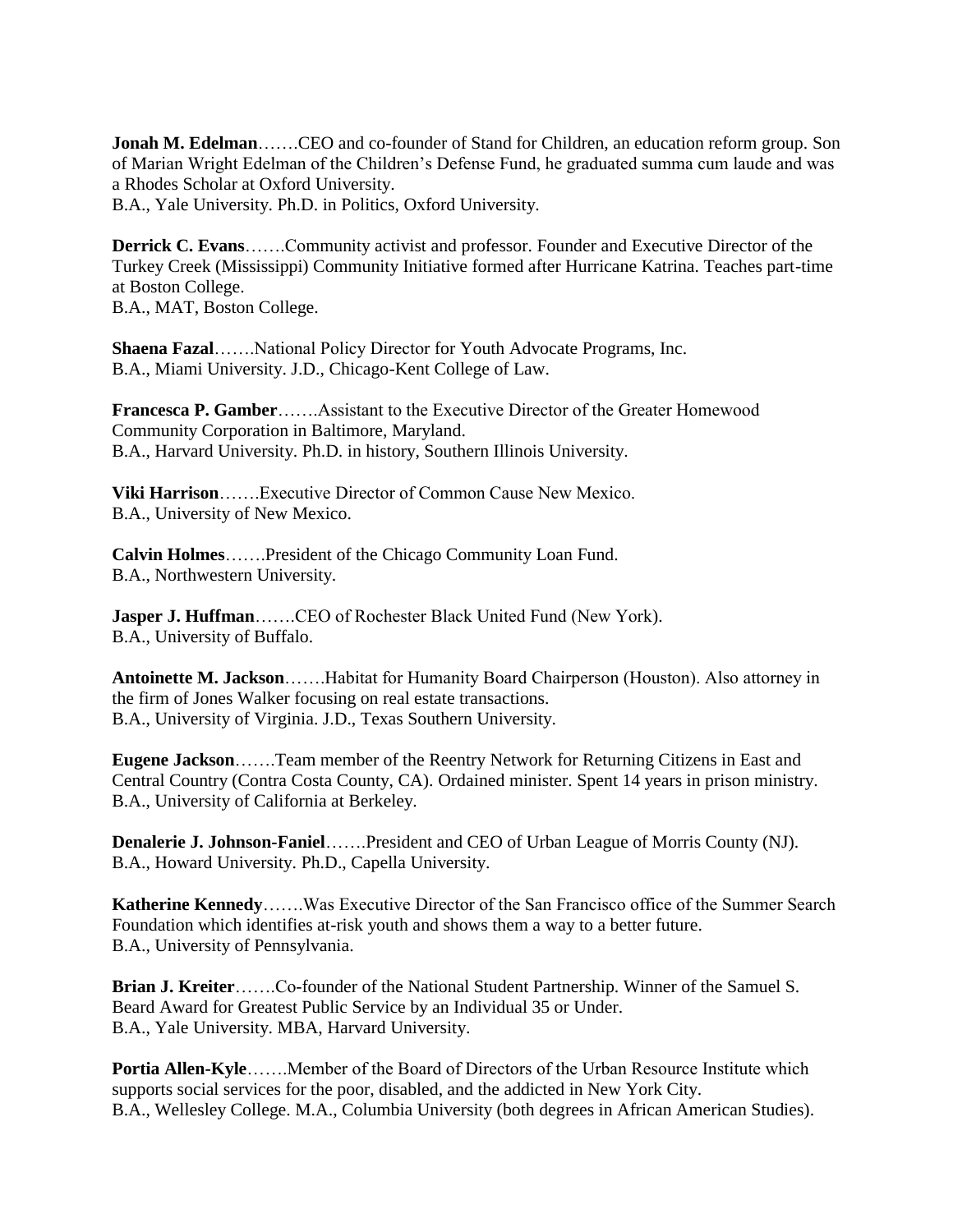**Jonah M. Edelman**…….CEO and co-founder of Stand for Children, an education reform group. Son of Marian Wright Edelman of the Children's Defense Fund, he graduated summa cum laude and was a Rhodes Scholar at Oxford University.
B.A., Yale University. Ph.D. in Politics, Oxford University.

**Derrick C. Evans**…….Community activist and professor. Founder and Executive Director of the Turkey Creek (Mississippi) Community Initiative formed after Hurricane Katrina. Teaches part-time at Boston College.
B.A., MAT, Boston College.

**Shaena Fazal**…….National Policy Director for Youth Advocate Programs, Inc.
B.A., Miami University. J.D., Chicago-Kent College of Law.

**Francesca P. Gamber**…….Assistant to the Executive Director of the Greater Homewood Community Corporation in Baltimore, Maryland.
B.A., Harvard University. Ph.D. in history, Southern Illinois University.

**Viki Harrison**…….Executive Director of Common Cause New Mexico.
B.A., University of New Mexico.

**Calvin Holmes**…….President of the Chicago Community Loan Fund.
B.A., Northwestern University.

**Jasper J. Huffman**…….CEO of Rochester Black United Fund (New York).
B.A., University of Buffalo.

**Antoinette M. Jackson**…….Habitat for Humanity Board Chairperson (Houston). Also attorney in the firm of Jones Walker focusing on real estate transactions.
B.A., University of Virginia. J.D., Texas Southern University.

**Eugene Jackson**…….Team member of the Reentry Network for Returning Citizens in East and Central Country (Contra Costa County, CA). Ordained minister. Spent 14 years in prison ministry.
B.A., University of California at Berkeley.

**Denalerie J. Johnson-Faniel**…….President and CEO of Urban League of Morris County (NJ).
B.A., Howard University. Ph.D., Capella University.

**Katherine Kennedy**…….Was Executive Director of the San Francisco office of the Summer Search Foundation which identifies at-risk youth and shows them a way to a better future.
B.A., University of Pennsylvania.

**Brian J. Kreiter**…….Co-founder of the National Student Partnership. Winner of the Samuel S. Beard Award for Greatest Public Service by an Individual 35 or Under.
B.A., Yale University. MBA, Harvard University.

**Portia Allen-Kyle**…….Member of the Board of Directors of the Urban Resource Institute which supports social services for the poor, disabled, and the addicted in New York City.
B.A., Wellesley College. M.A., Columbia University (both degrees in African American Studies).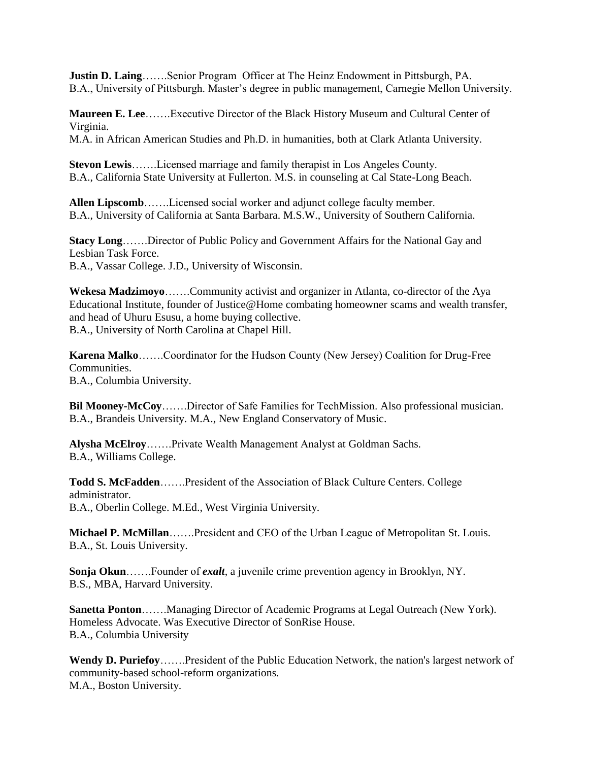**Justin D. Laing**…….Senior Program  Officer at The Heinz Endowment in Pittsburgh, PA.
B.A., University of Pittsburgh. Master's degree in public management, Carnegie Mellon University.

**Maureen E. Lee**…….Executive Director of the Black History Museum and Cultural Center of Virginia.
M.A. in African American Studies and Ph.D. in humanities, both at Clark Atlanta University.

**Stevon Lewis**…….Licensed marriage and family therapist in Los Angeles County.
B.A., California State University at Fullerton. M.S. in counseling at Cal State-Long Beach.

**Allen Lipscomb**…….Licensed social worker and adjunct college faculty member.
B.A., University of California at Santa Barbara. M.S.W., University of Southern California.

**Stacy Long**…….Director of Public Policy and Government Affairs for the National Gay and Lesbian Task Force.
B.A., Vassar College. J.D., University of Wisconsin.

**Wekesa Madzimoyo**…….Community activist and organizer in Atlanta, co-director of the Aya Educational Institute, founder of Justice@Home combating homeowner scams and wealth transfer, and head of Uhuru Esusu, a home buying collective.
B.A., University of North Carolina at Chapel Hill.

**Karena Malko**…….Coordinator for the Hudson County (New Jersey) Coalition for Drug-Free Communities.
B.A., Columbia University.

**Bil Mooney-McCoy**…….Director of Safe Families for TechMission. Also professional musician.
B.A., Brandeis University. M.A., New England Conservatory of Music.

**Alysha McElroy**…….Private Wealth Management Analyst at Goldman Sachs.
B.A., Williams College.

**Todd S. McFadden**…….President of the Association of Black Culture Centers. College administrator.
B.A., Oberlin College. M.Ed., West Virginia University.

**Michael P. McMillan**…….President and CEO of the Urban League of Metropolitan St. Louis.
B.A., St. Louis University.

**Sonja Okun**…….Founder of ***exalt***, a juvenile crime prevention agency in Brooklyn, NY.
B.S., MBA, Harvard University.

**Sanetta Ponton**…….Managing Director of Academic Programs at Legal Outreach (New York). Homeless Advocate. Was Executive Director of SonRise House.
B.A., Columbia University

**Wendy D. Puriefoy**…….President of the Public Education Network, the nation's largest network of community-based school-reform organizations.
M.A., Boston University.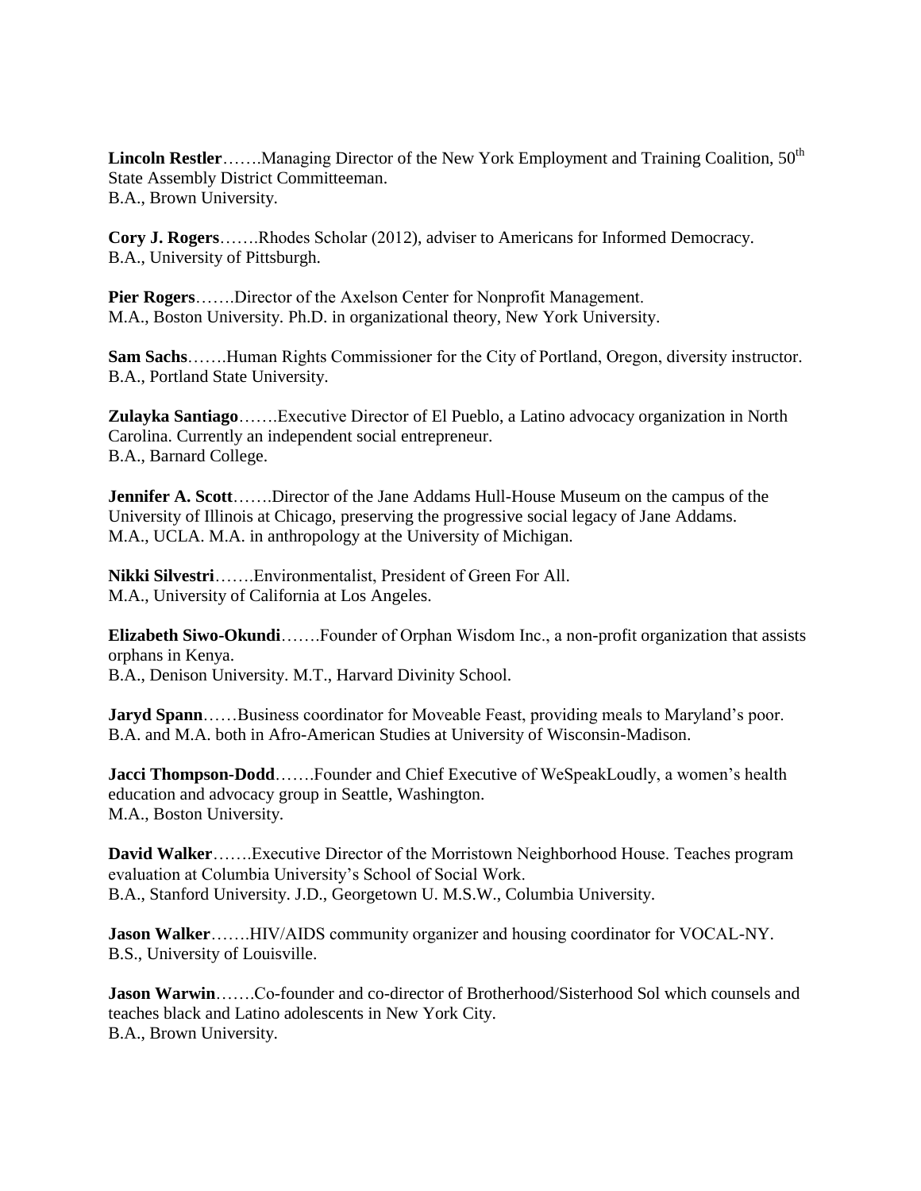**Lincoln Restler**…….Managing Director of the New York Employment and Training Coalition, 50th State Assembly District Committeeman.
B.A., Brown University.

**Cory J. Rogers**…….Rhodes Scholar (2012), adviser to Americans for Informed Democracy.
B.A., University of Pittsburgh.

**Pier Rogers**…….Director of the Axelson Center for Nonprofit Management.
M.A., Boston University. Ph.D. in organizational theory, New York University.

**Sam Sachs**…….Human Rights Commissioner for the City of Portland, Oregon, diversity instructor.
B.A., Portland State University.

**Zulayka Santiago**…….Executive Director of El Pueblo, a Latino advocacy organization in North Carolina. Currently an independent social entrepreneur.
B.A., Barnard College.

**Jennifer A. Scott**…….Director of the Jane Addams Hull-House Museum on the campus of the University of Illinois at Chicago, preserving the progressive social legacy of Jane Addams.
M.A., UCLA. M.A. in anthropology at the University of Michigan.

**Nikki Silvestri**…….Environmentalist, President of Green For All.
M.A., University of California at Los Angeles.

**Elizabeth Siwo-Okundi**…….Founder of Orphan Wisdom Inc., a non-profit organization that assists orphans in Kenya.
B.A., Denison University. M.T., Harvard Divinity School.

**Jaryd Spann**……Business coordinator for Moveable Feast, providing meals to Maryland's poor.
B.A. and M.A. both in Afro-American Studies at University of Wisconsin-Madison.

**Jacci Thompson-Dodd**…….Founder and Chief Executive of WeSpeakLoudly, a women's health education and advocacy group in Seattle, Washington.
M.A., Boston University.

**David Walker**…….Executive Director of the Morristown Neighborhood House. Teaches program evaluation at Columbia University's School of Social Work.
B.A., Stanford University. J.D., Georgetown U. M.S.W., Columbia University.

**Jason Walker**…….HIV/AIDS community organizer and housing coordinator for VOCAL-NY.
B.S., University of Louisville.

**Jason Warwin**……Co-founder and co-director of Brotherhood/Sisterhood Sol which counsels and teaches black and Latino adolescents in New York City.
B.A., Brown University.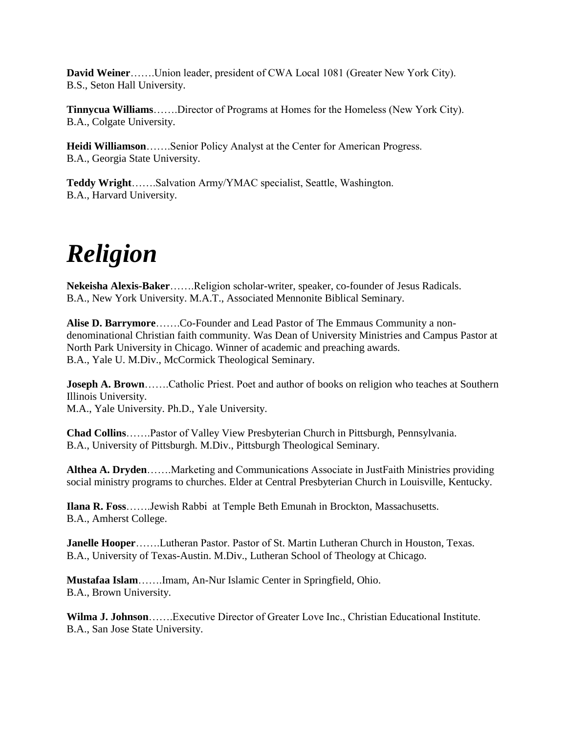**David Weiner**…….Union leader, president of CWA Local 1081 (Greater New York City).
B.S., Seton Hall University.

**Tinnycua Williams**…….Director of Programs at Homes for the Homeless (New York City).
B.A., Colgate University.

**Heidi Williamson**…….Senior Policy Analyst at the Center for American Progress.
B.A., Georgia State University.

**Teddy Wright**…….Salvation Army/YMAC specialist, Seattle, Washington.
B.A., Harvard University.

# *Religion*

**Nekeisha Alexis-Baker**…….Religion scholar-writer, speaker, co-founder of Jesus Radicals.
B.A., New York University. M.A.T., Associated Mennonite Biblical Seminary.

**Alise D. Barrymore**…….Co-Founder and Lead Pastor of The Emmaus Community a non-denominational Christian faith community. Was Dean of University Ministries and Campus Pastor at North Park University in Chicago. Winner of academic and preaching awards.
B.A., Yale U. M.Div., McCormick Theological Seminary.

**Joseph A. Brown**…….Catholic Priest. Poet and author of books on religion who teaches at Southern Illinois University.
M.A., Yale University. Ph.D., Yale University.

**Chad Collins**…….Pastor of Valley View Presbyterian Church in Pittsburgh, Pennsylvania.
B.A., University of Pittsburgh. M.Div., Pittsburgh Theological Seminary.

**Althea A. Dryden**…….Marketing and Communications Associate in JustFaith Ministries providing social ministry programs to churches. Elder at Central Presbyterian Church in Louisville, Kentucky.

**Ilana R. Foss**…….Jewish Rabbi at Temple Beth Emunah in Brockton, Massachusetts.
B.A., Amherst College.

**Janelle Hooper**…….Lutheran Pastor. Pastor of St. Martin Lutheran Church in Houston, Texas.
B.A., University of Texas-Austin. M.Div., Lutheran School of Theology at Chicago.

**Mustafaa Islam**…….Imam, An-Nur Islamic Center in Springfield, Ohio.
B.A., Brown University.

**Wilma J. Johnson**…….Executive Director of Greater Love Inc., Christian Educational Institute.
B.A., San Jose State University.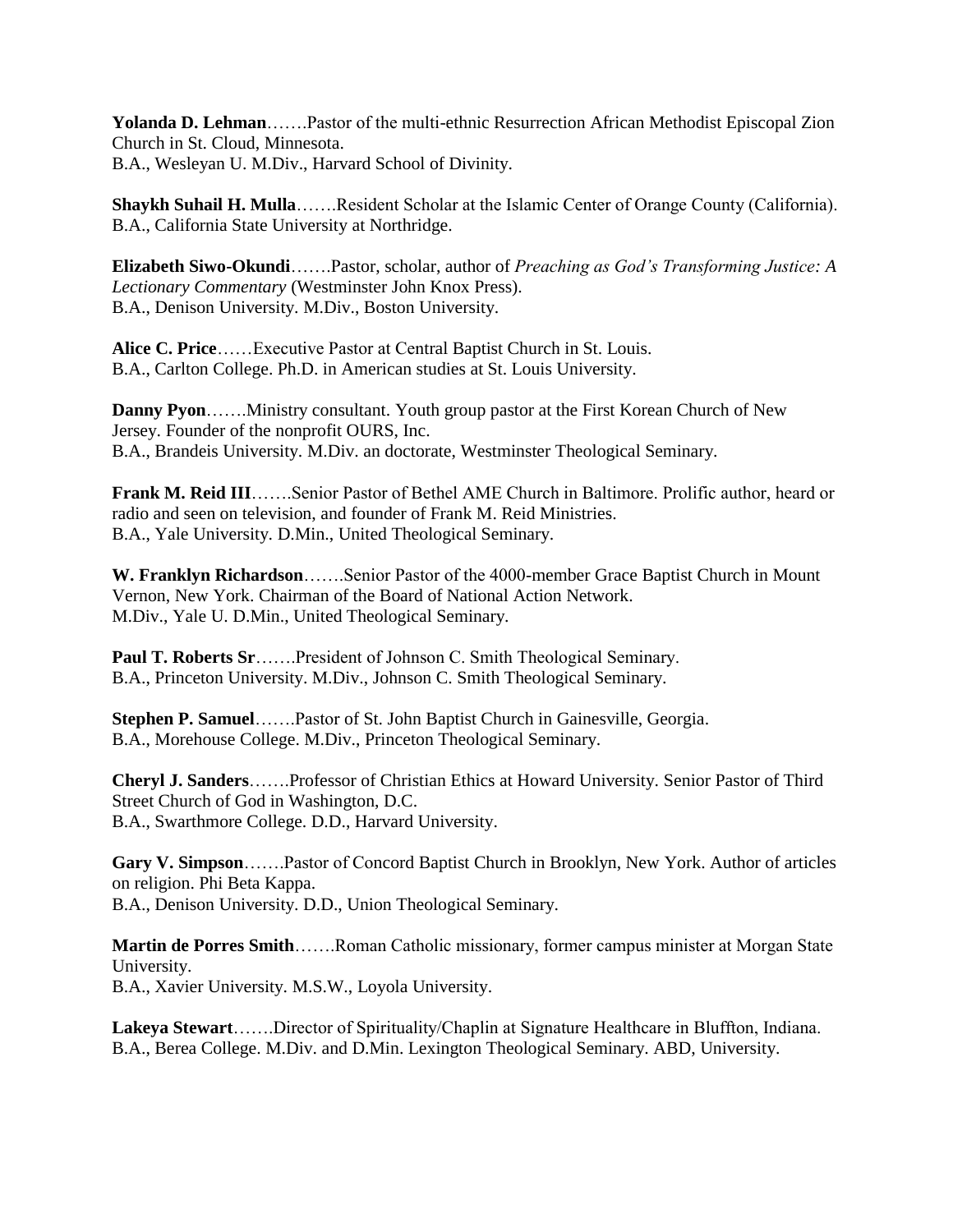**Yolanda D. Lehman**…….Pastor of the multi-ethnic Resurrection African Methodist Episcopal Zion Church in St. Cloud, Minnesota.
B.A., Wesleyan U. M.Div., Harvard School of Divinity.

**Shaykh Suhail H. Mulla**…….Resident Scholar at the Islamic Center of Orange County (California).
B.A., California State University at Northridge.

**Elizabeth Siwo-Okundi**…….Pastor, scholar, author of *Preaching as God's Transforming Justice: A Lectionary Commentary* (Westminster John Knox Press).
B.A., Denison University. M.Div., Boston University.

**Alice C. Price**……Executive Pastor at Central Baptist Church in St. Louis.
B.A., Carlton College. Ph.D. in American studies at St. Louis University.

**Danny Pyon**…….Ministry consultant. Youth group pastor at the First Korean Church of New Jersey. Founder of the nonprofit OURS, Inc.
B.A., Brandeis University. M.Div. an doctorate, Westminster Theological Seminary.

**Frank M. Reid III**…….Senior Pastor of Bethel AME Church in Baltimore. Prolific author, heard or radio and seen on television, and founder of Frank M. Reid Ministries.
B.A., Yale University. D.Min., United Theological Seminary.

**W. Franklyn Richardson**…….Senior Pastor of the 4000-member Grace Baptist Church in Mount Vernon, New York. Chairman of the Board of National Action Network.
M.Div., Yale U. D.Min., United Theological Seminary.

**Paul T. Roberts Sr**…….President of Johnson C. Smith Theological Seminary.
B.A., Princeton University. M.Div., Johnson C. Smith Theological Seminary.

**Stephen P. Samuel**…….Pastor of St. John Baptist Church in Gainesville, Georgia.
B.A., Morehouse College. M.Div., Princeton Theological Seminary.

**Cheryl J. Sanders**…….Professor of Christian Ethics at Howard University. Senior Pastor of Third Street Church of God in Washington, D.C.
B.A., Swarthmore College. D.D., Harvard University.

**Gary V. Simpson**…….Pastor of Concord Baptist Church in Brooklyn, New York. Author of articles on religion. Phi Beta Kappa.
B.A., Denison University. D.D., Union Theological Seminary.

**Martin de Porres Smith**…….Roman Catholic missionary, former campus minister at Morgan State University.
B.A., Xavier University. M.S.W., Loyola University.

**Lakeya Stewart**…….Director of Spirituality/Chaplin at Signature Healthcare in Bluffton, Indiana.
B.A., Berea College. M.Div. and D.Min. Lexington Theological Seminary. ABD, University.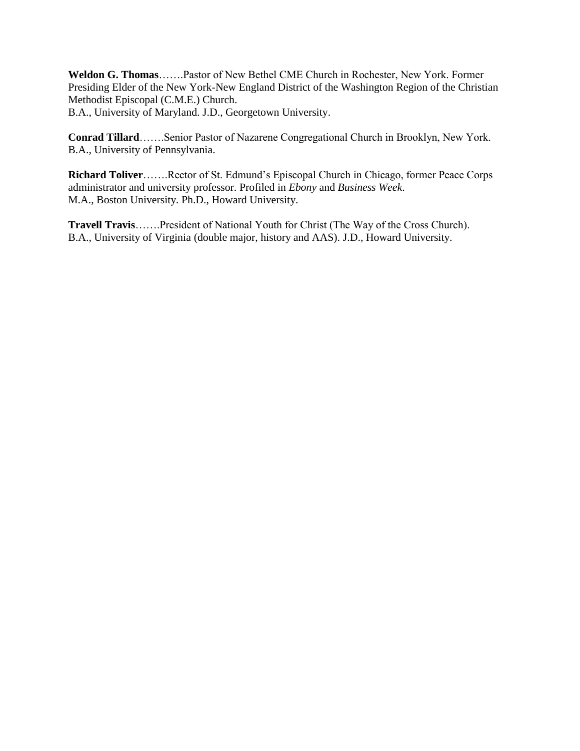**Weldon G. Thomas**…….Pastor of New Bethel CME Church in Rochester, New York. Former Presiding Elder of the New York-New England District of the Washington Region of the Christian Methodist Episcopal (C.M.E.) Church.
B.A., University of Maryland. J.D., Georgetown University.

**Conrad Tillard**…….Senior Pastor of Nazarene Congregational Church in Brooklyn, New York.
B.A., University of Pennsylvania.

**Richard Toliver**…….Rector of St. Edmund's Episcopal Church in Chicago, former Peace Corps administrator and university professor. Profiled in *Ebony* and *Business Week*.
M.A., Boston University. Ph.D., Howard University.

**Travell Travis**…….President of National Youth for Christ (The Way of the Cross Church).
B.A., University of Virginia (double major, history and AAS). J.D., Howard University.